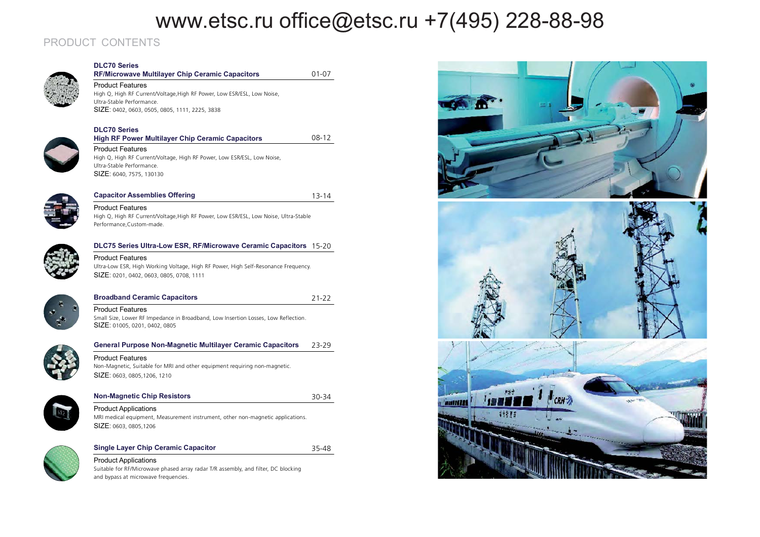www.etsc.ru office@etsc.ru +7(495) 228-88-98

# PRODUCT CONTENTS

### DLC70 Series
**RF/Microwave Multilayer Chip Ceramic Capacitors** 01-07

Product Features
High Q, High RF Current/Voltage,High RF Power, Low ESR/ESL, Low Noise, Ultra-Stable Performance.
SIZE: 0402, 0603, 0505, 0805, 1111, 2225, 3838

### DLC70 Series
**High RF Power Multilayer Chip Ceramic Capacitors** 08-12

Product Features
High Q, High RF Current/Voltage, High RF Power, Low ESR/ESL, Low Noise, Ultra-Stable Performance.
SIZE: 6040, 7575, 130130

### Capacitor Assemblies Offering 13-14

Product Features
High Q, High RF Current/Voltage,High RF Power, Low ESR/ESL, Low Noise, Ultra-Stable Performance,Custom-made.

### DLC75 Series Ultra-Low ESR, RF/Microwave Ceramic Capacitors 15-20

Product Features
Ultra-Low ESR, High Working Voltage, High RF Power, High Self-Resonance Frequency.
SIZE: 0201, 0402, 0603, 0805, 0708, 1111

### Broadband Ceramic Capacitors 21-22

Product Features
Small Size, Lower RF Impedance in Broadband, Low Insertion Losses, Low Reflection.
SIZE: 01005, 0201, 0402, 0805

### General Purpose Non-Magnetic Multilayer Ceramic Capacitors 23-29

Product Features
Non-Magnetic, Suitable for MRI and other equipment requiring non-magnetic.
SIZE: 0603, 0805,1206, 1210

### Non-Magnetic Chip Resistors 30-34

Product Applications
MRI medical equipment, Measurement instrument, other non-magnetic applications.
SIZE: 0603, 0805,1206

### Single Layer Chip Ceramic Capacitor 35-48

Product Applications
Suitable for RF/Microwave phased array radar T/R assembly, and filter, DC blocking and bypass at microwave frequencies.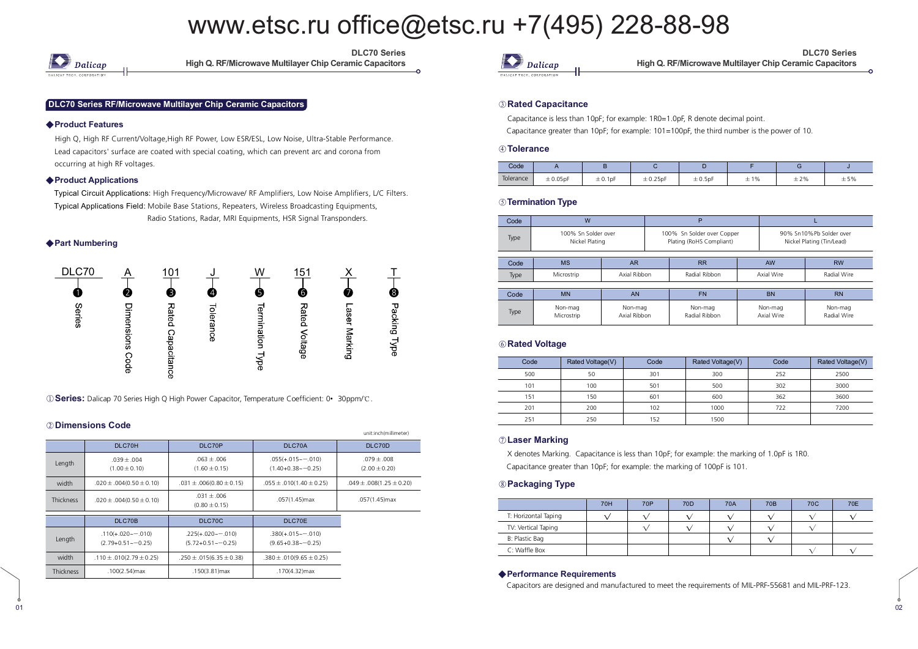www.etsc.ru office@etsc.ru +7(495) 228-88-98

## DLC70 Series RF/Microwave Multilayer Chip Ceramic Capacitors

### ◆Product Features

High Q, High RF Current/Voltage,High RF Power, Low ESR/ESL, Low Noise, Ultra-Stable Performance. Lead capacitors' surface are coated with special coating, which can prevent arc and corona from occurring at high RF voltages.

### ◆Product Applications

Typical Circuit Applications: High Frequency/Microwave/ RF Amplifiers, Low Noise Amplifiers, L/C Filters.

Typical Applications Field: Mobile Base Stations, Repeaters, Wireless Broadcasting Equipments, Radio Stations, Radar, MRI Equipments, HSR Signal Transponders.

### ◆Part Numbering

| DLC70 | A | 101 | J | W | 151 | X | T |
|---|---|---|---|---|---|---|---|
| ❶ | ❷ | ❸ | ❹ | ❺ | ❻ | ❼ | ❽ |
| Series | Dimensions Code | Rated Capacitance | Tolerance | Termination Type | Rated Voltage | Laser Marking | Packing Type |

①**Series:** Dalicap 70 Series High Q High Power Capacitor, Temperature Coefficient: 0• 30ppm/℃.

### ②Dimensions Code

unit:inch(millimeter)

| | DLC70H | DLC70P | DLC70A | DLC70D |
|---|---|---|---|---|
| Length | .039±.004 (1.00±0.10) | .063±.006 (1.60±0.15) | .055(+.015−−.010) (1.40+0.38−−0.25) | .079±.008 (2.00±0.20) |
| width | .020±.004(0.50±0.10) | .031±.006(0.80±0.15) | .055±.010(1.40±0.25) | .049±.008(1.25±0.20) |
| Thickness | .020±.004(0.50±0.10) | .031±.006 (0.80±0.15) | .057(1.45)max | .057(1.45)max |

| | DLC70B | DLC70C | DLC70E |
|---|---|---|---|
| Length | .110(+.020−−.010) (2.79+0.51−−0.25) | .225(+.020−−.010) (5.72+0.51−−0.25) | .380(+.015−−.010) (9.65+0.38−−0.25) |
| width | .110±.010(2.79±0.25) | .250±.015(6.35±0.38) | .380±.010(9.65±0.25) |
| Thickness | .100(2.54)max | .150(3.81)max | .170(4.32)max |

### ③Rated Capacitance

Capacitance is less than 10pF; for example: 1R0=1.0pF, R denote decimal point.

Capacitance greater than 10pF; for example: 101=100pF, the third number is the power of 10.

### ④Tolerance

| Code | A | B | C | D | F | G | J |
|---|---|---|---|---|---|---|---|
| Tolerance | ±0.05pF | ±0.1pF | ±0.25pF | ±0.5pF | ±1% | ±2% | ±5% |

### ⑤Termination Type

| Code | W | P | L |
|---|---|---|---|
| Type | 100% Sn Solder over Nickel Plating | 100% Sn Solder over Copper Plating (RoHS Compliant) | 90% Sn10%Pb Solder over Nickel Plating (Tin/Lead) |

| Code | MS | AR | RR | AW | RW |
|---|---|---|---|---|---|
| Type | Microstrip | Axial Ribbon | Radial Ribbon | Axial Wire | Radial Wire |

| Code | MN | AN | FN | BN | RN |
|---|---|---|---|---|---|
| Type | Non-mag Microstrip | Non-mag Axial Ribbon | Non-mag Radial Ribbon | Non-mag Axial Wire | Non-mag Radial Wire |

### ⑥Rated Voltage

| Code | Rated Voltage(V) | Code | Rated Voltage(V) | Code | Rated Voltage(V) |
|---|---|---|---|---|---|
| 500 | 50 | 301 | 300 | 252 | 2500 |
| 101 | 100 | 501 | 500 | 302 | 3000 |
| 151 | 150 | 601 | 600 | 362 | 3600 |
| 201 | 200 | 102 | 1000 | 722 | 7200 |
| 251 | 250 | 152 | 1500 | | |

### ⑦Laser Marking

X denotes Marking. Capacitance is less than 10pF; for example: the marking of 1.0pF is 1R0.

Capacitance greater than 10pF; for example: the marking of 100pF is 101.

### ⑧Packaging Type

| | 70H | 70P | 70D | 70A | 70B | 70C | 70E |
|---|---|---|---|---|---|---|---|
| T: Horizontal Taping | √ | √ | √ | √ | √ | √ | √ |
| TV: Vertical Taping | | √ | √ | √ | √ | √ | |
| B: Plastic Bag | | | | √ | √ | | |
| C: Waffle Box | | | | | | √ | √ |

### ◆Performance Requirements

Capacitors are designed and manufactured to meet the requirements of MIL-PRF-55681 and MIL-PRF-123.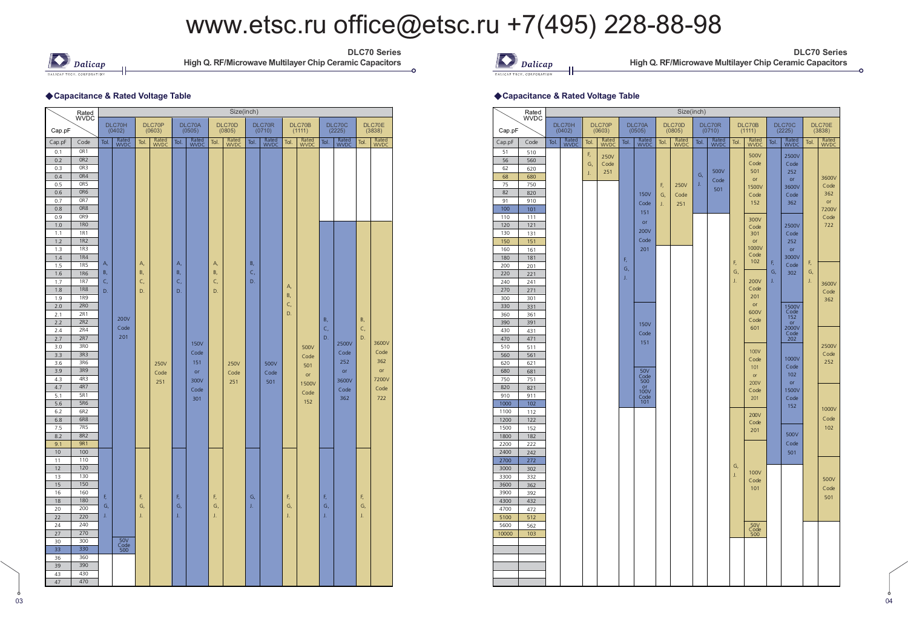## ◆Capacitance & Rated Voltage Table

| Cap.pF | Code | DLC70H (0402) | | DLC70P (0603) | | DLC70A (0505) | | DLC70D (0805) | | DLC70R (0710) | | DLC70B (1111) | | DLC70C (2225) | | DLC70E (3838) | |
|---|---|---|---|---|---|---|---|---|---|---|---|---|---|---|---|---|---|
| Cap.pF | Code | Tol. | Rated WVDC | Tol. | Rated WVDC | Tol. | Rated WVDC | Tol. | Rated WVDC | Tol. | Rated WVDC | Tol. | Rated WVDC | Tol. | Rated WVDC | Tol. | Rated WVDC |
| 0.1 | 0R1 | A, B, C, D | 200V Code 201 | A, B, C, D | 250V Code 251 | A, B, C, D | 150V Code 151 or 300V Code 301 | A, B, C, D | 250V Code 251 | B, C, D | 500V Code 501 | A, B, C, D | 500V Code 501 or 1500V Code 152 | | | | |
| 0.2 | 0R2 | A, B, C, D | 200V Code 201 | A, B, C, D | 250V Code 251 | A, B, C, D | 150V Code 151 or 300V Code 301 | A, B, C, D | 250V Code 251 | B, C, D | 500V Code 501 | A, B, C, D | 500V Code 501 or 1500V Code 152 | | | | |
| 0.3 | 0R3 | A, B, C, D | 200V Code 201 | A, B, C, D | 250V Code 251 | A, B, C, D | 150V Code 151 or 300V Code 301 | A, B, C, D | 250V Code 251 | B, C, D | 500V Code 501 | A, B, C, D | 500V Code 501 or 1500V Code 152 | | | | |
| 0.4 | 0R4 | A, B, C, D | 200V Code 201 | A, B, C, D | 250V Code 251 | A, B, C, D | 150V Code 151 or 300V Code 301 | A, B, C, D | 250V Code 251 | B, C, D | 500V Code 501 | A, B, C, D | 500V Code 501 or 1500V Code 152 | | | | |
| 0.5 | 0R5 | A, B, C, D | 200V Code 201 | A, B, C, D | 250V Code 251 | A, B, C, D | 150V Code 151 or 300V Code 301 | A, B, C, D | 250V Code 251 | B, C, D | 500V Code 501 | A, B, C, D | 500V Code 501 or 1500V Code 152 | | | | |
| 0.6 | 0R6 | A, B, C, D | 200V Code 201 | A, B, C, D | 250V Code 251 | A, B, C, D | 150V Code 151 or 300V Code 301 | A, B, C, D | 250V Code 251 | B, C, D | 500V Code 501 | A, B, C, D | 500V Code 501 or 1500V Code 152 | | | | |
| 0.7 | 0R7 | A, B, C, D | 200V Code 201 | A, B, C, D | 250V Code 251 | A, B, C, D | 150V Code 151 or 300V Code 301 | A, B, C, D | 250V Code 251 | B, C, D | 500V Code 501 | A, B, C, D | 500V Code 501 or 1500V Code 152 | | | | |
| 0.8 | 0R8 | A, B, C, D | 200V Code 201 | A, B, C, D | 250V Code 251 | A, B, C, D | 150V Code 151 or 300V Code 301 | A, B, C, D | 250V Code 251 | B, C, D | 500V Code 501 | A, B, C, D | 500V Code 501 or 1500V Code 152 | | | | |
| 0.9 | 0R9 | A, B, C, D | 200V Code 201 | A, B, C, D | 250V Code 251 | A, B, C, D | 150V Code 151 or 300V Code 301 | A, B, C, D | 250V Code 251 | B, C, D | 500V Code 501 | A, B, C, D | 500V Code 501 or 1500V Code 152 | | | | |
| 1.0 | 1R0 | A, B, C, D | 200V Code 201 | A, B, C, D | 250V Code 251 | A, B, C, D | 150V Code 151 or 300V Code 301 | A, B, C, D | 250V Code 251 | B, C, D | 500V Code 501 | A, B, C, D | 500V Code 501 or 1500V Code 152 | B, C, D | 2500V Code 252 or 3600V Code 362 | B, C, D | 3600V Code 362 or 7200V Code 722 |
| 1.1 | 1R1 | A, B, C, D | 200V Code 201 | A, B, C, D | 250V Code 251 | A, B, C, D | 150V Code 151 or 300V Code 301 | A, B, C, D | 250V Code 251 | B, C, D | 500V Code 501 | A, B, C, D | 500V Code 501 or 1500V Code 152 | B, C, D | 2500V Code 252 or 3600V Code 362 | B, C, D | 3600V Code 362 or 7200V Code 722 |
| 1.2 | 1R2 | A, B, C, D | 200V Code 201 | A, B, C, D | 250V Code 251 | A, B, C, D | 150V Code 151 or 300V Code 301 | A, B, C, D | 250V Code 251 | B, C, D | 500V Code 501 | A, B, C, D | 500V Code 501 or 1500V Code 152 | B, C, D | 2500V Code 252 or 3600V Code 362 | B, C, D | 3600V Code 362 or 7200V Code 722 |
| 1.3 | 1R3 | A, B, C, D | 200V Code 201 | A, B, C, D | 250V Code 251 | A, B, C, D | 150V Code 151 or 300V Code 301 | A, B, C, D | 250V Code 251 | B, C, D | 500V Code 501 | A, B, C, D | 500V Code 501 or 1500V Code 152 | B, C, D | 2500V Code 252 or 3600V Code 362 | B, C, D | 3600V Code 362 or 7200V Code 722 |
| 1.4 | 1R4 | A, B, C, D | 200V Code 201 | A, B, C, D | 250V Code 251 | A, B, C, D | 150V Code 151 or 300V Code 301 | A, B, C, D | 250V Code 251 | B, C, D | 500V Code 501 | A, B, C, D | 500V Code 501 or 1500V Code 152 | B, C, D | 2500V Code 252 or 3600V Code 362 | B, C, D | 3600V Code 362 or 7200V Code 722 |
| 1.5 | 1R5 | A, B, C, D | 200V Code 201 | A, B, C, D | 250V Code 251 | A, B, C, D | 150V Code 151 or 300V Code 301 | A, B, C, D | 250V Code 251 | B, C, D | 500V Code 501 | A, B, C, D | 500V Code 501 or 1500V Code 152 | B, C, D | 2500V Code 252 or 3600V Code 362 | B, C, D | 3600V Code 362 or 7200V Code 722 |
| 1.6 | 1R6 | A, B, C, D | 200V Code 201 | A, B, C, D | 250V Code 251 | A, B, C, D | 150V Code 151 or 300V Code 301 | A, B, C, D | 250V Code 251 | B, C, D | 500V Code 501 | A, B, C, D | 500V Code 501 or 1500V Code 152 | B, C, D | 2500V Code 252 or 3600V Code 362 | B, C, D | 3600V Code 362 or 7200V Code 722 |
| 1.7 | 1R7 | A, B, C, D | 200V Code 201 | A, B, C, D | 250V Code 251 | A, B, C, D | 150V Code 151 or 300V Code 301 | A, B, C, D | 250V Code 251 | B, C, D | 500V Code 501 | A, B, C, D | 500V Code 501 or 1500V Code 152 | B, C, D | 2500V Code 252 or 3600V Code 362 | B, C, D | 3600V Code 362 or 7200V Code 722 |
| 1.8 | 1R8 | A, B, C, D | 200V Code 201 | A, B, C, D | 250V Code 251 | A, B, C, D | 150V Code 151 or 300V Code 301 | A, B, C, D | 250V Code 251 | B, C, D | 500V Code 501 | A, B, C, D | 500V Code 501 or 1500V Code 152 | B, C, D | 2500V Code 252 or 3600V Code 362 | B, C, D | 3600V Code 362 or 7200V Code 722 |
| 1.9 | 1R9 | A, B, C, D | 200V Code 201 | A, B, C, D | 250V Code 251 | A, B, C, D | 150V Code 151 or 300V Code 301 | A, B, C, D | 250V Code 251 | B, C, D | 500V Code 501 | A, B, C, D | 500V Code 501 or 1500V Code 152 | B, C, D | 2500V Code 252 or 3600V Code 362 | B, C, D | 3600V Code 362 or 7200V Code 722 |
| 2.0 | 2R0 | A, B, C, D | 200V Code 201 | A, B, C, D | 250V Code 251 | A, B, C, D | 150V Code 151 or 300V Code 301 | A, B, C, D | 250V Code 251 | B, C, D | 500V Code 501 | A, B, C, D | 500V Code 501 or 1500V Code 152 | B, C, D | 2500V Code 252 or 3600V Code 362 | B, C, D | 3600V Code 362 or 7200V Code 722 |
| 2.1 | 2R1 | A, B, C, D | 200V Code 201 | A, B, C, D | 250V Code 251 | A, B, C, D | 150V Code 151 or 300V Code 301 | A, B, C, D | 250V Code 251 | B, C, D | 500V Code 501 | A, B, C, D | 500V Code 501 or 1500V Code 152 | B, C, D | 2500V Code 252 or 3600V Code 362 | B, C, D | 3600V Code 362 or 7200V Code 722 |
| 2.2 | 2R2 | A, B, C, D | 200V Code 201 | A, B, C, D | 250V Code 251 | A, B, C, D | 150V Code 151 or 300V Code 301 | A, B, C, D | 250V Code 251 | B, C, D | 500V Code 501 | A, B, C, D | 500V Code 501 or 1500V Code 152 | B, C, D | 2500V Code 252 or 3600V Code 362 | B, C, D | 3600V Code 362 or 7200V Code 722 |
| 2.4 | 2R4 | A, B, C, D | 200V Code 201 | A, B, C, D | 250V Code 251 | A, B, C, D | 150V Code 151 or 300V Code 301 | A, B, C, D | 250V Code 251 | B, C, D | 500V Code 501 | A, B, C, D | 500V Code 501 or 1500V Code 152 | B, C, D | 2500V Code 252 or 3600V Code 362 | B, C, D | 3600V Code 362 or 7200V Code 722 |
| 2.7 | 2R7 | A, B, C, D | 200V Code 201 | A, B, C, D | 250V Code 251 | A, B, C, D | 150V Code 151 or 300V Code 301 | A, B, C, D | 250V Code 251 | B, C, D | 500V Code 501 | A, B, C, D | 500V Code 501 or 1500V Code 152 | B, C, D | 2500V Code 252 or 3600V Code 362 | B, C, D | 3600V Code 362 or 7200V Code 722 |
| 3.0 | 3R0 | A, B, C, D | 200V Code 201 | A, B, C, D | 250V Code 251 | A, B, C, D | 150V Code 151 or 300V Code 301 | A, B, C, D | 250V Code 251 | B, C, D | 500V Code 501 | A, B, C, D | 500V Code 501 or 1500V Code 152 | B, C, D | 2500V Code 252 or 3600V Code 362 | B, C, D | 3600V Code 362 or 7200V Code 722 |
| 3.3 | 3R3 | A, B, C, D | 200V Code 201 | A, B, C, D | 250V Code 251 | A, B, C, D | 150V Code 151 or 300V Code 301 | A, B, C, D | 250V Code 251 | B, C, D | 500V Code 501 | A, B, C, D | 500V Code 501 or 1500V Code 152 | B, C, D | 2500V Code 252 or 3600V Code 362 | B, C, D | 3600V Code 362 or 7200V Code 722 |
| 3.6 | 3R6 | A, B, C, D | 200V Code 201 | A, B, C, D | 250V Code 251 | A, B, C, D | 150V Code 151 or 300V Code 301 | A, B, C, D | 250V Code 251 | B, C, D | 500V Code 501 | A, B, C, D | 500V Code 501 or 1500V Code 152 | B, C, D | 2500V Code 252 or 3600V Code 362 | B, C, D | 3600V Code 362 or 7200V Code 722 |
| 3.9 | 3R9 | A, B, C, D | 200V Code 201 | A, B, C, D | 250V Code 251 | A, B, C, D | 150V Code 151 or 300V Code 301 | A, B, C, D | 250V Code 251 | B, C, D | 500V Code 501 | A, B, C, D | 500V Code 501 or 1500V Code 152 | B, C, D | 2500V Code 252 or 3600V Code 362 | B, C, D | 3600V Code 362 or 7200V Code 722 |
| 4.3 | 4R3 | A, B, C, D | 200V Code 201 | A, B, C, D | 250V Code 251 | A, B, C, D | 150V Code 151 or 300V Code 301 | A, B, C, D | 250V Code 251 | B, C, D | 500V Code 501 | A, B, C, D | 500V Code 501 or 1500V Code 152 | B, C, D | 2500V Code 252 or 3600V Code 362 | B, C, D | 3600V Code 362 or 7200V Code 722 |
| 4.7 | 4R7 | A, B, C, D | 200V Code 201 | A, B, C, D | 250V Code 251 | A, B, C, D | 150V Code 151 or 300V Code 301 | A, B, C, D | 250V Code 251 | B, C, D | 500V Code 501 | A, B, C, D | 500V Code 501 or 1500V Code 152 | B, C, D | 2500V Code 252 or 3600V Code 362 | B, C, D | 3600V Code 362 or 7200V Code 722 |
| 5.1 | 5R1 | A, B, C, D | 200V Code 201 | A, B, C, D | 250V Code 251 | A, B, C, D | 150V Code 151 or 300V Code 301 | A, B, C, D | 250V Code 251 | B, C, D | 500V Code 501 | A, B, C, D | 500V Code 501 or 1500V Code 152 | B, C, D | 2500V Code 252 or 3600V Code 362 | B, C, D | 3600V Code 362 or 7200V Code 722 |
| 5.6 | 5R6 | A, B, C, D | 200V Code 201 | A, B, C, D | 250V Code 251 | A, B, C, D | 150V Code 151 or 300V Code 301 | A, B, C, D | 250V Code 251 | B, C, D | 500V Code 501 | A, B, C, D | 500V Code 501 or 1500V Code 152 | B, C, D | 2500V Code 252 or 3600V Code 362 | B, C, D | 3600V Code 362 or 7200V Code 722 |
| 6.2 | 6R2 | A, B, C, D | 200V Code 201 | A, B, C, D | 250V Code 251 | A, B, C, D | 150V Code 151 or 300V Code 301 | A, B, C, D | 250V Code 251 | B, C, D | 500V Code 501 | A, B, C, D | 500V Code 501 or 1500V Code 152 | B, C, D | 2500V Code 252 or 3600V Code 362 | B, C, D | 3600V Code 362 or 7200V Code 722 |
| 6.8 | 6R8 | A, B, C, D | 200V Code 201 | A, B, C, D | 250V Code 251 | A, B, C, D | 150V Code 151 or 300V Code 301 | A, B, C, D | 250V Code 251 | B, C, D | 500V Code 501 | A, B, C, D | 500V Code 501 or 1500V Code 152 | B, C, D | 2500V Code 252 or 3600V Code 362 | B, C, D | 3600V Code 362 or 7200V Code 722 |
| 7.5 | 7R5 | A, B, C, D | 200V Code 201 | A, B, C, D | 250V Code 251 | A, B, C, D | 150V Code 151 or 300V Code 301 | A, B, C, D | 250V Code 251 | B, C, D | 500V Code 501 | A, B, C, D | 500V Code 501 or 1500V Code 152 | B, C, D | 2500V Code 252 or 3600V Code 362 | B, C, D | 3600V Code 362 or 7200V Code 722 |
| 8.2 | 8R2 | A, B, C, D | 200V Code 201 | A, B, C, D | 250V Code 251 | A, B, C, D | 150V Code 151 or 300V Code 301 | A, B, C, D | 250V Code 251 | B, C, D | 500V Code 501 | A, B, C, D | 500V Code 501 or 1500V Code 152 | B, C, D | 2500V Code 252 or 3600V Code 362 | B, C, D | 3600V Code 362 or 7200V Code 722 |
| 9.1 | 9R1 | A, B, C, D | 200V Code 201 | A, B, C, D | 250V Code 251 | A, B, C, D | 150V Code 151 or 300V Code 301 | A, B, C, D | 250V Code 251 | B, C, D | 500V Code 501 | A, B, C, D | 500V Code 501 or 1500V Code 152 | B, C, D | 2500V Code 252 or 3600V Code 362 | B, C, D | 3600V Code 362 or 7200V Code 722 |
| 10 | 100 | F, G, J | 200V Code 201 | F, G, J | 250V Code 251 | F, G, J | 150V Code 151 or 300V Code 301 | F, G, J | 250V Code 251 | G, J | 500V Code 501 | F, G, J | 500V Code 501 or 1500V Code 152 | F, G, J | 2500V Code 252 or 3600V Code 362 | F, G, J | 3600V Code 362 or 7200V Code 722 |
| 11 | 110 | F, G, J | 200V Code 201 | F, G, J | 250V Code 251 | F, G, J | 150V Code 151 or 300V Code 301 | F, G, J | 250V Code 251 | G, J | 500V Code 501 | F, G, J | 500V Code 501 or 1500V Code 152 | F, G, J | 2500V Code 252 or 3600V Code 362 | F, G, J | 3600V Code 362 or 7200V Code 722 |
| 12 | 120 | F, G, J | 200V Code 201 | F, G, J | 250V Code 251 | F, G, J | 150V Code 151 or 300V Code 301 | F, G, J | 250V Code 251 | G, J | 500V Code 501 | F, G, J | 500V Code 501 or 1500V Code 152 | F, G, J | 2500V Code 252 or 3600V Code 362 | F, G, J | 3600V Code 362 or 7200V Code 722 |
| 13 | 130 | F, G, J | 200V Code 201 | F, G, J | 250V Code 251 | F, G, J | 150V Code 151 or 300V Code 301 | F, G, J | 250V Code 251 | G, J | 500V Code 501 | F, G, J | 500V Code 501 or 1500V Code 152 | F, G, J | 2500V Code 252 or 3600V Code 362 | F, G, J | 3600V Code 362 or 7200V Code 722 |
| 15 | 150 | F, G, J | 200V Code 201 | F, G, J | 250V Code 251 | F, G, J | 150V Code 151 or 300V Code 301 | F, G, J | 250V Code 251 | G, J | 500V Code 501 | F, G, J | 500V Code 501 or 1500V Code 152 | F, G, J | 2500V Code 252 or 3600V Code 362 | F, G, J | 3600V Code 362 or 7200V Code 722 |
| 16 | 160 | F, G, J | 200V Code 201 | F, G, J | 250V Code 251 | F, G, J | 150V Code 151 or 300V Code 301 | F, G, J | 250V Code 251 | G, J | 500V Code 501 | F, G, J | 500V Code 501 or 1500V Code 152 | F, G, J | 2500V Code 252 or 3600V Code 362 | F, G, J | 3600V Code 362 or 7200V Code 722 |
| 18 | 180 | F, G, J | 200V Code 201 | F, G, J | 250V Code 251 | F, G, J | 150V Code 151 or 300V Code 301 | F, G, J | 250V Code 251 | G, J | 500V Code 501 | F, G, J | 500V Code 501 or 1500V Code 152 | F, G, J | 2500V Code 252 or 3600V Code 362 | F, G, J | 3600V Code 362 or 7200V Code 722 |
| 20 | 200 | F, G, J | 200V Code 201 | F, G, J | 250V Code 251 | F, G, J | 150V Code 151 or 300V Code 301 | F, G, J | 250V Code 251 | G, J | 500V Code 501 | F, G, J | 500V Code 501 or 1500V Code 152 | F, G, J | 2500V Code 252 or 3600V Code 362 | F, G, J | 3600V Code 362 or 7200V Code 722 |
| 22 | 220 | F, G, J | 200V Code 201 | F, G, J | 250V Code 251 | F, G, J | 150V Code 151 or 300V Code 301 | F, G, J | 250V Code 251 | G, J | 500V Code 501 | F, G, J | 500V Code 501 or 1500V Code 152 | F, G, J | 2500V Code 252 or 3600V Code 362 | F, G, J | 3600V Code 362 or 7200V Code 722 |
| 24 | 240 | F, G, J | 200V Code 201 | F, G, J | 250V Code 251 | F, G, J | 150V Code 151 or 300V Code 301 | F, G, J | 250V Code 251 | G, J | 500V Code 501 | F, G, J | 500V Code 501 or 1500V Code 152 | F, G, J | 2500V Code 252 or 3600V Code 362 | F, G, J | 3600V Code 362 or 7200V Code 722 |
| 27 | 270 | F, G, J | 200V Code 201 | F, G, J | 250V Code 251 | F, G, J | 150V Code 151 or 300V Code 301 | F, G, J | 250V Code 251 | G, J | 500V Code 501 | F, G, J | 500V Code 501 or 1500V Code 152 | F, G, J | 2500V Code 252 or 3600V Code 362 | F, G, J | 3600V Code 362 or 7200V Code 722 |
| 30 | 300 | F, G, J | 50V Code 500 | F, G, J | 250V Code 251 | F, G, J | 150V Code 151 or 300V Code 301 | F, G, J | 250V Code 251 | G, J | 500V Code 501 | F, G, J | 500V Code 501 or 1500V Code 152 | F, G, J | 2500V Code 252 or 3600V Code 362 | F, G, J | 3600V Code 362 or 7200V Code 722 |
| 33 | 330 | F, G, J | 50V Code 500 | F, G, J | 250V Code 251 | F, G, J | 150V Code 151 or 300V Code 301 | F, G, J | 250V Code 251 | G, J | 500V Code 501 | F, G, J | 500V Code 501 or 1500V Code 152 | F, G, J | 2500V Code 252 or 3600V Code 362 | F, G, J | 3600V Code 362 or 7200V Code 722 |
| 36 | 360 | | | F, G, J | 250V Code 251 | F, G, J | 150V Code 151 or 300V Code 301 | F, G, J | 250V Code 251 | G, J | 500V Code 501 | F, G, J | 500V Code 501 or 1500V Code 152 | F, G, J | 2500V Code 252 or 3600V Code 362 | F, G, J | 3600V Code 362 or 7200V Code 722 |
| 39 | 390 | | | F, G, J | 250V Code 251 | F, G, J | 150V Code 151 or 300V Code 301 | F, G, J | 250V Code 251 | G, J | 500V Code 501 | F, G, J | 500V Code 501 or 1500V Code 152 | F, G, J | 2500V Code 252 or 3600V Code 362 | F, G, J | 3600V Code 362 or 7200V Code 722 |
| 43 | 430 | | | F, G, J | 250V Code 251 | F, G, J | 150V Code 151 or 300V Code 301 | F, G, J | 250V Code 251 | G, J | 500V Code 501 | F, G, J | 500V Code 501 or 1500V Code 152 | F, G, J | 2500V Code 252 or 3600V Code 362 | F, G, J | 3600V Code 362 or 7200V Code 722 |
| 47 | 470 | | | F, G, J | 250V Code 251 | F, G, J | 150V Code 151 or 300V Code 301 | F, G, J | 250V Code 251 | G, J | 500V Code 501 | F, G, J | 500V Code 501 or 1500V Code 152 | F, G, J | 2500V Code 252 or 3600V Code 362 | F, G, J | 3600V Code 362 or 7200V Code 722 |
| 51 | 510 | | | F, G, J | 250V Code 251 | F, G, J | 150V Code 151 or 200V Code 201 | F, G, J | 250V Code 251 | G, J | 500V Code 501 | F, G, J | 500V Code 501 or 1500V Code 152 | F, G, J | 2500V Code 252 or 3600V Code 362 | F, G, J | 3600V Code 362 or 7200V Code 722 |
| 56 | 560 | | | F, G, J | 250V Code 251 | F, G, J | 150V Code 151 or 200V Code 201 | F, G, J | 250V Code 251 | G, J | 500V Code 501 | F, G, J | 500V Code 501 or 1500V Code 152 | F, G, J | 2500V Code 252 or 3600V Code 362 | F, G, J | 3600V Code 362 or 7200V Code 722 |
| 62 | 620 | | | F, G, J | 250V Code 251 | F, G, J | 150V Code 151 or 200V Code 201 | F, G, J | 250V Code 251 | G, J | 500V Code 501 | F, G, J | 500V Code 501 or 1500V Code 152 | F, G, J | 2500V Code 252 or 3600V Code 362 | F, G, J | 3600V Code 362 or 7200V Code 722 |
| 68 | 680 | | | F, G, J | 250V Code 251 | F, G, J | 150V Code 151 or 200V Code 201 | F, G, J | 250V Code 251 | G, J | 500V Code 501 | F, G, J | 500V Code 501 or 1500V Code 152 | F, G, J | 2500V Code 252 or 3600V Code 362 | F, G, J | 3600V Code 362 or 7200V Code 722 |
| 75 | 750 | | | | | F, G, J | 150V Code 151 or 200V Code 201 | F, G, J | 250V Code 251 | G, J | 500V Code 501 | F, G, J | 500V Code 501 or 1500V Code 152 | F, G, J | 2500V Code 252 or 3600V Code 362 | F, G, J | 3600V Code 362 or 7200V Code 722 |
| 82 | 820 | | | | | F, G, J | 150V Code 151 or 200V Code 201 | F, G, J | 250V Code 251 | G, J | 500V Code 501 | F, G, J | 500V Code 501 or 1500V Code 152 | F, G, J | 2500V Code 252 or 3600V Code 362 | F, G, J | 3600V Code 362 or 7200V Code 722 |
| 91 | 910 | | | | | F, G, J | 150V Code 151 or 200V Code 201 | F, G, J | 250V Code 251 | G, J | 500V Code 501 | F, G, J | 500V Code 501 or 1500V Code 152 | F, G, J | 2500V Code 252 or 3600V Code 362 | F, G, J | 3600V Code 362 or 7200V Code 722 |
| 100 | 101 | | | | | F, G, J | 150V Code 151 or 200V Code 201 | F, G, J | 250V Code 251 | G, J | 500V Code 501 | F, G, J | 500V Code 501 or 1500V Code 152 | F, G, J | 2500V Code 252 or 3600V Code 362 | F, G, J | 3600V Code 362 or 7200V Code 722 |
| 110 | 111 | | | | | F, G, J | 150V Code 151 or 200V Code 201 | F, G, J | 250V Code 251 | | | F, G, J | 300V Code 301 or 1000V Code 102 | F, G, J | 2500V Code 252 or 3000V Code 302 | F, G, J | 3600V Code 362 or 7200V Code 722 |
| 120 | 121 | | | | | F, G, J | 150V Code 151 or 200V Code 201 | F, G, J | 250V Code 251 | | | F, G, J | 300V Code 301 or 1000V Code 102 | F, G, J | 2500V Code 252 or 3000V Code 302 | F, G, J | 3600V Code 362 or 7200V Code 722 |
| 130 | 131 | | | | | F, G, J | 150V Code 151 or 200V Code 201 | F, G, J | 250V Code 251 | | | F, G, J | 300V Code 301 or 1000V Code 102 | F, G, J | 2500V Code 252 or 3000V Code 302 | F, G, J | 3600V Code 362 or 7200V Code 722 |
| 150 | 151 | | | | | F, G, J | 150V Code 151 or 200V Code 201 | F, G, J | 250V Code 251 | | | F, G, J | 300V Code 301 or 1000V Code 102 | F, G, J | 2500V Code 252 or 3000V Code 302 | F, G, J | 3600V Code 362 or 7200V Code 722 |
| 160 | 161 | | | | | F, G, J | 150V Code 151 or 200V Code 201 | | | | | F, G, J | 300V Code 301 or 1000V Code 102 | F, G, J | 2500V Code 252 or 3000V Code 302 | F, G, J | 3600V Code 362 or 7200V Code 722 |
| 180 | 181 | | | | | F, G, J | 150V Code 151 or 200V Code 201 | | | | | F, G, J | 300V Code 301 or 1000V Code 102 | F, G, J | 2500V Code 252 or 3000V Code 302 | F, G, J | 3600V Code 362 or 7200V Code 722 |
| 200 | 201 | | | | | F, G, J | 150V Code 151 or 200V Code 201 | | | | | F, G, J | 300V Code 301 or 1000V Code 102 | F, G, J | 2500V Code 252 or 3000V Code 302 | F, G, J | 3600V Code 362 |
| 220 | 221 | | | | | F, G, J | 150V Code 151 or 200V Code 201 | | | | | F, G, J | 200V Code 201 or 600V Code 601 | F, G, J | 2500V Code 252 or 3000V Code 302 | F, G, J | 3600V Code 362 |
| 240 | 241 | | | | | F, G, J | 150V Code 151 or 200V Code 201 | | | | | F, G, J | 200V Code 201 or 600V Code 601 | F, G, J | 2500V Code 252 or 3000V Code 302 | F, G, J | 3600V Code 362 |
| 270 | 271 | | | | | F, G, J | 150V Code 151 or 200V Code 201 | | | | | F, G, J | 200V Code 201 or 600V Code 601 | F, G, J | 2500V Code 252 or 3000V Code 302 | F, G, J | 3600V Code 362 |
| 300 | 301 | | | | | F, G, J | 150V Code 151 or 200V Code 201 | | | | | F, G, J | 200V Code 201 or 600V Code 601 | F, G, J | 2500V Code 252 or 3000V Code 302 | F, G, J | 3600V Code 362 |
| 330 | 331 | | | | | F, G, J | 150V Code 151 | | | | | F, G, J | 200V Code 201 or 600V Code 601 | F, G, J | 1500V Code 152 or 2000V Code 202 | F, G, J | 3600V Code 362 |
| 360 | 361 | | | | | F, G, J | 150V Code 151 | | | | | F, G, J | 200V Code 201 or 600V Code 601 | F, G, J | 1500V Code 152 or 2000V Code 202 | F, G, J | 3600V Code 362 |
| 390 | 391 | | | | | F, G, J | 150V Code 151 | | | | | F, G, J | 200V Code 201 or 600V Code 601 | F, G, J | 1500V Code 152 or 2000V Code 202 | F, G, J | 3600V Code 362 |
| 430 | 431 | | | | | F, G, J | 150V Code 151 | | | | | F, G, J | 200V Code 201 or 600V Code 601 | F, G, J | 1500V Code 152 or 2000V Code 202 | F, G, J | 2500V Code 252 |
| 470 | 471 | | | | | F, G, J | 150V Code 151 | | | | | F, G, J | 200V Code 201 or 600V Code 601 | F, G, J | 1500V Code 152 or 2000V Code 202 | F, G, J | 2500V Code 252 |
| 510 | 511 | | | | | F, G, J | 150V Code 151 | | | | | F, G, J | 100V Code 101 or 200V Code 201 | F, G, J | 1000V Code 102 or 1500V Code 152 | F, G, J | 2500V Code 252 |
| 560 | 561 | | | | | F, G, J | 150V Code 151 | | | | | F, G, J | 100V Code 101 or 200V Code 201 | F, G, J | 1000V Code 102 or 1500V Code 152 | F, G, J | 2500V Code 252 |
| 620 | 621 | | | | | F, G, J | 150V Code 151 | | | | | F, G, J | 100V Code 101 or 200V Code 201 | F, G, J | 1000V Code 102 or 1500V Code 152 | F, G, J | 2500V Code 252 |
| 680 | 681 | | | | | F, G, J | 50V Code 500 or 100V Code 101 | | | | | F, G, J | 100V Code 101 or 200V Code 201 | F, G, J | 1000V Code 102 or 1500V Code 152 | F, G, J | 2500V Code 252 |
| 750 | 751 | | | | | F, G, J | 50V Code 500 or 100V Code 101 | | | | | F, G, J | 100V Code 101 or 200V Code 201 | F, G, J | 1000V Code 102 or 1500V Code 152 | F, G, J | 2500V Code 252 |
| 820 | 821 | | | | | F, G, J | 50V Code 500 or 100V Code 101 | | | | | F, G, J | 100V Code 101 or 200V Code 201 | F, G, J | 1000V Code 102 or 1500V Code 152 | F, G, J | 1000V Code 102 |
| 910 | 911 | | | | | F, G, J | 50V Code 500 or 100V Code 101 | | | | | F, G, J | 100V Code 101 or 200V Code 201 | F, G, J | 1000V Code 102 or 1500V Code 152 | F, G, J | 1000V Code 102 |
| 1000 | 102 | | | | | F, G, J | 50V Code 500 or 100V Code 101 | | | | | F, G, J | 100V Code 101 or 200V Code 201 | F, G, J | 1000V Code 102 or 1500V Code 152 | F, G, J | 1000V Code 102 |
| 1100 | 112 | | | | | | | | | | | F, G, J | 200V Code 201 | F, G, J | 1000V Code 102 or 1500V Code 152 | F, G, J | 1000V Code 102 |
| 1200 | 122 | | | | | | | | | | | F, G, J | 200V Code 201 | F, G, J | 1000V Code 102 or 1500V Code 152 | F, G, J | 1000V Code 102 |
| 1500 | 152 | | | | | | | | | | | F, G, J | 200V Code 201 | F, G, J | 500V Code 501 | F, G, J | 1000V Code 102 |
| 1800 | 182 | | | | | | | | | | | F, G, J | 200V Code 201 | F, G, J | 500V Code 501 | F, G, J | 1000V Code 102 |
| 2200 | 222 | | | | | | | | | | | G, J | 100V Code 101 | F, G, J | 500V Code 501 | F, G, J | 1000V Code 102 |
| 2400 | 242 | | | | | | | | | | | G, J | 100V Code 101 | F, G, J | 500V Code 501 | F, G, J | 1000V Code 102 |
| 2700 | 272 | | | | | | | | | | | G, J | 100V Code 101 | F, G, J | 500V Code 501 | F, G, J | 500V Code 501 |
| 3000 | 302 | | | | | | | | | | | G, J | 100V Code 101 | | | F, G, J | 500V Code 501 |
| 3300 | 332 | | | | | | | | | | | G, J | 100V Code 101 | | | F, G, J | 500V Code 501 |
| 3600 | 362 | | | | | | | | | | | G, J | 100V Code 101 | | | F, G, J | 500V Code 501 |
| 3900 | 392 | | | | | | | | | | | G, J | 100V Code 101 | | | F, G, J | 500V Code 501 |
| 4300 | 432 | | | | | | | | | | | G, J | 100V Code 101 | | | F, G, J | 500V Code 501 |
| 4700 | 472 | | | | | | | | | | | G, J | 100V Code 101 | | | F, G, J | 500V Code 501 |
| 5100 | 512 | | | | | | | | | | | G, J | 100V Code 101 | | | F, G, J | 500V Code 501 |
| 5600 | 562 | | | | | | | | | | | G, J | 50V Code 500 | | | | |
| 10000 | 103 | | | | | | | | | | | G, J | 50V Code 500 | | | | |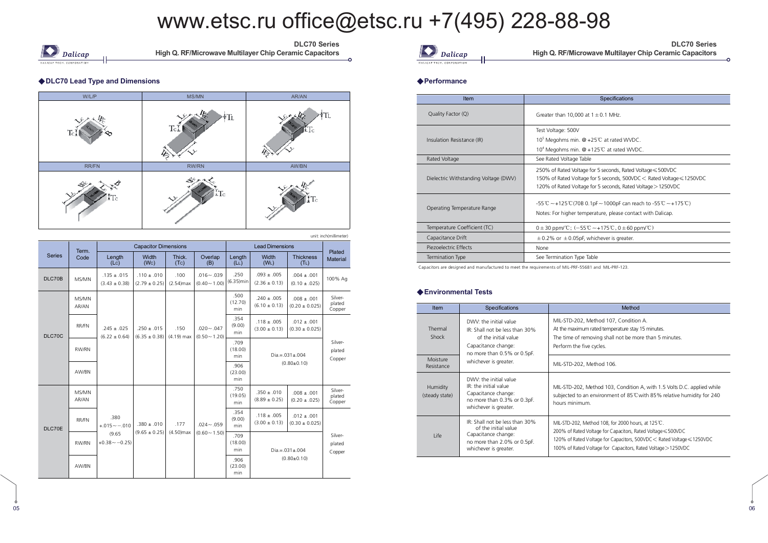## DLC70 Lead Type and Dimensions

| W/L/P | MS/MN | AR/AN |
|---|---|---|
| RR/FN | RW/RN | AW/BN |

unit: inch(millimeter)

| Series | Term. Code | Capacitor Dimensions | | | | Lead Dimensions | | | Plated Material |
|---|---|---|---|---|---|---|---|---|---|
| | | Length (Lc) | Width (Wc) | Thick. (Tc) | Overlap (B) | Length (LL) | Width (WL) | Thickness (TL) | |
| DLC70B | MS/MN | .135 ± .015 (3.43 ± 0.38) | .110 ± .010 (2.79 ± 0.25) | .100 (2.54)max | .016～.039 (0.40～1.00) | .250 (6.35)min | .093 ± .005 (2.36 ± 0.13) | .004 ± .001 (0.10 ± .025) | 100% Ag |
| DLC70C | MS/MN AR/AN | .245 ± .025 (6.22 ± 0.64) | .250 ± .015 (6.35 ± 0.38) | .150 (4.19) max | .020～.047 (0.50～1.20) | .500 (12.70) min | .240 ± .005 (6.10 ± 0.13) | .008 ± .001 (0.20 ± 0.025) | Silver-plated Copper |
| | RR/FN | | | | | .354 (9.00) min | .118 ± .005 (3.00 ± 0.13) | .012 ± .001 (0.30 ± 0.025) | Silver-plated Copper |
| | RW/RN | | | | | .709 (18.00) min | Dia.=.031±.004 (0.80±0.10) | | |
| | AW/BN | | | | | .906 (23.00) min | | | |
| DLC70E | MS/MN AR/AN | .380 +.015～-.010 (9.65 +0.38～-0.25) | .380 ± .010 (9.65 ± 0.25) | .177 (4.50)max | .024～.059 (0.60～1.50) | .750 (19.05) min | .350 ± .010 (8.89 ± 0.25) | .008 ± .001 (0.20 ± .025) | Silver-plated Copper |
| | RR/FN | | | | | .354 (9.00) min | .118 ± .005 (3.00 ± 0.13) | .012 ± .001 (0.30 ± 0.025) | Silver-plated Copper |
| | RW/RN | | | | | .709 (18.00) min | Dia.=.031±.004 (0.80±0.10) | | |
| | AW/BN | | | | | .906 (23.00) min | | | |

## Performance

| Item | Specifications |
|---|---|
| Quality Factor (Q) | Greater than 10,000 at 1 ± 0.1 MHz. |
| Insulation Resistance (IR) | Test Voltage: 500V<br>$10^5$ Megohms min. @ +25℃ at rated WVDC.<br>$10^4$ Megohms min. @ +125℃ at rated WVDC. |
| Rated Voltage | See Rated Voltage Table |
| Dielectric Withstanding Voltage (DWV) | 250% of Rated Voltage for 5 seconds, Rated Voltage ≤ 500VDC<br>150% of Rated Voltage for 5 seconds, 500VDC < Rated Voltage ≤ 1250VDC<br>120% of Rated Voltage for 5 seconds, Rated Voltage > 1250VDC |
| Operating Temperature Range | -55℃～+125℃(70B 0.1pF～1000pF can reach to -55℃～+175℃)<br>Notes: For higher temperature, please contact with Dalicap. |
| Temperature Coefficient (TC) | 0 ± 30 ppm/℃; (−55℃～+175℃, 0 ± 60 ppm/℃) |
| Capacitance Drift | ± 0.2% or ± 0.05pF, whichever is greater. |
| Piezoelectric Effects | None |
| Termination Type | See Termination Type Table |

Capacitors are designed and manufactured to meet the requirements of MIL-PRF-55681 and MIL-PRF-123.

## Environmental Tests

| Item | Specifications | Method |
|---|---|---|
| Thermal Shock | DWV: the initial value<br>IR: Shall not be less than 30% of the initial value<br>Capacitance change: no more than 0.5% or 0.5pF. whichever is greater. | MIL-STD-202, Method 107, Condition A.<br>At the maximum rated temperature stay 15 minutes.<br>The time of removing shall not be more than 5 minutes.<br>Perform the five cycles. |
| Moisture Resistance | | MIL-STD-202, Method 106. |
| Humidity (steady state) | DWV: the initial value<br>IR: the initial value<br>Capacitance change: no more than 0.3% or 0.3pF. whichever is greater. | MIL-STD-202, Method 103, Condition A, with 1.5 Volts D.C. applied while subjected to an environment of 85℃with 85% relative humidity for 240 hours minimum. |
| Life | IR: Shall not be less than 30% of the initial value<br>Capacitance change: no more than 2.0% or 0.5pF. whichever is greater. | MIL-STD-202, Method 108, for 2000 hours, at 125℃.<br>200% of Rated Voltage for Capacitors, Rated Voltage ≤ 500VDC<br>120% of Rated Voltage for Capacitors, 500VDC < Rated Voltage ≤ 1250VDC<br>100% of Rated Voltage for Capacitors, Rated Voltage > 1250VDC |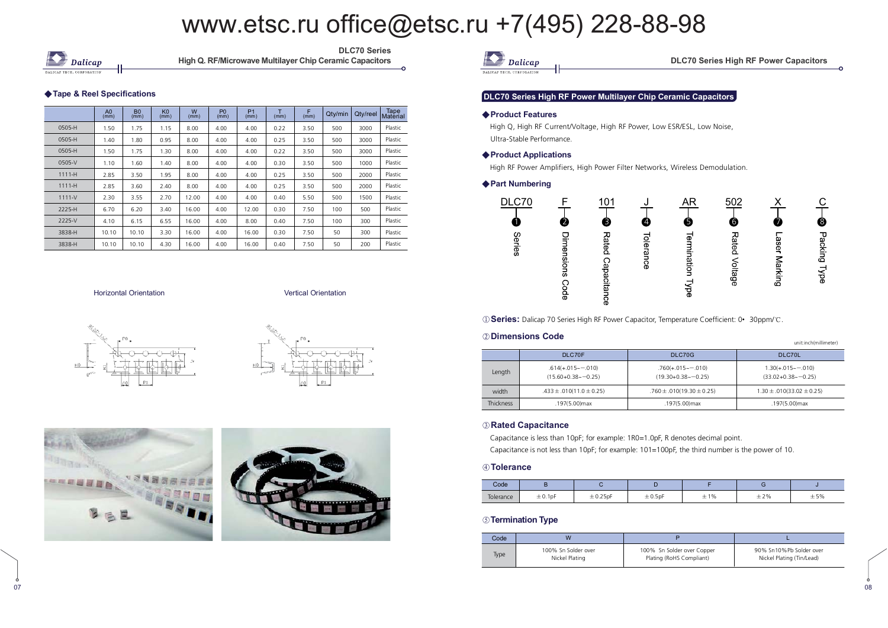## ◆Tape & Reel Specifications

| | A0 (mm) | B0 (mm) | K0 (mm) | W (mm) | P0 (mm) | P1 (mm) | T (mm) | F (mm) | Qty/min | Qty/reel | Tape Material |
|---|---|---|---|---|---|---|---|---|---|---|---|
| 0505-H | 1.50 | 1.75 | 1.15 | 8.00 | 4.00 | 4.00 | 0.22 | 3.50 | 500 | 3000 | Plastic |
| 0505-H | 1.40 | 1.80 | 0.95 | 8.00 | 4.00 | 4.00 | 0.25 | 3.50 | 500 | 3000 | Plastic |
| 0505-H | 1.50 | 1.75 | 1.30 | 8.00 | 4.00 | 4.00 | 0.22 | 3.50 | 500 | 3000 | Plastic |
| 0505-V | 1.10 | 1.60 | 1.40 | 8.00 | 4.00 | 4.00 | 0.30 | 3.50 | 500 | 1000 | Plastic |
| 1111-H | 2.85 | 3.50 | 1.95 | 8.00 | 4.00 | 4.00 | 0.25 | 3.50 | 500 | 2000 | Plastic |
| 1111-H | 2.85 | 3.60 | 2.40 | 8.00 | 4.00 | 4.00 | 0.25 | 3.50 | 500 | 2000 | Plastic |
| 1111-V | 2.30 | 3.55 | 2.70 | 12.00 | 4.00 | 4.00 | 0.40 | 5.50 | 500 | 1500 | Plastic |
| 2225-H | 6.70 | 6.20 | 3.40 | 16.00 | 4.00 | 12.00 | 0.30 | 7.50 | 100 | 500 | Plastic |
| 2225-V | 4.10 | 6.15 | 6.55 | 16.00 | 4.00 | 8.00 | 0.40 | 7.50 | 100 | 300 | Plastic |
| 3838-H | 10.10 | 10.10 | 3.30 | 16.00 | 4.00 | 16.00 | 0.30 | 7.50 | 50 | 300 | Plastic |
| 3838-H | 10.10 | 10.10 | 4.30 | 16.00 | 4.00 | 16.00 | 0.40 | 7.50 | 50 | 200 | Plastic |

Horizontal Orientation

Vertical Orientation

## DLC70 Series High RF Power Multilayer Chip Ceramic Capacitors

### ◆Product Features

High Q, High RF Current/Voltage, High RF Power, Low ESR/ESL, Low Noise, Ultra-Stable Performance.

### ◆Product Applications

High RF Power Amplifiers, High Power Filter Networks, Wireless Demodulation.

### ◆Part Numbering

| DLC70 | F | 101 | J | AR | 502 | X | C |
|---|---|---|---|---|---|---|---|
| ❶ Series | ❷ Dimensions Code | ❸ Rated Capacitance | ❹ Tolerance | ❺ Termination Type | ❻ Rated Voltage | ❼ Laser Marking | ❽ Packing Type |

① **Series:** Dalicap 70 Series High RF Power Capacitor, Temperature Coefficient: 0• 30ppm/℃.

② **Dimensions Code**

unit:inch(millimeter)

| | DLC70F | DLC70G | DLC70L |
|---|---|---|---|
| Length | .614(+.015~−.010) (15.60+0.38~−0.25) | .760(+.015~−.010) (19.30+0.38~−0.25) | 1.30(+.015~−.010) (33.02+0.38~−0.25) |
| width | .433±.010(11.0±0.25) | .760±.010(19.30±0.25) | 1.30±.010(33.02±0.25) |
| Thickness | .197(5.00)max | .197(5.00)max | .197(5.00)max |

③ **Rated Capacitance**

Capacitance is less than 10pF; for example: 1R0=1.0pF, R denotes decimal point.

Capacitance is not less than 10pF; for example: 101=100pF, the third number is the power of 10.

④ **Tolerance**

| Code | B | C | D | F | G | J |
|---|---|---|---|---|---|---|
| Tolerance | ±0.1pF | ±0.25pF | ±0.5pF | ±1% | ±2% | ±5% |

⑤ **Termination Type**

| Code | W | P | L |
|---|---|---|---|
| Type | 100% Sn Solder over Nickel Plating | 100% Sn Solder over Copper Plating (RoHS Compliant) | 90% Sn10%Pb Solder over Nickel Plating (Tin/Lead) |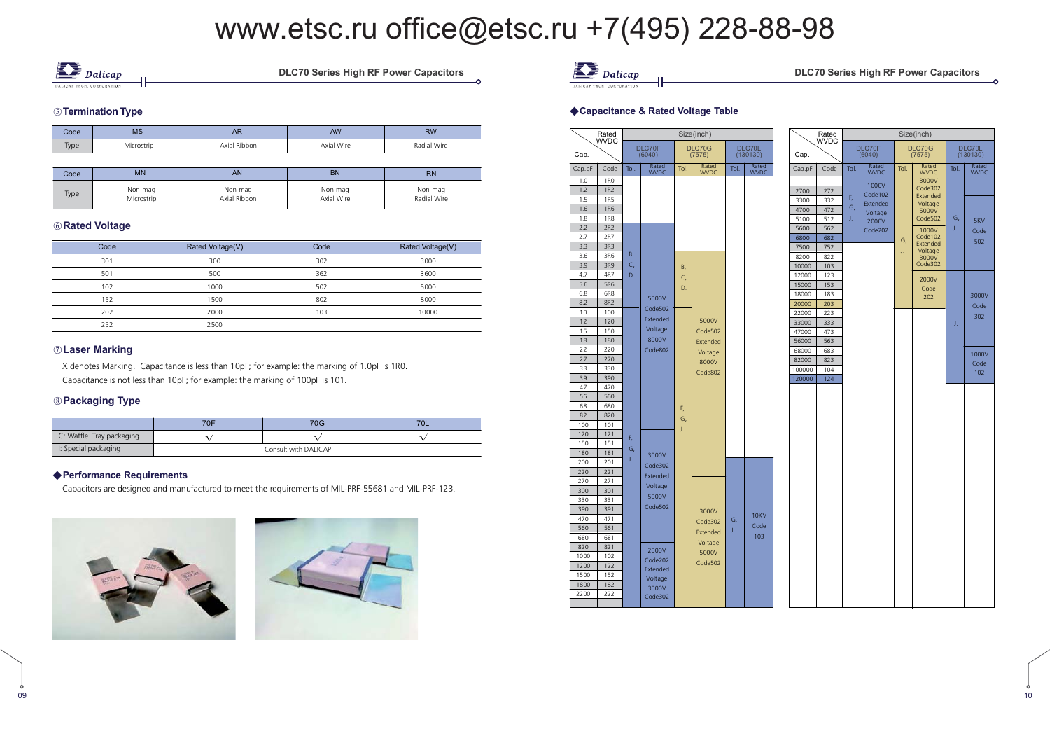www.etsc.ru office@etsc.ru +7(495) 228-88-98

## ⑤Termination Type

| Code | MS | AR | AW | RW |
|---|---|---|---|---|
| Type | Microstrip | Axial Ribbon | Axial Wire | Radial Wire |

| Code | MN | AN | BN | RN |
|---|---|---|---|---|
| Type | Non-mag Microstrip | Non-mag Axial Ribbon | Non-mag Axial Wire | Non-mag Radial Wire |

## ⑥Rated Voltage

| Code | Rated Voltage(V) | Code | Rated Voltage(V) |
|---|---|---|---|
| 301 | 300 | 302 | 3000 |
| 501 | 500 | 362 | 3600 |
| 102 | 1000 | 502 | 5000 |
| 152 | 1500 | 802 | 8000 |
| 202 | 2000 | 103 | 10000 |
| 252 | 2500 | | |

## ⑦Laser Marking

X denotes Marking. Capacitance is less than 10pF; for example: the marking of 1.0pF is 1R0.
Capacitance is not less than 10pF; for example: the marking of 100pF is 101.

## ⑧Packaging Type

| | 70F | 70G | 70L |
|---|---|---|---|
| C: Waffle Tray packaging | √ | √ | √ |
| I: Special packaging | Consult with DALICAP | | |

## ◆Performance Requirements

Capacitors are designed and manufactured to meet the requirements of MIL-PRF-55681 and MIL-PRF-123.

## ◆Capacitance & Rated Voltage Table

| Cap.pF | Code | DLC70F (6040) Tol. | DLC70F (6040) Rated WVDC | DLC70G (7575) Tol. | DLC70G (7575) Rated WVDC | DLC70L (130130) Tol. | DLC70L (130130) Rated WVDC |
|---|---|---|---|---|---|---|---|
| 1.0 | 1R0 | | | | | | |
| 1.2 | 1R2 | | | | | | |
| 1.5 | 1R5 | | | | | | |
| 1.6 | 1R6 | | | | | | |
| 1.8 | 1R8 | | | | | | |
| 2.2 | 2R2 | B, C, D. | 5000V Code502 Extended Voltage 8000V Code802 | | | | |
| 2.7 | 2R7 | B, C, D. | 5000V Code502 Extended Voltage 8000V Code802 | | | | |
| 3.3 | 3R3 | B, C, D. | 5000V Code502 Extended Voltage 8000V Code802 | | | | |
| 3.6 | 3R6 | B, C, D. | 5000V Code502 Extended Voltage 8000V Code802 | B, C, D. | 5000V Code502 Extended Voltage 8000V Code802 | | |
| 3.9 | 3R9 | B, C, D. | 5000V Code502 Extended Voltage 8000V Code802 | B, C, D. | 5000V Code502 Extended Voltage 8000V Code802 | | |
| 4.7 | 4R7 | B, C, D. | 5000V Code502 Extended Voltage 8000V Code802 | B, C, D. | 5000V Code502 Extended Voltage 8000V Code802 | | |
| 5.6 | 5R6 | B, C, D. | 5000V Code502 Extended Voltage 8000V Code802 | B, C, D. | 5000V Code502 Extended Voltage 8000V Code802 | | |
| 6.8 | 6R8 | B, C, D. | 5000V Code502 Extended Voltage 8000V Code802 | B, C, D. | 5000V Code502 Extended Voltage 8000V Code802 | | |
| 8.2 | 8R2 | B, C, D. | 5000V Code502 Extended Voltage 8000V Code802 | B, C, D. | 5000V Code502 Extended Voltage 8000V Code802 | | |
| 10 | 100 | B, C, D. | 5000V Code502 Extended Voltage 8000V Code802 | F, G, J. | 5000V Code502 Extended Voltage 8000V Code802 | | |
| 12 | 120 | B, C, D. | 5000V Code502 Extended Voltage 8000V Code802 | F, G, J. | 5000V Code502 Extended Voltage 8000V Code802 | | |
| 15 | 150 | B, C, D. | 5000V Code502 Extended Voltage 8000V Code802 | F, G, J. | 5000V Code502 Extended Voltage 8000V Code802 | | |
| 18 | 180 | B, C, D. | 5000V Code502 Extended Voltage 8000V Code802 | F, G, J. | 5000V Code502 Extended Voltage 8000V Code802 | | |
| 22 | 220 | B, C, D. | 5000V Code502 Extended Voltage 8000V Code802 | F, G, J. | 5000V Code502 Extended Voltage 8000V Code802 | | |
| 27 | 270 | B, C, D. | 5000V Code502 Extended Voltage 8000V Code802 | F, G, J. | 5000V Code502 Extended Voltage 8000V Code802 | | |
| 33 | 330 | B, C, D. | 5000V Code502 Extended Voltage 8000V Code802 | F, G, J. | 5000V Code502 Extended Voltage 8000V Code802 | | |
| 39 | 390 | B, C, D. | 5000V Code502 Extended Voltage 8000V Code802 | F, G, J. | 5000V Code502 Extended Voltage 8000V Code802 | | |
| 47 | 470 | B, C, D. | 5000V Code502 Extended Voltage 8000V Code802 | F, G, J. | 5000V Code502 Extended Voltage 8000V Code802 | | |
| 56 | 560 | B, C, D. | 5000V Code502 Extended Voltage 8000V Code802 | F, G, J. | 5000V Code502 Extended Voltage 8000V Code802 | | |
| 68 | 680 | B, C, D. | 5000V Code502 Extended Voltage 8000V Code802 | F, G, J. | 5000V Code502 Extended Voltage 8000V Code802 | | |
| 82 | 820 | B, C, D. | 5000V Code502 Extended Voltage 8000V Code802 | F, G, J. | 5000V Code502 Extended Voltage 8000V Code802 | | |
| 100 | 101 | B, C, D. | 5000V Code502 Extended Voltage 8000V Code802 | F, G, J. | 5000V Code502 Extended Voltage 8000V Code802 | | |
| 120 | 121 | F, G, J. | 3000V Code302 Extended Voltage 5000V Code502 | F, G, J. | 5000V Code502 Extended Voltage 8000V Code802 | | |
| 150 | 151 | F, G, J. | 3000V Code302 Extended Voltage 5000V Code502 | F, G, J. | 5000V Code502 Extended Voltage 8000V Code802 | | |
| 180 | 181 | F, G, J. | 3000V Code302 Extended Voltage 5000V Code502 | F, G, J. | 5000V Code502 Extended Voltage 8000V Code802 | | |
| 200 | 201 | F, G, J. | 3000V Code302 Extended Voltage 5000V Code502 | F, G, J. | 5000V Code502 Extended Voltage 8000V Code802 | G, J. | 10KV Code 103 |
| 220 | 221 | F, G, J. | 3000V Code302 Extended Voltage 5000V Code502 | F, G, J. | 5000V Code502 Extended Voltage 8000V Code802 | G, J. | 10KV Code 103 |
| 270 | 271 | F, G, J. | 3000V Code302 Extended Voltage 5000V Code502 | F, G, J. | 3000V Code302 Extended Voltage 5000V Code502 | G, J. | 10KV Code 103 |
| 300 | 301 | F, G, J. | 3000V Code302 Extended Voltage 5000V Code502 | F, G, J. | 3000V Code302 Extended Voltage 5000V Code502 | G, J. | 10KV Code 103 |
| 330 | 331 | F, G, J. | 3000V Code302 Extended Voltage 5000V Code502 | F, G, J. | 3000V Code302 Extended Voltage 5000V Code502 | G, J. | 10KV Code 103 |
| 390 | 391 | F, G, J. | 3000V Code302 Extended Voltage 5000V Code502 | F, G, J. | 3000V Code302 Extended Voltage 5000V Code502 | G, J. | 10KV Code 103 |
| 470 | 471 | F, G, J. | 3000V Code302 Extended Voltage 5000V Code502 | F, G, J. | 3000V Code302 Extended Voltage 5000V Code502 | G, J. | 10KV Code 103 |
| 560 | 561 | F, G, J. | 3000V Code302 Extended Voltage 5000V Code502 | F, G, J. | 3000V Code302 Extended Voltage 5000V Code502 | G, J. | 10KV Code 103 |
| 680 | 681 | F, G, J. | 3000V Code302 Extended Voltage 5000V Code502 | F, G, J. | 3000V Code302 Extended Voltage 5000V Code502 | G, J. | 10KV Code 103 |
| 820 | 821 | F, G, J. | 2000V Code202 Extended Voltage 3000V Code302 | F, G, J. | 3000V Code302 Extended Voltage 5000V Code502 | G, J. | 10KV Code 103 |
| 1000 | 102 | F, G, J. | 2000V Code202 Extended Voltage 3000V Code302 | F, G, J. | 3000V Code302 Extended Voltage 5000V Code502 | G, J. | 10KV Code 103 |
| 1200 | 122 | F, G, J. | 2000V Code202 Extended Voltage 3000V Code302 | F, G, J. | 3000V Code302 Extended Voltage 5000V Code502 | G, J. | 10KV Code 103 |
| 1500 | 152 | F, G, J. | 2000V Code202 Extended Voltage 3000V Code302 | F, G, J. | 3000V Code302 Extended Voltage 5000V Code502 | G, J. | 10KV Code 103 |
| 1800 | 182 | F, G, J. | 2000V Code202 Extended Voltage 3000V Code302 | F, G, J. | 3000V Code302 Extended Voltage 5000V Code502 | G, J. | 10KV Code 103 |
| 2200 | 222 | F, G, J. | 2000V Code202 Extended Voltage 3000V Code302 | F, G, J. | 3000V Code302 Extended Voltage 5000V Code502 | G, J. | 10KV Code 103 |

| Cap.pF | Code | DLC70F (6040) Tol. | DLC70F (6040) Rated WVDC | DLC70G (7575) Tol. | DLC70G (7575) Rated WVDC | DLC70L (130130) Tol. | DLC70L (130130) Rated WVDC |
|---|---|---|---|---|---|---|---|
| 2700 | 272 | F, G, J. | 1000V Code102 Extended Voltage 2000V Code202 | G, J. | 3000V Code302 Extended Voltage 5000V Code502 | G, J. | 5KV Code 502 |
| 3300 | 332 | F, G, J. | 1000V Code102 Extended Voltage 2000V Code202 | G, J. | 3000V Code302 Extended Voltage 5000V Code502 | G, J. | 5KV Code 502 |
| 4700 | 472 | F, G, J. | 1000V Code102 Extended Voltage 2000V Code202 | G, J. | 3000V Code302 Extended Voltage 5000V Code502 | G, J. | 5KV Code 502 |
| 5100 | 512 | F, G, J. | 1000V Code102 Extended Voltage 2000V Code202 | G, J. | 1000V Code102 Extended Voltage 3000V Code302 | G, J. | 5KV Code 502 |
| 5600 | 562 | F, G, J. | 1000V Code102 Extended Voltage 2000V Code202 | G, J. | 1000V Code102 Extended Voltage 3000V Code302 | G, J. | 5KV Code 502 |
| 6800 | 682 | | | G, J. | 1000V Code102 Extended Voltage 3000V Code302 | G, J. | 5KV Code 502 |
| 7500 | 752 | | | G, J. | 1000V Code102 Extended Voltage 3000V Code302 | G, J. | 5KV Code 502 |
| 8200 | 822 | | | G, J. | 2000V Code 202 | G, J. | 5KV Code 502 |
| 10000 | 103 | | | G, J. | 2000V Code 202 | G, J. | 5KV Code 502 |
| 12000 | 123 | | | G, J. | 2000V Code 202 | J. | 3000V Code 302 |
| 15000 | 153 | | | G, J. | 2000V Code 202 | J. | 3000V Code 302 |
| 18000 | 183 | | | G, J. | 2000V Code 202 | J. | 3000V Code 302 |
| 20000 | 203 | | | G, J. | 2000V Code 202 | J. | 3000V Code 302 |
| 22000 | 223 | | | | | J. | 3000V Code 302 |
| 33000 | 333 | | | | | J. | 3000V Code 302 |
| 47000 | 473 | | | | | J. | 1000V Code 102 |
| 56000 | 563 | | | | | J. | 1000V Code 102 |
| 68000 | 683 | | | | | J. | 1000V Code 102 |
| 82000 | 823 | | | | | J. | 1000V Code 102 |
| 100000 | 104 | | | | | J. | 1000V Code 102 |
| 120000 | 124 | | | | | J. | 1000V Code 102 |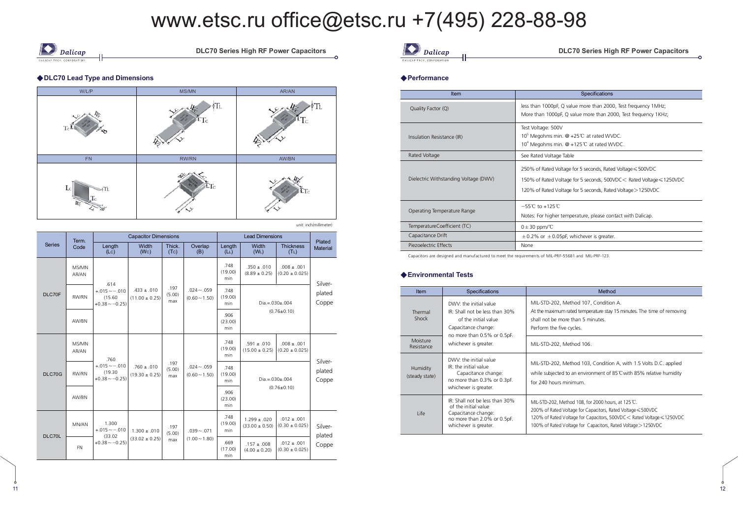www.etsc.ru office@etsc.ru +7(495) 228-88-98

## DLC70 Series High RF Power Capacitors

### ◆DLC70 Lead Type and Dimensions

| W/L/P | MS/MN | AR/AN |
|---|---|---|
| FN | RW/RN | AW/BN |

unit: inch(millimeter)

| Series | Term. Code | Capacitor Dimensions | | | | Lead Dimensions | | | Plated Material |
|---|---|---|---|---|---|---|---|---|---|
| | | Length ($L_C$) | Width ($W_C$) | Thick. ($T_C$) | Overlap (B) | Length ($L_L$) | Width ($W_L$) | Thickness ($T_L$) | |
| DLC70F | MS/MN AR/AN | .614 +.015~-.010 (15.60 +0.38~-0.25) | .433 ± .010 (11.00 ± 0.25) | .197 (5.00) max | .024~.059 (0.60~1.50) | .748 (19.00) min | .350 ± .010 (8.89 ± 0.25) | .008 ± .001 (0.20 ± 0.025) | Silver-plated Coppe |
| | RW/RN | | | | | .748 (19.00) min | Dia.=.030±.004 (0.76±0.10) | | |
| | AW/BN | | | | | .906 (23.00) min | | | |
| DLC70G | MS/MN AR/AN | .760 +.015~-.010 (19.30 +0.38~-0.25) | .760 ± .010 (19.30 ± 0.25) | .197 (5.00) max | .024~.059 (0.60~1.50) | .748 (19.00) min | .591 ± .010 (15.00 ± 0.25) | .008 ± .001 (0.20 ± 0.025) | Silver-plated Coppe |
| | RW/RN | | | | | .748 (19.00) min | Dia.=.030±.004 (0.76±0.10) | | |
| | AW/BN | | | | | .906 (23.00) min | | | |
| DLC70L | MN/AN | 1.300 +.015~-.010 (33.02 +0.38~-0.25) | 1.300 ± .010 (33.02 ± 0.25) | .197 (5.00) max | .039~.071 (1.00~1.80) | .748 (19.00) min | 1.299 ± .020 (33.00 ± 0.50) | .012 ± .001 (0.30 ± 0.025) | Silver-plated Coppe |
| | FN | | | | | .669 (17.00) min | .157 ± .008 (4.00 ± 0.20) | .012 ± .001 (0.30 ± 0.025) | |

## DLC70 Series High RF Power Capacitors

### ◆Performance

| Item | Specifications |
|---|---|
| Quality Factor (Q) | less than 1000pF, Q value more than 2000, Test frequency 1MHz; More than 1000pF, Q value more than 2000, Test frequency 1KHz; |
| Insulation Resistance (IR) | Test Voltage: 500V<br>$10^5$ Megohms min. @ +25℃ at rated WVDC.<br>$10^4$ Megohms min. @ +125℃ at rated WVDC. |
| Rated Voltage | See Rated Voltage Table |
| Dielectric Withstanding Voltage (DWV) | 250% of Rated Voltage for 5 seconds, Rated Voltage≤500VDC<br>150% of Rated Voltage for 5 seconds, 500VDC< Rated Voltage≤1250VDC<br>120% of Rated Voltage for 5 seconds, Rated Voltage>1250VDC |
| Operating Temperature Range | −55℃ to +125℃<br>Notes: For higher temperature, please contact with Dalicap. |
| TemperatureCoefficient (TC) | 0±30 ppm/℃ |
| Capacitance Drift | ±0.2% or ±0.05pF, whichever is greater. |
| Piezoelectric Effects | None |

Capacitors are designed and manufactured to meet the requirements of MIL-PRF-55681 and MIL-PRF-123.

### ◆Environmental Tests

| Item | Specifications | Method |
|---|---|---|
| Thermal Shock | DWV: the initial value<br>IR: Shall not be less than 30% of the initial value<br>Capacitance change: no more than 0.5% or 0.5pF. whichever is greater. | MIL-STD-202, Method 107, Condition A.<br>At the maximum rated temperature stay 15 minutes. The time of removing shall not be more than 5 minutes.<br>Perform the five cycles. |
| Moisture Resistance | | MIL-STD-202, Method 106. |
| Humidity (steady state) | DWV: the initial value<br>IR: the initial value<br>Capacitance change: no more than 0.3% or 0.3pF. whichever is greater. | MIL-STD-202, Method 103, Condition A, with 1.5 Volts D.C. applied while subjected to an environment of 85℃with 85% relative humidity for 240 hours minimum. |
| Life | IR: Shall not be less than 30% of the initial value<br>Capacitance change: no more than 2.0% or 0.5pF. whichever is greater. | MIL-STD-202, Method 108, for 2000 hours, at 125℃.<br>200% of Rated Voltage for Capacitors, Rated Voltage≤500VDC<br>120% of Rated Voltage for Capacitors, 500VDC< Rated Voltage≤1250VDC<br>100% of Rated Voltage for Capacitors, Rated Voltage>1250VDC |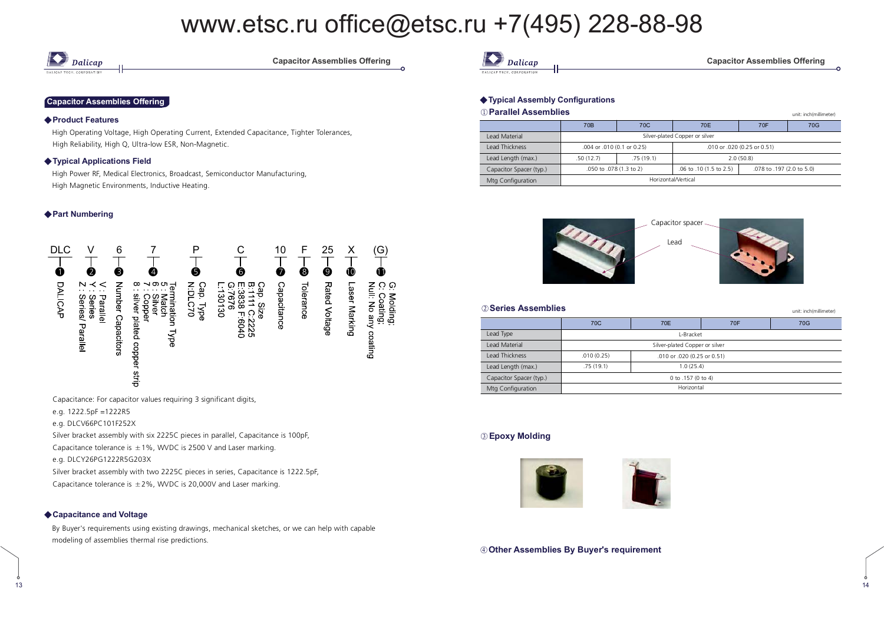## Capacitor Assemblies Offering

### ◆Product Features

High Operating Voltage, High Operating Current, Extended Capacitance, Tighter Tolerances, High Reliability, High Q, Ultra-low ESR, Non-Magnetic.

### ◆Typical Applications Field

High Power RF, Medical Electronics, Broadcast, Semiconductor Manufacturing, High Magnetic Environments, Inductive Heating.

### ◆Part Numbering

| DLC | V | 6 | 7 | P | C | 10 | F | 25 | X | (G) |
|---|---|---|---|---|---|---|---|---|---|---|
| ❶ | ❷ | ❸ | ❹ | ❺ | ❻ | ❼ | ❽ | ❾ | ❿ | ⓫ |
| DALICAP | V : Parallel<br>Y : Series<br>Z : Series/ Parallel | Number Capacitors | Termination Type<br>5 : Match<br>6 : Silver<br>7 : Copper<br>8 : silver plated copper strip | Cap. Type<br>N:DLC70 | Cap. Size<br>B:1111 C:2225<br>E:3838 F:6040<br>G:7676<br>L:130130 | Capacitance | Tolerance | Rated Voltage | Laser Marking | G: Molding;<br>C: Coating;<br>Null: No any coating |

Capacitance: For capacitor values requiring 3 significant digits,

e.g. 1222.5pF =1222R5

e.g. DLCV66PC101F252X

Silver bracket assembly with six 2225C pieces in parallel, Capacitance is 100pF,

Capacitance tolerance is ±1%, WVDC is 2500 V and Laser marking.

e.g. DLCY26PG1222R5G203X

Silver bracket assembly with two 2225C pieces in series, Capacitance is 1222.5pF,

Capacitance tolerance is ±2%, WVDC is 20,000V and Laser marking.

### ◆Capacitance and Voltage

By Buyer's requirements using existing drawings, mechanical sketches, or we can help with capable modeling of assemblies thermal rise predictions.

### ◆Typical Assembly Configurations

#### ①Parallel Assemblies

unit: inch(millimeter)

| | 70B | 70C | 70E | 70F | 70G |
|---|---|---|---|---|---|
| Lead Material | Silver-plated Copper or silver | | | | |
| Lead Thickness | .004 or .010 (0.1 or 0.25) | | .010 or .020 (0.25 or 0.51) | | |
| Lead Length (max.) | .50 (12.7) | .75 (19.1) | 2.0 (50.8) | | |
| Capacitor Spacer (typ.) | .050 to .078 (1.3 to 2) | | .06 to .10 (1.5 to 2.5) | .078 to .197 (2.0 to 5.0) | |
| Mtg Configuration | Horizontal/Vertical | | | | |

Capacitor spacer

Lead

#### ②Series Assemblies

unit: inch(millimeter)

| | 70C | 70E | 70F | 70G |
|---|---|---|---|---|
| Lead Type | L-Bracket | | | |
| Lead Material | Silver-plated Copper or silver | | | |
| Lead Thickness | .010 (0.25) | .010 or .020 (0.25 or 0.51) | | |
| Lead Length (max.) | .75 (19.1) | 1.0 (25.4) | | |
| Capacitor Spacer (typ.) | 0 to .157 (0 to 4) | | | |
| Mtg Configuration | Horizontal | | | |

#### ③Epoxy Molding

#### ④Other Assemblies By Buyer's requirement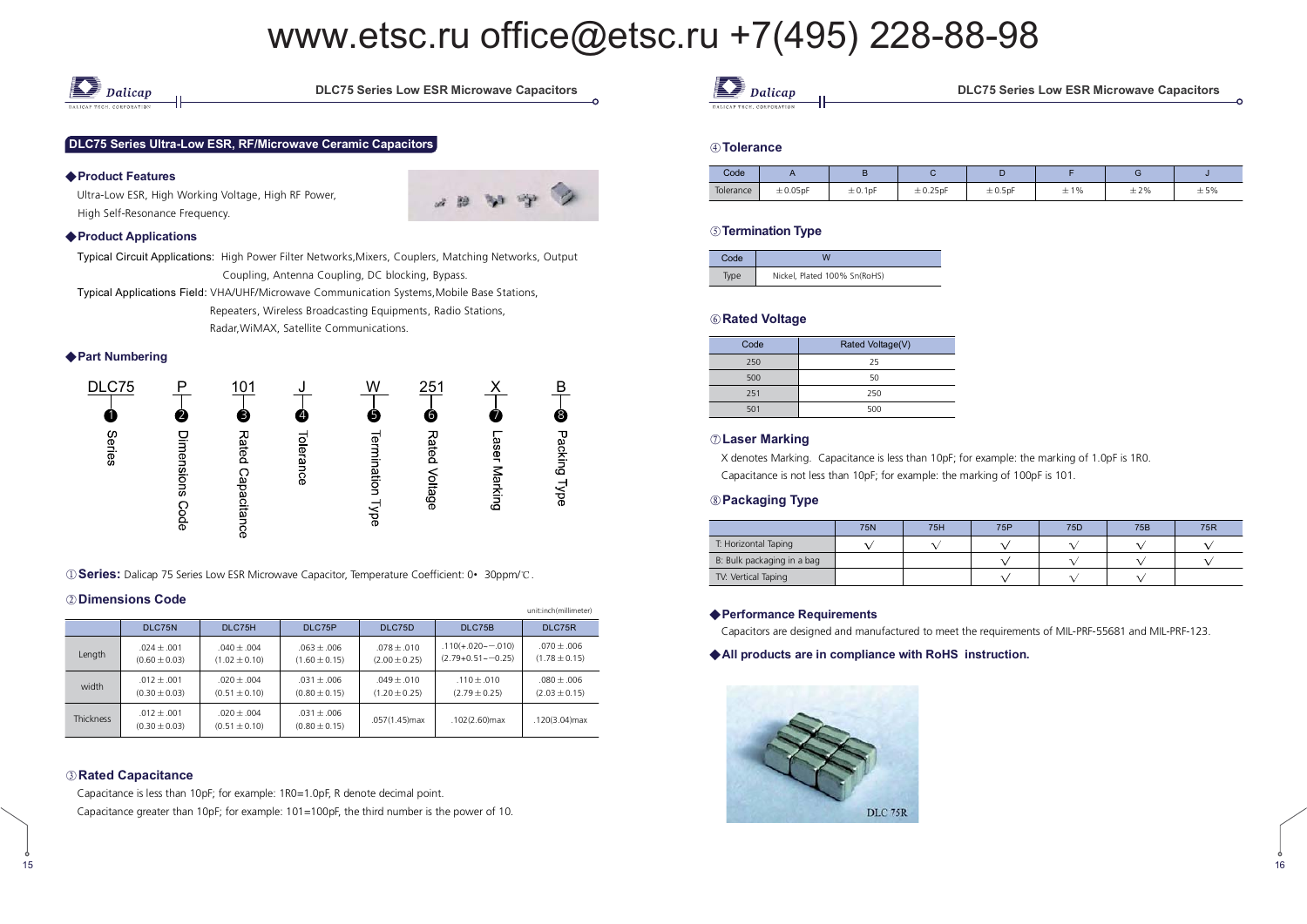www.etsc.ru office@etsc.ru +7(495) 228-88-98

## DLC75 Series Ultra-Low ESR, RF/Microwave Ceramic Capacitors

### ◆Product Features

Ultra-Low ESR, High Working Voltage, High RF Power, High Self-Resonance Frequency.

### ◆Product Applications

Typical Circuit Applications: High Power Filter Networks,Mixers, Couplers, Matching Networks, Output Coupling, Antenna Coupling, DC blocking, Bypass.

Typical Applications Field: VHA/UHF/Microwave Communication Systems,Mobile Base Stations, Repeaters, Wireless Broadcasting Equipments, Radio Stations, Radar,WiMAX, Satellite Communications.

### ◆Part Numbering

| DLC75 | P | 101 | J | W | 251 | X | B |
|---|---|---|---|---|---|---|---|
| ❶ | ❷ | ❸ | ❹ | ❺ | ❻ | ❼ | ❽ |
| Series | Dimensions Code | Rated Capacitance | Tolerance | Termination Type | Rated Voltage | Laser Marking | Packing Type |

①**Series:** Dalicap 75 Series Low ESR Microwave Capacitor, Temperature Coefficient: 0• 30ppm/℃.

### ②Dimensions Code

unit:inch(millimeter)

| | DLC75N | DLC75H | DLC75P | DLC75D | DLC75B | DLC75R |
|---|---|---|---|---|---|---|
| Length | .024±.001 (0.60±0.03) | .040±.004 (1.02±0.10) | .063±.006 (1.60±0.15) | .078±.010 (2.00±0.25) | .110(+.020−−.010) (2.79+0.51−−0.25) | .070±.006 (1.78±0.15) |
| width | .012±.001 (0.30±0.03) | .020±.004 (0.51±0.10) | .031±.006 (0.80±0.15) | .049±.010 (1.20±0.25) | .110±.010 (2.79±0.25) | .080±.006 (2.03±0.15) |
| Thickness | .012±.001 (0.30±0.03) | .020±.004 (0.51±0.10) | .031±.006 (0.80±0.15) | .057(1.45)max | .102(2.60)max | .120(3.04)max |

### ③Rated Capacitance

Capacitance is less than 10pF; for example: 1R0=1.0pF, R denote decimal point.

Capacitance greater than 10pF; for example: 101=100pF, the third number is the power of 10.

### ④Tolerance

| Code | A | B | C | D | F | G | J |
|---|---|---|---|---|---|---|---|
| Tolerance | ±0.05pF | ±0.1pF | ±0.25pF | ±0.5pF | ±1% | ±2% | ±5% |

### ⑤Termination Type

| Code | W |
|---|---|
| Type | Nickel, Plated 100% Sn(RoHS) |

### ⑥Rated Voltage

| Code | Rated Voltage(V) |
|---|---|
| 250 | 25 |
| 500 | 50 |
| 251 | 250 |
| 501 | 500 |

### ⑦Laser Marking

X denotes Marking. Capacitance is less than 10pF; for example: the marking of 1.0pF is 1R0.

Capacitance is not less than 10pF; for example: the marking of 100pF is 101.

### ⑧Packaging Type

| | 75N | 75H | 75P | 75D | 75B | 75R |
|---|---|---|---|---|---|---|
| T: Horizontal Taping | √ | √ | √ | √ | √ | √ |
| B: Bulk packaging in a bag | | | √ | √ | √ | √ |
| TV: Vertical Taping | | | √ | √ | √ | |

### ◆Performance Requirements

Capacitors are designed and manufactured to meet the requirements of MIL-PRF-55681 and MIL-PRF-123.

### ◆All products are in compliance with RoHS instruction.

DLC 75R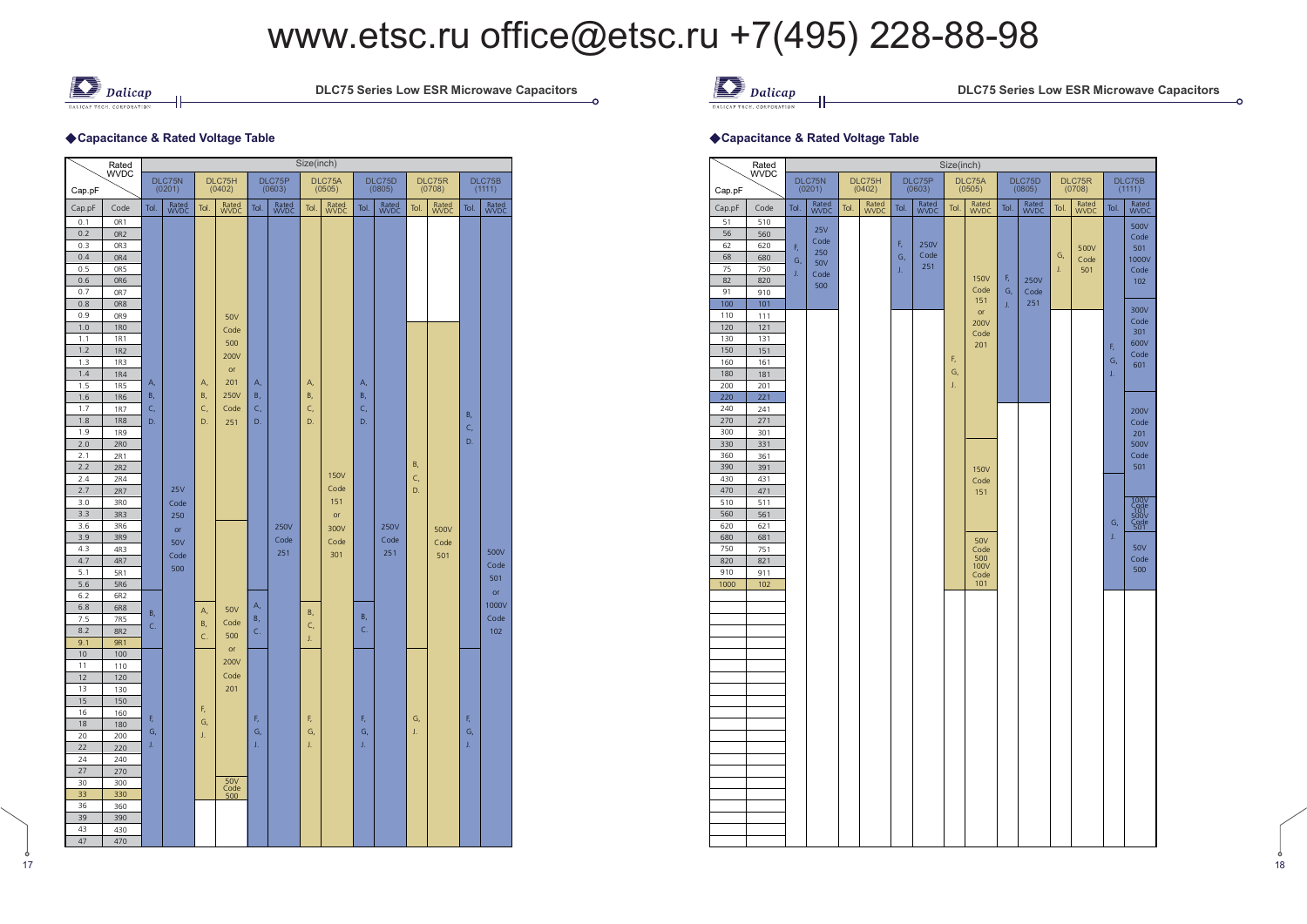## ◆Capacitance & Rated Voltage Table

| Cap.pF | Code | DLC75N (0201) Tol. | DLC75N (0201) Rated WVDC | DLC75H (0402) Tol. | DLC75H (0402) Rated WVDC | DLC75P (0603) Tol. | DLC75P (0603) Rated WVDC | DLC75A (0505) Tol. | DLC75A (0505) Rated WVDC | DLC75D (0805) Tol. | DLC75D (0805) Rated WVDC | DLC75R (0708) Tol. | DLC75R (0708) Rated WVDC | DLC75B (1111) Tol. | DLC75B (1111) Rated WVDC |
|---|---|---|---|---|---|---|---|---|---|---|---|---|---|---|---|
| 0.1 | 0R1 | A, B, C, D. | 25V Code 250 or 50V Code 500 | A, B, C, D. | 50V Code 500 200V or 201 250V Code 251 | A, B, C, D. | 250V Code 251 | A, B, C, D. | 150V Code 151 or 300V Code 301 | A, B, C, D. | 250V Code 251 | | | B, C, D. | 500V Code 501 or 1000V Code 102 |
| 0.2 | 0R2 | A, B, C, D. | 25V Code 250 or 50V Code 500 | A, B, C, D. | 50V Code 500 200V or 201 250V Code 251 | A, B, C, D. | 250V Code 251 | A, B, C, D. | 150V Code 151 or 300V Code 301 | A, B, C, D. | 250V Code 251 | | | B, C, D. | 500V Code 501 or 1000V Code 102 |
| 0.3 | 0R3 | A, B, C, D. | 25V Code 250 or 50V Code 500 | A, B, C, D. | 50V Code 500 200V or 201 250V Code 251 | A, B, C, D. | 250V Code 251 | A, B, C, D. | 150V Code 151 or 300V Code 301 | A, B, C, D. | 250V Code 251 | | | B, C, D. | 500V Code 501 or 1000V Code 102 |
| 0.4 | 0R4 | A, B, C, D. | 25V Code 250 or 50V Code 500 | A, B, C, D. | 50V Code 500 200V or 201 250V Code 251 | A, B, C, D. | 250V Code 251 | A, B, C, D. | 150V Code 151 or 300V Code 301 | A, B, C, D. | 250V Code 251 | | | B, C, D. | 500V Code 501 or 1000V Code 102 |
| 0.5 | 0R5 | A, B, C, D. | 25V Code 250 or 50V Code 500 | A, B, C, D. | 50V Code 500 200V or 201 250V Code 251 | A, B, C, D. | 250V Code 251 | A, B, C, D. | 150V Code 151 or 300V Code 301 | A, B, C, D. | 250V Code 251 | | | B, C, D. | 500V Code 501 or 1000V Code 102 |
| 0.6 | 0R6 | A, B, C, D. | 25V Code 250 or 50V Code 500 | A, B, C, D. | 50V Code 500 200V or 201 250V Code 251 | A, B, C, D. | 250V Code 251 | A, B, C, D. | 150V Code 151 or 300V Code 301 | A, B, C, D. | 250V Code 251 | | | B, C, D. | 500V Code 501 or 1000V Code 102 |
| 0.7 | 0R7 | A, B, C, D. | 25V Code 250 or 50V Code 500 | A, B, C, D. | 50V Code 500 200V or 201 250V Code 251 | A, B, C, D. | 250V Code 251 | A, B, C, D. | 150V Code 151 or 300V Code 301 | A, B, C, D. | 250V Code 251 | | | B, C, D. | 500V Code 501 or 1000V Code 102 |
| 0.8 | 0R8 | A, B, C, D. | 25V Code 250 or 50V Code 500 | A, B, C, D. | 50V Code 500 200V or 201 250V Code 251 | A, B, C, D. | 250V Code 251 | A, B, C, D. | 150V Code 151 or 300V Code 301 | A, B, C, D. | 250V Code 251 | | | B, C, D. | 500V Code 501 or 1000V Code 102 |
| 0.9 | 0R9 | A, B, C, D. | 25V Code 250 or 50V Code 500 | A, B, C, D. | 50V Code 500 200V or 201 250V Code 251 | A, B, C, D. | 250V Code 251 | A, B, C, D. | 150V Code 151 or 300V Code 301 | A, B, C, D. | 250V Code 251 | | | B, C, D. | 500V Code 501 or 1000V Code 102 |
| 1.0 | 1R0 | A, B, C, D. | 25V Code 250 or 50V Code 500 | A, B, C, D. | 50V Code 500 200V or 201 250V Code 251 | A, B, C, D. | 250V Code 251 | A, B, C, D. | 150V Code 151 or 300V Code 301 | A, B, C, D. | 250V Code 251 | B, C, D. | 500V Code 501 | B, C, D. | 500V Code 501 or 1000V Code 102 |
| 1.1 | 1R1 | A, B, C, D. | 25V Code 250 or 50V Code 500 | A, B, C, D. | 50V Code 500 200V or 201 250V Code 251 | A, B, C, D. | 250V Code 251 | A, B, C, D. | 150V Code 151 or 300V Code 301 | A, B, C, D. | 250V Code 251 | B, C, D. | 500V Code 501 | B, C, D. | 500V Code 501 or 1000V Code 102 |
| 1.2 | 1R2 | A, B, C, D. | 25V Code 250 or 50V Code 500 | A, B, C, D. | 50V Code 500 200V or 201 250V Code 251 | A, B, C, D. | 250V Code 251 | A, B, C, D. | 150V Code 151 or 300V Code 301 | A, B, C, D. | 250V Code 251 | B, C, D. | 500V Code 501 | B, C, D. | 500V Code 501 or 1000V Code 102 |
| 1.3 | 1R3 | A, B, C, D. | 25V Code 250 or 50V Code 500 | A, B, C, D. | 50V Code 500 200V or 201 250V Code 251 | A, B, C, D. | 250V Code 251 | A, B, C, D. | 150V Code 151 or 300V Code 301 | A, B, C, D. | 250V Code 251 | B, C, D. | 500V Code 501 | B, C, D. | 500V Code 501 or 1000V Code 102 |
| 1.4 | 1R4 | A, B, C, D. | 25V Code 250 or 50V Code 500 | A, B, C, D. | 50V Code 500 200V or 201 250V Code 251 | A, B, C, D. | 250V Code 251 | A, B, C, D. | 150V Code 151 or 300V Code 301 | A, B, C, D. | 250V Code 251 | B, C, D. | 500V Code 501 | B, C, D. | 500V Code 501 or 1000V Code 102 |
| 1.5 | 1R5 | A, B, C, D. | 25V Code 250 or 50V Code 500 | A, B, C, D. | 50V Code 500 200V or 201 250V Code 251 | A, B, C, D. | 250V Code 251 | A, B, C, D. | 150V Code 151 or 300V Code 301 | A, B, C, D. | 250V Code 251 | B, C, D. | 500V Code 501 | B, C, D. | 500V Code 501 or 1000V Code 102 |
| 1.6 | 1R6 | A, B, C, D. | 25V Code 250 or 50V Code 500 | A, B, C, D. | 50V Code 500 200V or 201 250V Code 251 | A, B, C, D. | 250V Code 251 | A, B, C, D. | 150V Code 151 or 300V Code 301 | A, B, C, D. | 250V Code 251 | B, C, D. | 500V Code 501 | B, C, D. | 500V Code 501 or 1000V Code 102 |
| 1.7 | 1R7 | A, B, C, D. | 25V Code 250 or 50V Code 500 | A, B, C, D. | 50V Code 500 200V or 201 250V Code 251 | A, B, C, D. | 250V Code 251 | A, B, C, D. | 150V Code 151 or 300V Code 301 | A, B, C, D. | 250V Code 251 | B, C, D. | 500V Code 501 | B, C, D. | 500V Code 501 or 1000V Code 102 |
| 1.8 | 1R8 | A, B, C, D. | 25V Code 250 or 50V Code 500 | A, B, C, D. | 50V Code 500 200V or 201 250V Code 251 | A, B, C, D. | 250V Code 251 | A, B, C, D. | 150V Code 151 or 300V Code 301 | A, B, C, D. | 250V Code 251 | B, C, D. | 500V Code 501 | B, C, D. | 500V Code 501 or 1000V Code 102 |
| 1.9 | 1R9 | A, B, C, D. | 25V Code 250 or 50V Code 500 | A, B, C, D. | 50V Code 500 200V or 201 250V Code 251 | A, B, C, D. | 250V Code 251 | A, B, C, D. | 150V Code 151 or 300V Code 301 | A, B, C, D. | 250V Code 251 | B, C, D. | 500V Code 501 | B, C, D. | 500V Code 501 or 1000V Code 102 |
| 2.0 | 2R0 | A, B, C, D. | 25V Code 250 or 50V Code 500 | A, B, C, D. | 50V Code 500 200V or 201 250V Code 251 | A, B, C, D. | 250V Code 251 | A, B, C, D. | 150V Code 151 or 300V Code 301 | A, B, C, D. | 250V Code 251 | B, C, D. | 500V Code 501 | B, C, D. | 500V Code 501 or 1000V Code 102 |
| 2.1 | 2R1 | A, B, C, D. | 25V Code 250 or 50V Code 500 | A, B, C, D. | 50V Code 500 200V or 201 250V Code 251 | A, B, C, D. | 250V Code 251 | A, B, C, D. | 150V Code 151 or 300V Code 301 | A, B, C, D. | 250V Code 251 | B, C, D. | 500V Code 501 | B, C, D. | 500V Code 501 or 1000V Code 102 |
| 2.2 | 2R2 | A, B, C, D. | 25V Code 250 or 50V Code 500 | A, B, C, D. | 50V Code 500 200V or 201 250V Code 251 | A, B, C, D. | 250V Code 251 | A, B, C, D. | 150V Code 151 or 300V Code 301 | A, B, C, D. | 250V Code 251 | B, C, D. | 500V Code 501 | B, C, D. | 500V Code 501 or 1000V Code 102 |
| 2.4 | 2R4 | A, B, C, D. | 25V Code 250 or 50V Code 500 | A, B, C, D. | 50V Code 500 200V or 201 250V Code 251 | A, B, C, D. | 250V Code 251 | A, B, C, D. | 150V Code 151 or 300V Code 301 | A, B, C, D. | 250V Code 251 | B, C, D. | 500V Code 501 | B, C, D. | 500V Code 501 or 1000V Code 102 |
| 2.7 | 2R7 | A, B, C, D. | 25V Code 250 or 50V Code 500 | A, B, C, D. | 50V Code 500 200V or 201 250V Code 251 | A, B, C, D. | 250V Code 251 | A, B, C, D. | 150V Code 151 or 300V Code 301 | A, B, C, D. | 250V Code 251 | B, C, D. | 500V Code 501 | B, C, D. | 500V Code 501 or 1000V Code 102 |
| 3.0 | 3R0 | A, B, C, D. | 25V Code 250 or 50V Code 500 | A, B, C, D. | 50V Code 500 200V or 201 250V Code 251 | A, B, C, D. | 250V Code 251 | A, B, C, D. | 150V Code 151 or 300V Code 301 | A, B, C, D. | 250V Code 251 | B, C, D. | 500V Code 501 | B, C, D. | 500V Code 501 or 1000V Code 102 |
| 3.3 | 3R3 | A, B, C, D. | 25V Code 250 or 50V Code 500 | A, B, C, D. | 50V Code 500 200V or 201 250V Code 251 | A, B, C, D. | 250V Code 251 | A, B, C, D. | 150V Code 151 or 300V Code 301 | A, B, C, D. | 250V Code 251 | B, C, D. | 500V Code 501 | B, C, D. | 500V Code 501 or 1000V Code 102 |
| 3.6 | 3R6 | A, B, C, D. | 25V Code 250 or 50V Code 500 | A, B, C, D. | 50V Code 500 or 200V Code 201 | A, B, C, D. | 250V Code 251 | A, B, C, D. | 150V Code 151 or 300V Code 301 | A, B, C, D. | 250V Code 251 | B, C, D. | 500V Code 501 | B, C, D. | 500V Code 501 or 1000V Code 102 |
| 3.9 | 3R9 | A, B, C, D. | 25V Code 250 or 50V Code 500 | A, B, C, D. | 50V Code 500 or 200V Code 201 | A, B, C, D. | 250V Code 251 | A, B, C, D. | 150V Code 151 or 300V Code 301 | A, B, C, D. | 250V Code 251 | B, C, D. | 500V Code 501 | B, C, D. | 500V Code 501 or 1000V Code 102 |
| 4.3 | 4R3 | A, B, C, D. | 25V Code 250 or 50V Code 500 | A, B, C, D. | 50V Code 500 or 200V Code 201 | A, B, C, D. | 250V Code 251 | A, B, C, D. | 150V Code 151 or 300V Code 301 | A, B, C, D. | 250V Code 251 | B, C, D. | 500V Code 501 | B, C, D. | 500V Code 501 or 1000V Code 102 |
| 4.7 | 4R7 | A, B, C, D. | 25V Code 250 or 50V Code 500 | A, B, C, D. | 50V Code 500 or 200V Code 201 | A, B, C, D. | 250V Code 251 | A, B, C, D. | 150V Code 151 or 300V Code 301 | A, B, C, D. | 250V Code 251 | B, C, D. | 500V Code 501 | B, C, D. | 500V Code 501 or 1000V Code 102 |
| 5.1 | 5R1 | A, B, C, D. | 25V Code 250 or 50V Code 500 | A, B, C, D. | 50V Code 500 or 200V Code 201 | A, B, C, D. | 250V Code 251 | A, B, C, D. | 150V Code 151 or 300V Code 301 | A, B, C, D. | 250V Code 251 | B, C, D. | 500V Code 501 | B, C, D. | 500V Code 501 or 1000V Code 102 |
| 5.6 | 5R6 | A, B, C, D. | 25V Code 250 or 50V Code 500 | A, B, C, D. | 50V Code 500 or 200V Code 201 | A, B, C, D. | 250V Code 251 | A, B, C, D. | 150V Code 151 or 300V Code 301 | A, B, C, D. | 250V Code 251 | B, C, D. | 500V Code 501 | B, C, D. | 500V Code 501 or 1000V Code 102 |
| 6.2 | 6R2 | A, B, C, D. | 25V Code 250 or 50V Code 500 | A, B, C, D. | 50V Code 500 or 200V Code 201 | A, B, C. | 250V Code 251 | A, B, C, D. | 150V Code 151 or 300V Code 301 | A, B, C, D. | 250V Code 251 | B, C, D. | 500V Code 501 | B, C, D. | 500V Code 501 or 1000V Code 102 |
| 6.8 | 6R8 | B, C. | 25V Code 250 or 50V Code 500 | A, B, C. | 50V Code 500 or 200V Code 201 | A, B, C. | 250V Code 251 | B, C, J. | 150V Code 151 or 300V Code 301 | B, C. | 250V Code 251 | B, C, D. | 500V Code 501 | B, C, D. | 500V Code 501 or 1000V Code 102 |
| 7.5 | 7R5 | B, C. | 25V Code 250 or 50V Code 500 | A, B, C. | 50V Code 500 or 200V Code 201 | A, B, C. | 250V Code 251 | B, C, J. | 150V Code 151 or 300V Code 301 | B, C. | 250V Code 251 | B, C, D. | 500V Code 501 | B, C, D. | 500V Code 501 or 1000V Code 102 |
| 8.2 | 8R2 | B, C. | 25V Code 250 or 50V Code 500 | A, B, C. | 50V Code 500 or 200V Code 201 | A, B, C. | 250V Code 251 | B, C, J. | 150V Code 151 or 300V Code 301 | B, C. | 250V Code 251 | B, C, D. | 500V Code 501 | B, C, D. | 500V Code 501 or 1000V Code 102 |
| 9.1 | 9R1 | B, C. | 25V Code 250 or 50V Code 500 | A, B, C. | 50V Code 500 or 200V Code 201 | A, B, C. | 250V Code 251 | B, C, J. | 150V Code 151 or 300V Code 301 | B, C. | 250V Code 251 | B, C, D. | 500V Code 501 | B, C, D. | 500V Code 501 or 1000V Code 102 |
| 10 | 100 | F, G, J. | 25V Code 250 or 50V Code 500 | F, G, J. | 50V Code 500 or 200V Code 201 | F, G, J. | 250V Code 251 | F, G, J. | 150V Code 151 or 300V Code 301 | F, G, J. | 250V Code 251 | G, J. | 500V Code 501 | F, G, J. | 500V Code 501 or 1000V Code 102 |
| 11 | 110 | F, G, J. | 25V Code 250 or 50V Code 500 | F, G, J. | 50V Code 500 or 200V Code 201 | F, G, J. | 250V Code 251 | F, G, J. | 150V Code 151 or 300V Code 301 | F, G, J. | 250V Code 251 | G, J. | 500V Code 501 | F, G, J. | 500V Code 501 or 1000V Code 102 |
| 12 | 120 | F, G, J. | 25V Code 250 or 50V Code 500 | F, G, J. | 50V Code 500 or 200V Code 201 | F, G, J. | 250V Code 251 | F, G, J. | 150V Code 151 or 300V Code 301 | F, G, J. | 250V Code 251 | G, J. | 500V Code 501 | F, G, J. | 500V Code 501 or 1000V Code 102 |
| 13 | 130 | F, G, J. | 25V Code 250 or 50V Code 500 | F, G, J. | 50V Code 500 or 200V Code 201 | F, G, J. | 250V Code 251 | F, G, J. | 150V Code 151 or 300V Code 301 | F, G, J. | 250V Code 251 | G, J. | 500V Code 501 | F, G, J. | 500V Code 501 or 1000V Code 102 |
| 15 | 150 | F, G, J. | 25V Code 250 or 50V Code 500 | F, G, J. | 50V Code 500 or 200V Code 201 | F, G, J. | 250V Code 251 | F, G, J. | 150V Code 151 or 300V Code 301 | F, G, J. | 250V Code 251 | G, J. | 500V Code 501 | F, G, J. | 500V Code 501 or 1000V Code 102 |
| 16 | 160 | F, G, J. | 25V Code 250 or 50V Code 500 | F, G, J. | 50V Code 500 or 200V Code 201 | F, G, J. | 250V Code 251 | F, G, J. | 150V Code 151 or 300V Code 301 | F, G, J. | 250V Code 251 | G, J. | 500V Code 501 | F, G, J. | 500V Code 501 or 1000V Code 102 |
| 18 | 180 | F, G, J. | 25V Code 250 or 50V Code 500 | F, G, J. | 50V Code 500 or 200V Code 201 | F, G, J. | 250V Code 251 | F, G, J. | 150V Code 151 or 300V Code 301 | F, G, J. | 250V Code 251 | G, J. | 500V Code 501 | F, G, J. | 500V Code 501 or 1000V Code 102 |
| 20 | 200 | F, G, J. | 25V Code 250 or 50V Code 500 | F, G, J. | 50V Code 500 or 200V Code 201 | F, G, J. | 250V Code 251 | F, G, J. | 150V Code 151 or 300V Code 301 | F, G, J. | 250V Code 251 | G, J. | 500V Code 501 | F, G, J. | 500V Code 501 or 1000V Code 102 |
| 22 | 220 | F, G, J. | 25V Code 250 or 50V Code 500 | F, G, J. | 50V Code 500 or 200V Code 201 | F, G, J. | 250V Code 251 | F, G, J. | 150V Code 151 or 300V Code 301 | F, G, J. | 250V Code 251 | G, J. | 500V Code 501 | F, G, J. | 500V Code 501 or 1000V Code 102 |
| 24 | 240 | F, G, J. | 25V Code 250 or 50V Code 500 | F, G, J. | 50V Code 500 or 200V Code 201 | F, G, J. | 250V Code 251 | F, G, J. | 150V Code 151 or 300V Code 301 | F, G, J. | 250V Code 251 | G, J. | 500V Code 501 | F, G, J. | 500V Code 501 or 1000V Code 102 |
| 27 | 270 | F, G, J. | 25V Code 250 or 50V Code 500 | F, G, J. | 50V Code 500 or 200V Code 201 | F, G, J. | 250V Code 251 | F, G, J. | 150V Code 151 or 300V Code 301 | F, G, J. | 250V Code 251 | G, J. | 500V Code 501 | F, G, J. | 500V Code 501 or 1000V Code 102 |
| 30 | 300 | F, G, J. | 25V Code 250 or 50V Code 500 | F, G, J. | 50V Code 500 | F, G, J. | 250V Code 251 | F, G, J. | 150V Code 151 or 300V Code 301 | F, G, J. | 250V Code 251 | G, J. | 500V Code 501 | F, G, J. | 500V Code 501 or 1000V Code 102 |
| 33 | 330 | F, G, J. | 25V Code 250 or 50V Code 500 | F, G, J. | 50V Code 500 | F, G, J. | 250V Code 251 | F, G, J. | 150V Code 151 or 300V Code 301 | F, G, J. | 250V Code 251 | G, J. | 500V Code 501 | F, G, J. | 500V Code 501 or 1000V Code 102 |
| 36 | 360 | F, G, J. | 25V Code 250 or 50V Code 500 | | | F, G, J. | 250V Code 251 | F, G, J. | 150V Code 151 or 300V Code 301 | F, G, J. | 250V Code 251 | G, J. | 500V Code 501 | F, G, J. | 500V Code 501 or 1000V Code 102 |
| 39 | 390 | F, G, J. | 25V Code 250 or 50V Code 500 | | | F, G, J. | 250V Code 251 | F, G, J. | 150V Code 151 or 300V Code 301 | F, G, J. | 250V Code 251 | G, J. | 500V Code 501 | F, G, J. | 500V Code 501 or 1000V Code 102 |
| 43 | 430 | F, G, J. | 25V Code 250 or 50V Code 500 | | | F, G, J. | 250V Code 251 | F, G, J. | 150V Code 151 or 300V Code 301 | F, G, J. | 250V Code 251 | G, J. | 500V Code 501 | F, G, J. | 500V Code 501 or 1000V Code 102 |
| 47 | 470 | F, G, J. | 25V Code 250 or 50V Code 500 | | | F, G, J. | 250V Code 251 | F, G, J. | 150V Code 151 or 300V Code 301 | F, G, J. | 250V Code 251 | G, J. | 500V Code 501 | F, G, J. | 500V Code 501 or 1000V Code 102 |

## ◆Capacitance & Rated Voltage Table

| Cap.pF | Code | DLC75N (0201) Tol. | DLC75N (0201) Rated WVDC | DLC75H (0402) Tol. | DLC75H (0402) Rated WVDC | DLC75P (0603) Tol. | DLC75P (0603) Rated WVDC | DLC75A (0505) Tol. | DLC75A (0505) Rated WVDC | DLC75D (0805) Tol. | DLC75D (0805) Rated WVDC | DLC75R (0708) Tol. | DLC75R (0708) Rated WVDC | DLC75B (1111) Tol. | DLC75B (1111) Rated WVDC |
|---|---|---|---|---|---|---|---|---|---|---|---|---|---|---|---|
| 51 | 510 | F, G, J. | 25V Code 250 50V Code 500 | | | F, G, J. | 250V Code 251 | F, G, J. | 150V Code 151 or 200V Code 201 | F, G, J. | 250V Code 251 | G, J. | 500V Code 501 | F, G, J. | 500V Code 501 1000V Code 102 |
| 56 | 560 | F, G, J. | 25V Code 250 50V Code 500 | | | F, G, J. | 250V Code 251 | F, G, J. | 150V Code 151 or 200V Code 201 | F, G, J. | 250V Code 251 | G, J. | 500V Code 501 | F, G, J. | 500V Code 501 1000V Code 102 |
| 62 | 620 | F, G, J. | 25V Code 250 50V Code 500 | | | F, G, J. | 250V Code 251 | F, G, J. | 150V Code 151 or 200V Code 201 | F, G, J. | 250V Code 251 | G, J. | 500V Code 501 | F, G, J. | 500V Code 501 1000V Code 102 |
| 68 | 680 | F, G, J. | 25V Code 250 50V Code 500 | | | F, G, J. | 250V Code 251 | F, G, J. | 150V Code 151 or 200V Code 201 | F, G, J. | 250V Code 251 | G, J. | 500V Code 501 | F, G, J. | 500V Code 501 1000V Code 102 |
| 75 | 750 | F, G, J. | 25V Code 250 50V Code 500 | | | F, G, J. | 250V Code 251 | F, G, J. | 150V Code 151 or 200V Code 201 | F, G, J. | 250V Code 251 | G, J. | 500V Code 501 | F, G, J. | 500V Code 501 1000V Code 102 |
| 82 | 820 | F, G, J. | 25V Code 250 50V Code 500 | | | F, G, J. | 250V Code 251 | F, G, J. | 150V Code 151 or 200V Code 201 | F, G, J. | 250V Code 251 | G, J. | 500V Code 501 | F, G, J. | 500V Code 501 1000V Code 102 |
| 91 | 910 | F, G, J. | 25V Code 250 50V Code 500 | | | F, G, J. | 250V Code 251 | F, G, J. | 150V Code 151 or 200V Code 201 | F, G, J. | 250V Code 251 | G, J. | 500V Code 501 | F, G, J. | 500V Code 501 1000V Code 102 |
| 100 | 101 | F, G, J. | 25V Code 250 50V Code 500 | | | F, G, J. | 250V Code 251 | F, G, J. | 150V Code 151 or 200V Code 201 | F, G, J. | 250V Code 251 | G, J. | 500V Code 501 | F, G, J. | 300V Code 301 600V Code 601 |
| 110 | 111 | | | | | | | F, G, J. | 150V Code 151 or 200V Code 201 | F, G, J. | 250V Code 251 | | | F, G, J. | 300V Code 301 600V Code 601 |
| 120 | 121 | | | | | | | F, G, J. | 150V Code 151 or 200V Code 201 | F, G, J. | 250V Code 251 | | | F, G, J. | 300V Code 301 600V Code 601 |
| 130 | 131 | | | | | | | F, G, J. | 150V Code 151 or 200V Code 201 | F, G, J. | 250V Code 251 | | | F, G, J. | 300V Code 301 600V Code 601 |
| 150 | 151 | | | | | | | F, G, J. | 150V Code 151 or 200V Code 201 | F, G, J. | 250V Code 251 | | | F, G, J. | 300V Code 301 600V Code 601 |
| 160 | 161 | | | | | | | F, G, J. | 150V Code 151 or 200V Code 201 | F, G, J. | 250V Code 251 | | | F, G, J. | 300V Code 301 600V Code 601 |
| 180 | 181 | | | | | | | F, G, J. | 150V Code 151 or 200V Code 201 | F, G, J. | 250V Code 251 | | | F, G, J. | 300V Code 301 600V Code 601 |
| 200 | 201 | | | | | | | F, G, J. | 150V Code 151 or 200V Code 201 | F, G, J. | 250V Code 251 | | | F, G, J. | 300V Code 301 600V Code 601 |
| 220 | 221 | | | | | | | F, G, J. | 150V Code 151 or 200V Code 201 | F, G, J. | 250V Code 251 | | | F, G, J. | 200V Code 201 500V Code 501 |
| 240 | 241 | | | | | | | F, G, J. | 150V Code 151 or 200V Code 201 | | | | | F, G, J. | 200V Code 201 500V Code 501 |
| 270 | 271 | | | | | | | F, G, J. | 150V Code 151 or 200V Code 201 | | | | | F, G, J. | 200V Code 201 500V Code 501 |
| 300 | 301 | | | | | | | F, G, J. | 150V Code 151 or 200V Code 201 | | | | | F, G, J. | 200V Code 201 500V Code 501 |
| 330 | 331 | | | | | | | F, G, J. | 150V Code 151 | | | | | F, G, J. | 200V Code 201 500V Code 501 |
| 360 | 361 | | | | | | | F, G, J. | 150V Code 151 | | | | | F, G, J. | 200V Code 201 500V Code 501 |
| 390 | 391 | | | | | | | F, G, J. | 150V Code 151 | | | | | F, G, J. | 200V Code 201 500V Code 501 |
| 430 | 431 | | | | | | | F, G, J. | 150V Code 151 | | | | | G, J. | 200V Code 201 500V Code 501 |
| 470 | 471 | | | | | | | F, G, J. | 150V Code 151 | | | | | G, J. | 200V Code 201 500V Code 501 |
| 510 | 511 | | | | | | | F, G, J. | 150V Code 151 | | | | | G, J. | 100V Code 101 500V Code 501 |
| 560 | 561 | | | | | | | F, G, J. | 150V Code 151 | | | | | G, J. | 100V Code 101 500V Code 501 |
| 620 | 621 | | | | | | | F, G, J. | 50V Code 500 100V Code 101 | | | | | G, J. | 50V Code 500 |
| 680 | 681 | | | | | | | F, G, J. | 50V Code 500 100V Code 101 | | | | | G, J. | 50V Code 500 |
| 750 | 751 | | | | | | | F, G, J. | 50V Code 500 100V Code 101 | | | | | G, J. | 50V Code 500 |
| 820 | 821 | | | | | | | F, G, J. | 50V Code 500 100V Code 101 | | | | | G, J. | 50V Code 500 |
| 910 | 911 | | | | | | | F, G, J. | 50V Code 500 100V Code 101 | | | | | G, J. | 50V Code 500 |
| 1000 | 102 | | | | | | | F, G, J. | 50V Code 500 100V Code 101 | | | | | G, J. | 50V Code 500 |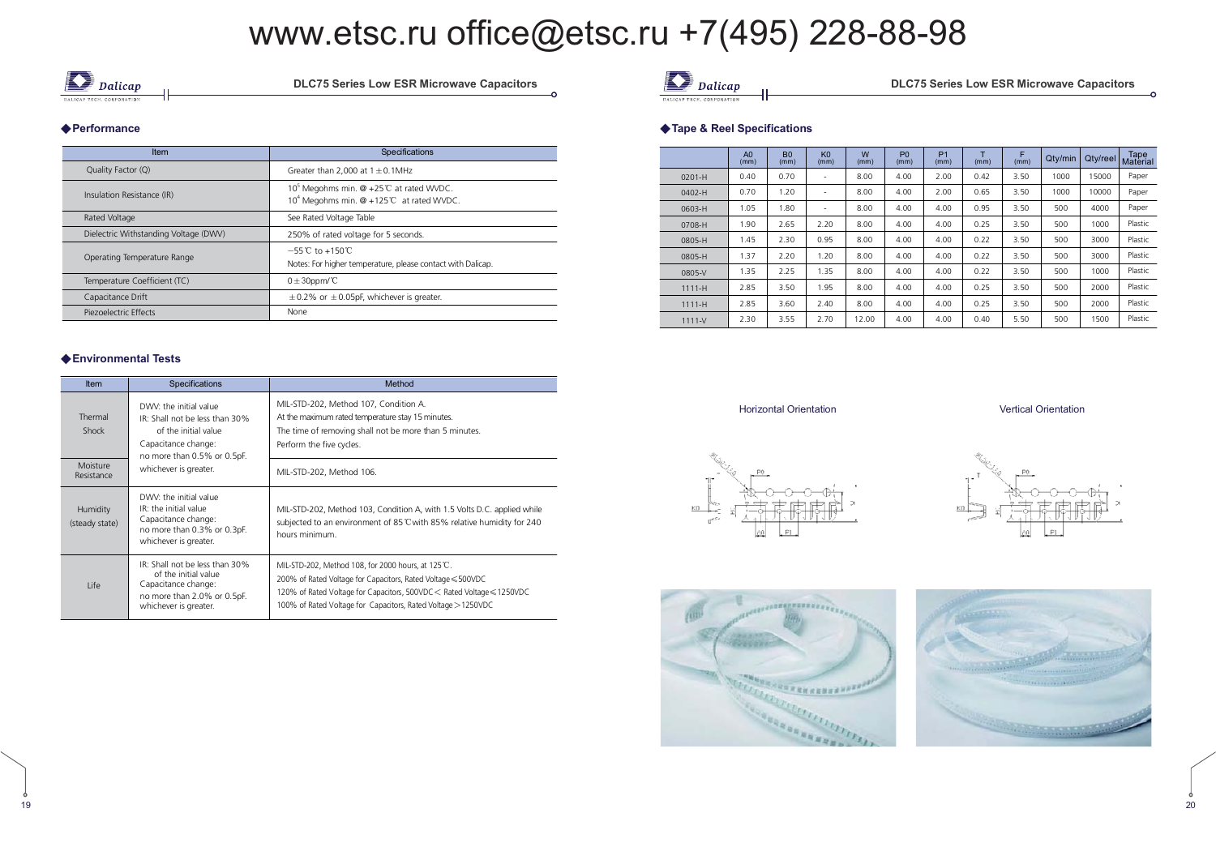www.etsc.ru office@etsc.ru +7(495) 228-88-98

## DLC75 Series Low ESR Microwave Capacitors

### ◆Performance

| Item | Specifications |
|---|---|
| Quality Factor (Q) | Greater than 2,000 at 1±0.1MHz |
| Insulation Resistance (IR) | $10^5$ Megohms min. @+25℃ at rated WVDC.<br>$10^4$ Megohms min. @+125℃ at rated WVDC. |
| Rated Voltage | See Rated Voltage Table |
| Dielectric Withstanding Voltage (DWV) | 250% of rated voltage for 5 seconds. |
| Operating Temperature Range | −55℃ to +150℃<br>Notes: For higher temperature, please contact with Dalicap. |
| Temperature Coefficient (TC) | 0±30ppm/℃ |
| Capacitance Drift | ±0.2% or ±0.05pF, whichever is greater. |
| Piezoelectric Effects | None |

### ◆Environmental Tests

| Item | Specifications | Method |
|---|---|---|
| Thermal Shock | DWV: the initial value<br>IR: Shall not be less than 30% of the initial value<br>Capacitance change: no more than 0.5% or 0.5pF. whichever is greater. | MIL-STD-202, Method 107, Condition A.<br>At the maximum rated temperature stay 15 minutes.<br>The time of removing shall not be more than 5 minutes.<br>Perform the five cycles. |
| Moisture Resistance | | MIL-STD-202, Method 106. |
| Humidity (steady state) | DWV: the initial value<br>IR: the initial value<br>Capacitance change: no more than 0.3% or 0.3pF. whichever is greater. | MIL-STD-202, Method 103, Condition A, with 1.5 Volts D.C. applied while subjected to an environment of 85℃ with 85% relative humidity for 240 hours minimum. |
| Life | IR: Shall not be less than 30% of the initial value<br>Capacitance change: no more than 2.0% or 0.5pF. whichever is greater. | MIL-STD-202, Method 108, for 2000 hours, at 125℃.<br>200% of Rated Voltage for Capacitors, Rated Voltage≤500VDC<br>120% of Rated Voltage for Capacitors, 500VDC< Rated Voltage≤1250VDC<br>100% of Rated Voltage for Capacitors, Rated Voltage>1250VDC |

### ◆Tape & Reel Specifications

| | A0 (mm) | B0 (mm) | K0 (mm) | W (mm) | P0 (mm) | P1 (mm) | T (mm) | F (mm) | Qty/min | Qty/reel | Tape Material |
|---|---|---|---|---|---|---|---|---|---|---|---|
| 0201-H | 0.40 | 0.70 | - | 8.00 | 4.00 | 2.00 | 0.42 | 3.50 | 1000 | 15000 | Paper |
| 0402-H | 0.70 | 1.20 | - | 8.00 | 4.00 | 2.00 | 0.65 | 3.50 | 1000 | 10000 | Paper |
| 0603-H | 1.05 | 1.80 | - | 8.00 | 4.00 | 4.00 | 0.95 | 3.50 | 500 | 4000 | Paper |
| 0708-H | 1.90 | 2.65 | 2.20 | 8.00 | 4.00 | 4.00 | 0.25 | 3.50 | 500 | 1000 | Plastic |
| 0805-H | 1.45 | 2.30 | 0.95 | 8.00 | 4.00 | 4.00 | 0.22 | 3.50 | 500 | 3000 | Plastic |
| 0805-H | 1.37 | 2.20 | 1.20 | 8.00 | 4.00 | 4.00 | 0.22 | 3.50 | 500 | 3000 | Plastic |
| 0805-V | 1.35 | 2.25 | 1.35 | 8.00 | 4.00 | 4.00 | 0.22 | 3.50 | 500 | 1000 | Plastic |
| 1111-H | 2.85 | 3.50 | 1.95 | 8.00 | 4.00 | 4.00 | 0.25 | 3.50 | 500 | 2000 | Plastic |
| 1111-H | 2.85 | 3.60 | 2.40 | 8.00 | 4.00 | 4.00 | 0.25 | 3.50 | 500 | 2000 | Plastic |
| 1111-V | 2.30 | 3.55 | 2.70 | 12.00 | 4.00 | 4.00 | 0.40 | 5.50 | 500 | 1500 | Plastic |

Horizontal Orientation

Vertical Orientation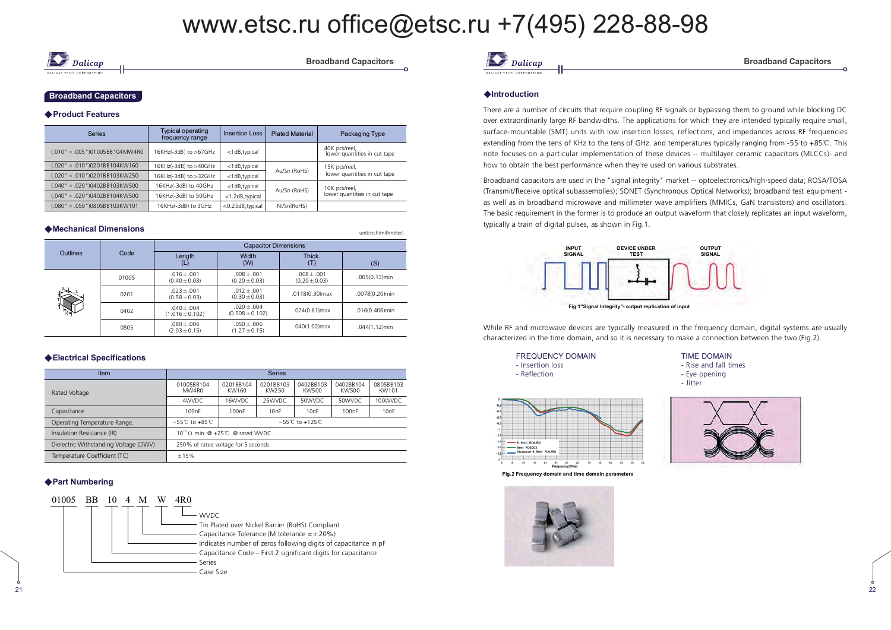www.etsc.ru office@etsc.ru +7(495) 228-88-98

## Broadband Capacitors

### ◆Product Features

| Series | Typical operating frequency range | Insertion Loss | Plated Material | Packaging Type |
|---|---|---|---|---|
| (.010" × .005")01005BB104MW4R0 | 16KHz(-3dB) to >67GHz | <1dB,typical | | 40K pcs/reel, lower quantities in cut tape |
| (.020" × .010")0201BB104KW160 | 16KHz(-3dB) to >40GHz | <1dB,typical | Au/Sn (RoHS) | 15K pcs/reel, lower quantities in cut tape |
| (.020" × .010")0201BB103KW250 | 16KHz(-3dB) to >32GHz | <1dB,typical | | |
| (.040" × .020")0402BB103KW500 | 16KHz(-3dB) to 40GHz | <1dB,typical | Au/Sn (RoHS) | 10K pcs/reel, lower quantities in cut tape |
| (.040" × .020")0402BB104KW500 | 16KHz(-3dB) to 50GHz | <1.2dB,typical | | |
| (.080" × .050")0805BB103KW101 | 16KHz(-3dB) to 3GHz | <0.25dB,typical | Ni/Sn(RoHS) | |

### ◆Mechanical Dimensions

unit:inch(millimeter)

| Outlines | Code | Capacitor Dimensions | | | |
|---|---|---|---|---|---|
| | | Length (L) | Width (W) | Thick. (T) | (S) |
| | 01005 | .016±.001 (0.40±0.03) | .008±.001 (0.20±0.03) | .008±.001 (0.20±0.03) | .005(0.13)min |
| | 0201 | .023±.001 (0.58±0.03) | .012±.001 (0.30±0.03) | .0118(0.30)max | .0078(0.20)min |
| | 0402 | .040±.004 (1.016±0.102) | .020±.004 (0.508±0.102) | .024(0.61)max | .016(0.406)min |
| | 0805 | .080±.006 (2.03±0.15) | .050±.006 (1.27±0.15) | .040(1.02)max | .044(1.12)min |

### ◆Electrical Specifications

| Item | Series | | | | | |
|---|---|---|---|---|---|---|
| Rated Voltage | 01005BB104 MW4R0 | 0201BB104 KW160 | 0201BB103 KW250 | 0402BB103 KW500 | 0402BB104 KW500 | 0805BB103 KW101 |
| | 4WVDC | 16WVDC | 25WVDC | 50WVDC | 50WVDC | 100WVDC |
| Capacitance | 100nF | 100nF | 10nF | 10nF | 100nF | 10nF |
| Operating Temperature Range. | −55℃ to +85℃ | −55℃ to +125℃ | | | | |
| Insulation Resistance (IR) | $10^{11}$ Ω min. @ +25℃ @ rated WVDC | | | | | |
| Dielectric Withstanding Voltage (DWV) | 250% of rated voltage for 5 seconds. | | | | | |
| Temperature Coefficient (TC) | ±15% | | | | | |

### ◆Part Numbering

01005 BB 10 4 M W 4R0

- 4R0 — WVDC
- W — Tin Plated over Nickel Barrier (RoHS) Compliant
- M — Capacitance Tolerance (M tolerance = ±20%)
- 4 — Indicates number of zeros following digits of capacitance in pF
- 10 — Capacitance Code – First 2 significant digits for capacitance
- BB — Series
- 01005 — Case Size

## Broadband Capacitors

### ◆Introduction

There are a number of circuits that require coupling RF signals or bypassing them to ground while blocking DC over extraordinarily large RF bandwidths. The applications for which they are intended typically require small, surface-mountable (SMT) units with low insertion losses, reflections, and impedances across RF frequencies extending from the tens of KHz to the tens of GHz. and temperatures typically ranging from -55 to +85℃. This note focuses on a particular implementation of these devices -- multilayer ceramic capacitors (MLCCs)- and how to obtain the best performance when they're used on various substrates.

Broadband capacitors are used in the "signal integrity" market -- optoelectronics/high-speed data; ROSA/TOSA (Transmit/Receive optical subassemblies); SONET (Synchronous Optical Networks); broadband test equipment - as well as in broadband microwave and millimeter wave amplifiers (MMICs, GaN transistors) and oscillators. The basic requirement in the former is to produce an output waveform that closely replicates an input waveform, typically a train of digital pulses, as shown in Fig.1.

INPUT SIGNAL — DEVICE UNDER TEST — OUTPUT SIGNAL

Fig.1"Signal Integrity"- output replication of input

While RF and microwave devices are typically measured in the frequency domain, digital systems are usually characterized in the time domain, and so it is necessary to make a connection between the two (Fig.2).

FREQUENCY DOMAIN
- Insertion loss
- Reflection

TIME DOMAIN
- Rise and fall times
- Eye opening
- Jitter

Fig.2 Frequency domain and time domain parameters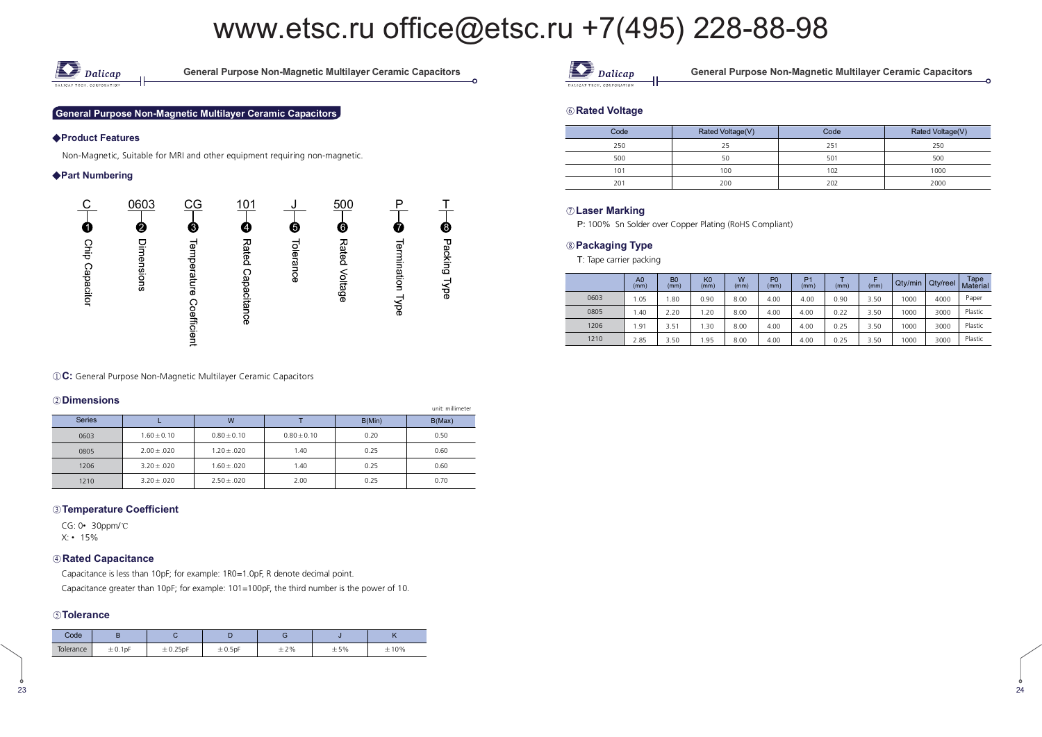www.etsc.ru office@etsc.ru +7(495) 228-88-98

## General Purpose Non-Magnetic Multilayer Ceramic Capacitors

### ◆Product Features

Non-Magnetic, Suitable for MRI and other equipment requiring non-magnetic.

### ◆Part Numbering

| C | 0603 | CG | 101 | J | 500 | P | T |
|---|---|---|---|---|---|---|---|
| ❶ | ❷ | ❸ | ❹ | ❺ | ❻ | ❼ | ❽ |
| Chip Capacitor | Dimensions | Temperature Coefficient | Rated Capacitance | Tolerance | Rated Voltage | Termination Type | Packing Type |

①**C:** General Purpose Non-Magnetic Multilayer Ceramic Capacitors

### ②Dimensions

unit: millimeter

| Series | L | W | T | B(Min) | B(Max) |
|---|---|---|---|---|---|
| 0603 | 1.60±0.10 | 0.80±0.10 | 0.80±0.10 | 0.20 | 0.50 |
| 0805 | 2.00±.020 | 1.20±.020 | 1.40 | 0.25 | 0.60 |
| 1206 | 3.20±.020 | 1.60±.020 | 1.40 | 0.25 | 0.60 |
| 1210 | 3.20±.020 | 2.50±.020 | 2.00 | 0.25 | 0.70 |

### ③Temperature Coefficient

CG: 0• 30ppm/℃

X: • 15%

### ④Rated Capacitance

Capacitance is less than 10pF; for example: 1R0=1.0pF, R denote decimal point.

Capacitance greater than 10pF; for example: 101=100pF, the third number is the power of 10.

### ⑤Tolerance

| Code | B | C | D | G | J | K |
|---|---|---|---|---|---|---|
| Tolerance | ±0.1pF | ±0.25pF | ±0.5pF | ±2% | ±5% | ±10% |

### ⑥Rated Voltage

| Code | Rated Voltage(V) | Code | Rated Voltage(V) |
|---|---|---|---|
| 250 | 25 | 251 | 250 |
| 500 | 50 | 501 | 500 |
| 101 | 100 | 102 | 1000 |
| 201 | 200 | 202 | 2000 |

### ⑦Laser Marking

P: 100% Sn Solder over Copper Plating (RoHS Compliant)

### ⑧Packaging Type

T: Tape carrier packing

| | A0 (mm) | B0 (mm) | K0 (mm) | W (mm) | P0 (mm) | P1 (mm) | T (mm) | F (mm) | Qty/min | Qty/reel | Tape Material |
|---|---|---|---|---|---|---|---|---|---|---|---|
| 0603 | 1.05 | 1.80 | 0.90 | 8.00 | 4.00 | 4.00 | 0.90 | 3.50 | 1000 | 4000 | Paper |
| 0805 | 1.40 | 2.20 | 1.20 | 8.00 | 4.00 | 4.00 | 0.22 | 3.50 | 1000 | 3000 | Plastic |
| 1206 | 1.91 | 3.51 | 1.30 | 8.00 | 4.00 | 4.00 | 0.25 | 3.50 | 1000 | 3000 | Plastic |
| 1210 | 2.85 | 3.50 | 1.95 | 8.00 | 4.00 | 4.00 | 0.25 | 3.50 | 1000 | 3000 | Plastic |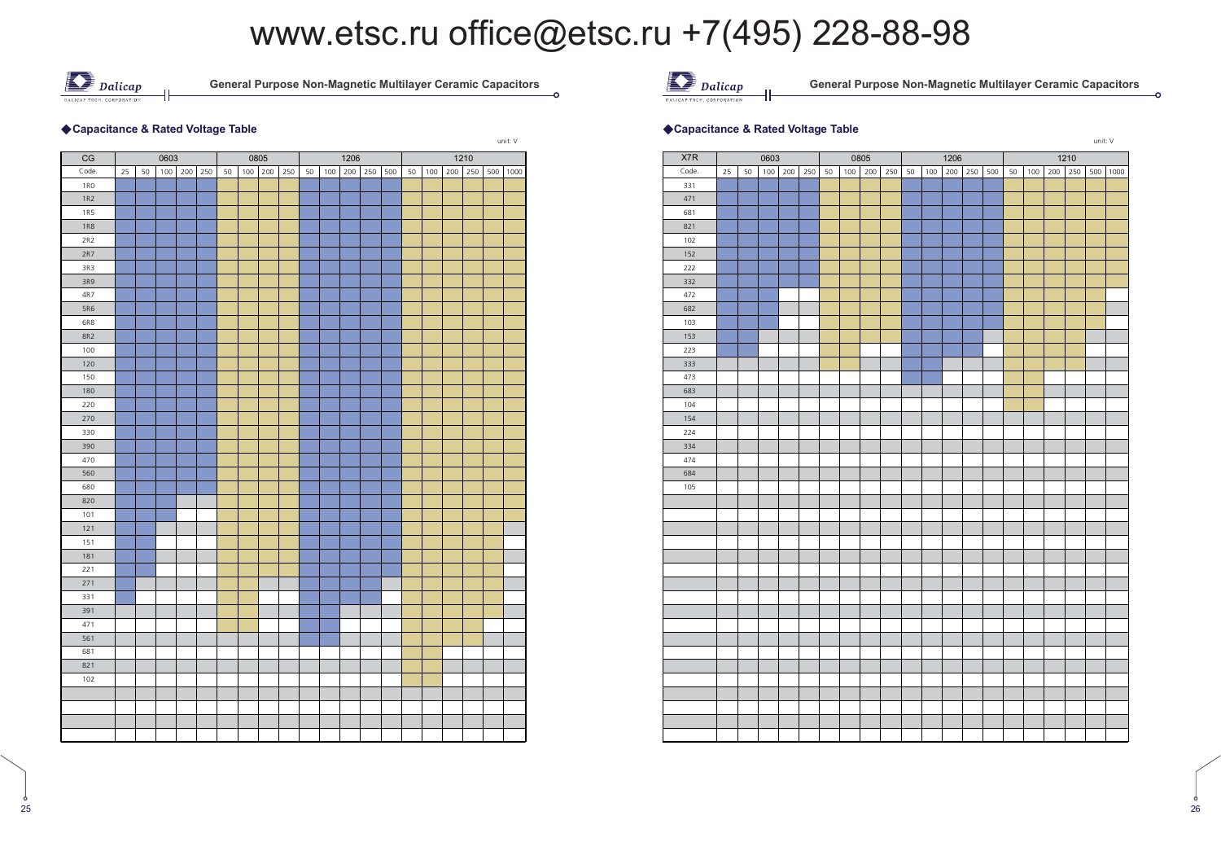## ◆Capacitance & Rated Voltage Table

unit: V

| CG | 0603 | | | | | 0805 | | | | 1206 | | | | | 1210 | | | | | |
|---|---|---|---|---|---|---|---|---|---|---|---|---|---|---|---|---|---|---|---|---|
| Code. | 25 | 50 | 100 | 200 | 250 | 50 | 100 | 200 | 250 | 50 | 100 | 200 | 250 | 500 | 50 | 100 | 200 | 250 | 500 | 1000 |
| 1R0 | | | | | | | | | | | | | | | | | | | | |
| 1R2 | | | | | | | | | | | | | | | | | | | | |
| 1R5 | | | | | | | | | | | | | | | | | | | | |
| 1R8 | | | | | | | | | | | | | | | | | | | | |
| 2R2 | | | | | | | | | | | | | | | | | | | | |
| 2R7 | | | | | | | | | | | | | | | | | | | | |
| 3R3 | | | | | | | | | | | | | | | | | | | | |
| 3R9 | | | | | | | | | | | | | | | | | | | | |
| 4R7 | | | | | | | | | | | | | | | | | | | | |
| 5R6 | | | | | | | | | | | | | | | | | | | | |
| 6R8 | | | | | | | | | | | | | | | | | | | | |
| 8R2 | | | | | | | | | | | | | | | | | | | | |
| 100 | | | | | | | | | | | | | | | | | | | | |
| 120 | | | | | | | | | | | | | | | | | | | | |
| 150 | | | | | | | | | | | | | | | | | | | | |
| 180 | | | | | | | | | | | | | | | | | | | | |
| 220 | | | | | | | | | | | | | | | | | | | | |
| 270 | | | | | | | | | | | | | | | | | | | | |
| 330 | | | | | | | | | | | | | | | | | | | | |
| 390 | | | | | | | | | | | | | | | | | | | | |
| 470 | | | | | | | | | | | | | | | | | | | | |
| 560 | | | | | | | | | | | | | | | | | | | | |
| 680 | | | | | | | | | | | | | | | | | | | | |
| 820 | | | | | | | | | | | | | | | | | | | | |
| 101 | | | | | | | | | | | | | | | | | | | | |
| 121 | | | | | | | | | | | | | | | | | | | | |
| 151 | | | | | | | | | | | | | | | | | | | | |
| 181 | | | | | | | | | | | | | | | | | | | | |
| 221 | | | | | | | | | | | | | | | | | | | | |
| 271 | | | | | | | | | | | | | | | | | | | | |
| 331 | | | | | | | | | | | | | | | | | | | | |
| 391 | | | | | | | | | | | | | | | | | | | | |
| 471 | | | | | | | | | | | | | | | | | | | | |
| 561 | | | | | | | | | | | | | | | | | | | | |
| 681 | | | | | | | | | | | | | | | | | | | | |
| 821 | | | | | | | | | | | | | | | | | | | | |
| 102 | | | | | | | | | | | | | | | | | | | | |

## ◆Capacitance & Rated Voltage Table

unit: V

| X7R | 0603 | | | | | 0805 | | | | 1206 | | | | | 1210 | | | | | |
|---|---|---|---|---|---|---|---|---|---|---|---|---|---|---|---|---|---|---|---|---|
| Code. | 25 | 50 | 100 | 200 | 250 | 50 | 100 | 200 | 250 | 50 | 100 | 200 | 250 | 500 | 50 | 100 | 200 | 250 | 500 | 1000 |
| 331 | | | | | | | | | | | | | | | | | | | | |
| 471 | | | | | | | | | | | | | | | | | | | | |
| 681 | | | | | | | | | | | | | | | | | | | | |
| 821 | | | | | | | | | | | | | | | | | | | | |
| 102 | | | | | | | | | | | | | | | | | | | | |
| 152 | | | | | | | | | | | | | | | | | | | | |
| 222 | | | | | | | | | | | | | | | | | | | | |
| 332 | | | | | | | | | | | | | | | | | | | | |
| 472 | | | | | | | | | | | | | | | | | | | | |
| 682 | | | | | | | | | | | | | | | | | | | | |
| 103 | | | | | | | | | | | | | | | | | | | | |
| 153 | | | | | | | | | | | | | | | | | | | | |
| 223 | | | | | | | | | | | | | | | | | | | | |
| 333 | | | | | | | | | | | | | | | | | | | | |
| 473 | | | | | | | | | | | | | | | | | | | | |
| 683 | | | | | | | | | | | | | | | | | | | | |
| 104 | | | | | | | | | | | | | | | | | | | | |
| 154 | | | | | | | | | | | | | | | | | | | | |
| 224 | | | | | | | | | | | | | | | | | | | | |
| 334 | | | | | | | | | | | | | | | | | | | | |
| 474 | | | | | | | | | | | | | | | | | | | | |
| 684 | | | | | | | | | | | | | | | | | | | | |
| 105 | | | | | | | | | | | | | | | | | | | | |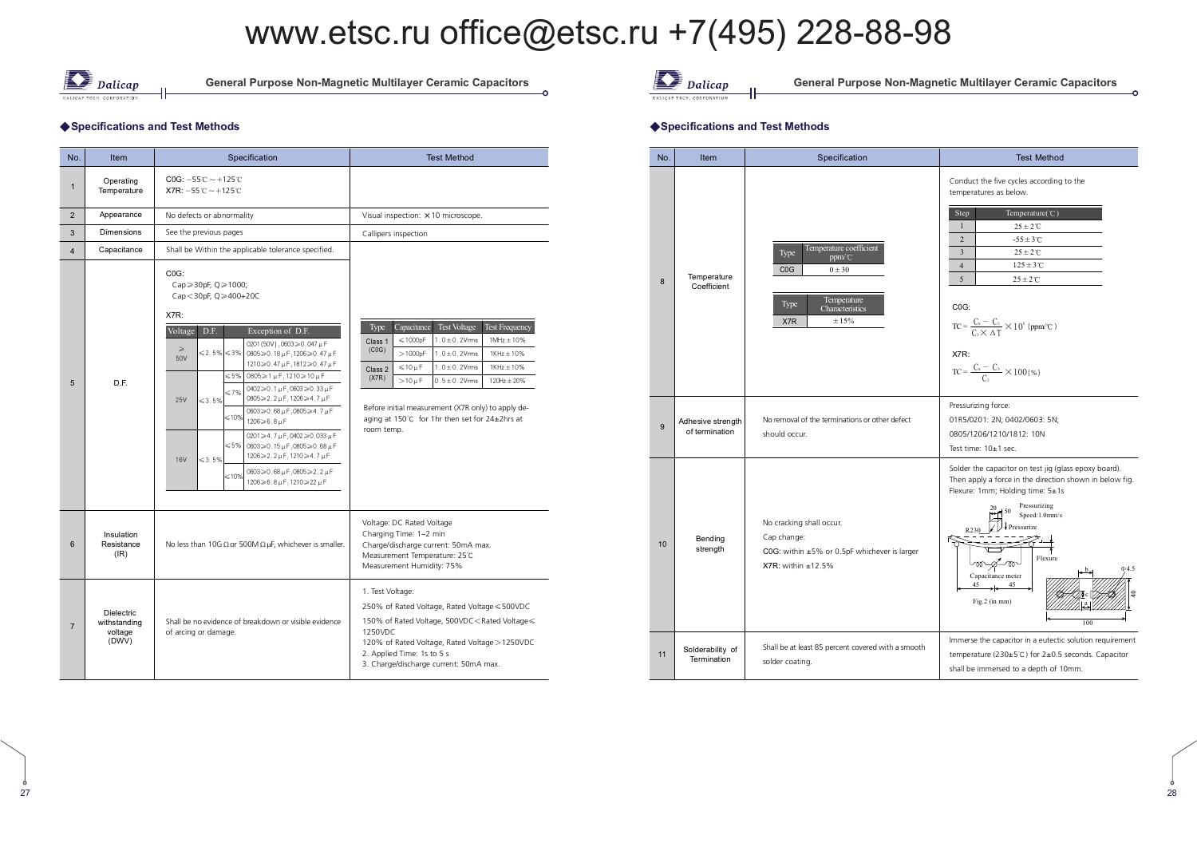www.etsc.ru office@etsc.ru +7(495) 228-88-98

## General Purpose Non-Magnetic Multilayer Ceramic Capacitors

### ◆Specifications and Test Methods

| No. | Item | Specification | Test Method |
|---|---|---|---|
| 1 | Operating Temperature | C0G: −55℃～+125℃<br>X7R: −55℃～+125℃ | |
| 2 | Appearance | No defects or abnormality | Visual inspection: ×10 microscope. |
| 3 | Dimensions | See the previous pages | Callipers inspection |
| 4 | Capacitance | Shall be Within the applicable tolerance specified. | |
| 5 | D.F. | C0G:<br>Cap≥30pF, Q≥1000;<br>Cap<30pF, Q≥400+20C<br><br>X7R: (see D.F. table below) | (see Test Conditions table below)<br><br>Before initial measurement (X7R only) to apply de-aging at 150℃ for 1hr then set for 24±2hrs at room temp. |
| 6 | Insulation Resistance (IR) | No less than 10GΩ or 500MΩ·μF, whichever is smaller. | Voltage: DC Rated Voltage<br>Charging Time: 1~2 min<br>Charge/discharge current: 50mA max.<br>Measurement Temperature: 25℃<br>Measurement Humidity: 75% |
| 7 | Dielectric withstanding voltage (DWV) | Shall be no evidence of breakdown or visible evidence of arcing or damage. | 1. Test Voltage:<br>250% of Rated Voltage, Rated Voltage≤500VDC<br>150% of Rated Voltage, 500VDC<Rated Voltage≤1250VDC<br>120% of Rated Voltage, Rated Voltage>1250VDC<br>2. Applied Time: 1s to 5 s<br>3. Charge/discharge current: 50mA max. |

X7R D.F.:

| Voltage | D.F. | | Exception of D.F. |
|---|---|---|---|
| ≥50V | ≤2.5% | ≤3% | 0201(50V),0603≥0.047μF<br>0805≥0.18μF,1206≥0.47μF<br>1210≥0.47μF,1812≥0.47μF |
| 25V | ≤3.5% | ≤5% | 0805≥1μF,1210≥10μF |
| | | ≤7% | 0402≥0.1μF,0603≥0.33μF<br>0805≥2.2μF,1206≥4.7μF |
| | | ≤10% | 0603≥0.68μF,0805≥4.7μF<br>1206≥6.8μF |
| 16V | ≤3.5% | ≤5% | 0201≥4.7μF,0402≥0.033μF<br>0603≥0.15μF,0805≥0.68μF<br>1206≥2.2μF,1210≥4.7μF |
| | | ≤10% | 0603≥0.68μF,0805≥2.2μF<br>1206≥6.8μF,1210≥22μF |

Test conditions:

| Type | Capacitance | Test Voltage | Test Frequency |
|---|---|---|---|
| Class 1 (C0G) | ≤1000pF | 1.0±0.2Vrms | 1MHz±10% |
| | >1000pF | 1.0±0.2Vrms | 1KHz±10% |
| Class 2 (X7R) | ≤10μF | 1.0±0.2Vrms | 1KHz±10% |
| | >10μF | 0.5±0.2Vrms | 120Hz±20% |

## General Purpose Non-Magnetic Multilayer Ceramic Capacitors

### ◆Specifications and Test Methods

| No. | Item | Specification | Test Method |
|---|---|---|---|
| 8 | Temperature Coefficient | (see Temperature coefficient tables below) | Conduct the five cycles according to the temperatures as below. (see Step table below)<br><br>C0G:<br>$TC=\frac{C_2-C_1}{C_1\times\Delta T}\times10^6$ (ppm/℃)<br><br>X7R:<br>$TC=\frac{C_2-C_1}{C_1}\times100$ (%) |
| 9 | Adhesive strength of termination | No removal of the terminations or other defect should occur. | Pressurizing force:<br>01R5/0201: 2N; 0402/0603: 5N;<br>0805/1206/1210/1812: 10N<br>Test time: 10±1 sec. |
| 10 | Bending strength | No cracking shall occur.<br>Cap change:<br>C0G: within ±5% or 0.5pF whichever is larger<br>X7R: within ±12.5% | Solder the capacitor on test jig (glass epoxy board). Then apply a force in the direction shown in below fig. Flexure: 1mm; Holding time: 5±1s<br><br>Fig.2 (in mm) |
| 11 | Solderability of Termination | Shall be at least 85 percent covered with a smooth solder coating. | Immerse the capacitor in a eutectic solution requirement temperature (230±5℃) for 2±0.5 seconds. Capacitor shall be immersed to a depth of 10mm. |

| Type | Temperature coefficient ppm/℃ |
|---|---|
| C0G | 0±30 |

| Type | Temperature Characteristics |
|---|---|
| X7R | ±15% |

| Step | Temperature(℃) |
|---|---|
| 1 | 25±2℃ |
| 2 | -55±3℃ |
| 3 | 25±2℃ |
| 4 | 125±3℃ |
| 5 | 25±2℃ |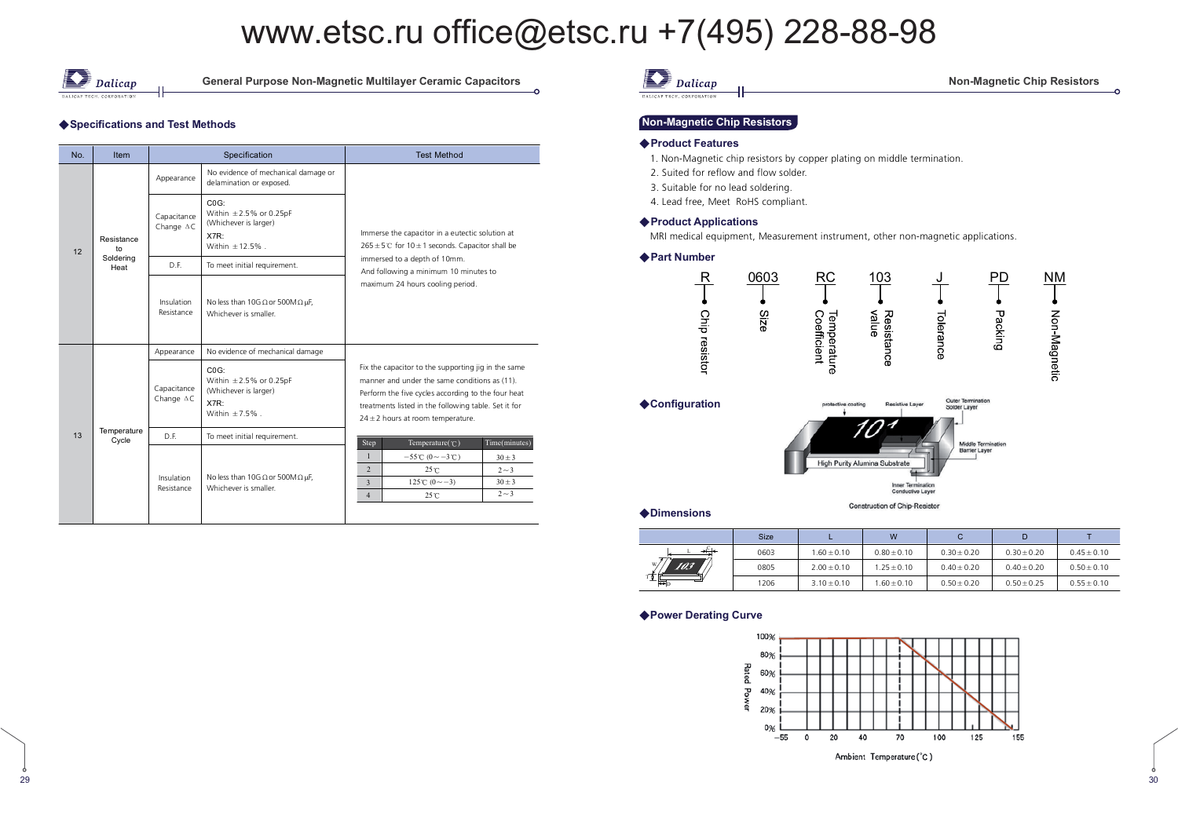## General Purpose Non-Magnetic Multilayer Ceramic Capacitors

### ◆Specifications and Test Methods

| No. | Item | Specification | | Test Method |
|---|---|---|---|---|
| 12 | Resistance to Soldering Heat | Appearance | No evidence of mechanical damage or delamination or exposed. | Immerse the capacitor in a eutectic solution at 265±5℃ for 10±1 seconds. Capacitor shall be immersed to a depth of 10mm. And following a minimum 10 minutes to maximum 24 hours cooling period. |
| | | Capacitance Change ΔC | C0G: Within ±2.5% or 0.25pF (Whichever is larger) X7R: Within ±12.5% . | |
| | | D.F. | To meet initial requirement. | |
| | | Insulation Resistance | No less than 10GΩ or 500MΩ μF, Whichever is smaller. | |
| 13 | Temperature Cycle | Appearance | No evidence of mechanical damage | Fix the capacitor to the supporting jig in the same manner and under the same conditions as (11). Perform the five cycles according to the four heat treatments listed in the following table. Set it for 24±2 hours at room temperature. |
| | | Capacitance Change ΔC | C0G: Within ±2.5% or 0.25pF (Whichever is larger) X7R: Within ±7.5% . | |
| | | D.F. | To meet initial requirement. | |
| | | Insulation Resistance | No less than 10GΩ or 500MΩ μF, Whichever is smaller. | |

| Step | Temperature(℃) | Time(minutes) |
|---|---|---|
| 1 | −55℃ (0～−3℃) | 30±3 |
| 2 | 25℃ | 2～3 |
| 3 | 125℃ (0～−3) | 30±3 |
| 4 | 25℃ | 2～3 |

## Non-Magnetic Chip Resistors

### ◆Product Features

1. Non-Magnetic chip resistors by copper plating on middle termination.
2. Suited for reflow and flow solder.
3. Suitable for no lead soldering.
4. Lead free, Meet RoHS compliant.

### ◆Product Applications

MRI medical equipment, Measurement instrument, other non-magnetic applications.

### ◆Part Number

| R | 0603 | RC | 103 | J | PD | NM |
|---|---|---|---|---|---|---|
| Chip resistor | Size | Temperature Coefficient | Resistance value | Tolerance | Packing | Non-Magnetic |

### ◆Configuration

protective coating, Resistive Layer, Outer Termination Solder Layer, Middle Termination Barrier Layer, High Purity Alumina Substrate, Inner Termination Conductive Layer

Construction of Chip-Resistor

### ◆Dimensions

| Size | L | W | C | D | T |
|---|---|---|---|---|---|
| 0603 | 1.60±0.10 | 0.80±0.10 | 0.30±0.20 | 0.30±0.20 | 0.45±0.10 |
| 0805 | 2.00±0.10 | 1.25±0.10 | 0.40±0.20 | 0.40±0.20 | 0.50±0.10 |
| 1206 | 3.10±0.10 | 1.60±0.10 | 0.50±0.20 | 0.50±0.25 | 0.55±0.10 |

### ◆Power Derating Curve

Rated Power (0%–100%) vs. Ambient Temperature(℃) (−55 to 155)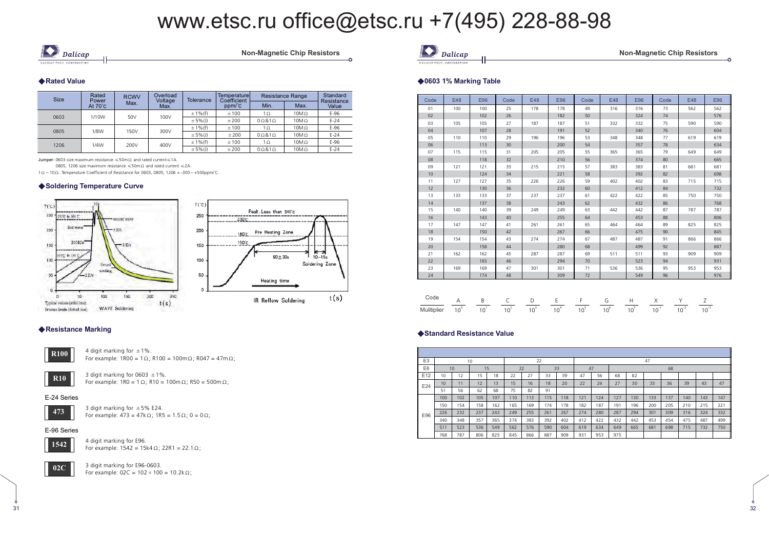www.etsc.ru office@etsc.ru +7(495) 228-88-98

## Non-Magnetic Chip Resistors

### ◆Rated Value

| Size | Rated Power At 70°C | RCWV Max. | Overload Voltage Max. | Tolerance | Temperature Coefficient ppm/°C | Resistance Range | | Standard Resistance Value |
|---|---|---|---|---|---|---|---|---|
| | | | | | | Min. | Max. | |
| 0603 | 1/10W | 50V | 100V | ±1%(F) | ±100 | 1Ω | 10MΩ | E-96 |
| | | | | ±5%(J) | ±200 | 0Ω&1Ω | 10MΩ | E-24 |
| 0805 | 1/8W | 150V | 300V | ±1%(F) | ±100 | 1Ω | 10MΩ | E-96 |
| | | | | ±5%(J) | ±200 | 0Ω&1Ω | 10MΩ | E-24 |
| 1206 | 1/4W | 200V | 400V | ±1%(F) | ±100 | 1Ω | 10MΩ | E-96 |
| | | | | ±5%(J) | ±200 | 0Ω&1Ω | 10MΩ | E-24 |

Jumper: 0603 size maximum resistance ≤50mΩ and rated current≤1A.
0805, 1206 size maximum resistance ≤50mΩ and rated current ≤2A.
1Ω－10Ω: Temperature Coefficient of Resistance for 0603, 0805, 1206 = -300～+500ppm/°C.

### ◆Soldering Temperature Curve

WAVE Soldering — Typical values (solid line), Process limits (dotted line). 235°C to 260°C, 10s, first wave, second wave, 2°C/s, 200°C/s, 100°C to 130°C, forced cooling, 2°C/s; axes T(°C), t(s).

IR Reflow Soldering — Peak, Less than 245°C; 230°C; 180°C; 150°C; Pre Heating Zone 90±30s; Soldering Zone 10~15s; Heating time; axes T(°C), t(s).

### ◆Resistance Marking

**R100** — 4 digit marking for ±1%.
For example: 1R00 = 1Ω; R100 = 100mΩ; R047 = 47mΩ;

**R10** — 3 digit marking for 0603 ±1%.
For example: 1R0 = 1Ω; R10 = 100mΩ; R50 = 500mΩ;

E-24 Series

**473** — 3 digit marking for ±5% E24.
For example: 473 = 47kΩ; 1R5 = 1.5Ω; 0 = 0Ω;

E-96 Series

**1542** — 4 digit marking for E96.
For example: 1542 = 15k4Ω; 22R1 = 22.1Ω;

**02C** — 3 digit marking for E96-0603.
For example: 02C = 102 × 100 = 10.2kΩ;

## Non-Magnetic Chip Resistors

### ◆0603 1% Marking Table

| Code | E48 | E96 | Code | E48 | E96 | Code | E48 | E96 | Code | E48 | E96 |
|---|---|---|---|---|---|---|---|---|---|---|---|
| 01 | 100 | 100 | 25 | 178 | 178 | 49 | 316 | 316 | 73 | 562 | 562 |
| 02 | | 102 | 26 | | 182 | 50 | | 324 | 74 | | 576 |
| 03 | 105 | 105 | 27 | 187 | 187 | 51 | 332 | 332 | 75 | 590 | 590 |
| 04 | | 107 | 28 | | 191 | 52 | | 340 | 76 | | 604 |
| 05 | 110 | 110 | 29 | 196 | 196 | 53 | 348 | 348 | 77 | 619 | 619 |
| 06 | | 113 | 30 | | 200 | 54 | | 357 | 78 | | 634 |
| 07 | 115 | 115 | 31 | 205 | 205 | 55 | 365 | 365 | 79 | 649 | 649 |
| 08 | | 118 | 32 | | 210 | 56 | | 374 | 80 | | 665 |
| 09 | 121 | 121 | 33 | 215 | 215 | 57 | 383 | 383 | 81 | 681 | 681 |
| 10 | | 124 | 34 | | 221 | 58 | | 392 | 82 | | 698 |
| 11 | 127 | 127 | 35 | 226 | 226 | 59 | 402 | 402 | 83 | 715 | 715 |
| 12 | | 130 | 36 | | 232 | 60 | | 412 | 84 | | 732 |
| 13 | 133 | 133 | 37 | 237 | 237 | 61 | 422 | 422 | 85 | 750 | 750 |
| 14 | | 137 | 38 | | 243 | 62 | | 432 | 86 | | 768 |
| 15 | 140 | 140 | 39 | 249 | 249 | 63 | 442 | 442 | 87 | 787 | 787 |
| 16 | | 143 | 40 | | 255 | 64 | | 453 | 88 | | 806 |
| 17 | 147 | 147 | 41 | 261 | 261 | 65 | 464 | 464 | 89 | 825 | 825 |
| 18 | | 150 | 42 | | 267 | 66 | | 475 | 90 | | 845 |
| 19 | 154 | 154 | 43 | 274 | 274 | 67 | 487 | 487 | 91 | 866 | 866 |
| 20 | | 158 | 44 | | 280 | 68 | | 499 | 92 | | 887 |
| 21 | 162 | 162 | 45 | 287 | 287 | 69 | 511 | 511 | 93 | 909 | 909 |
| 22 | | 165 | 46 | | 294 | 70 | | 523 | 94 | | 931 |
| 23 | 169 | 169 | 47 | 301 | 301 | 71 | 536 | 536 | 95 | 953 | 953 |
| 24 | | 174 | 48 | | 309 | 72 | | 549 | 96 | | 976 |

| Code | A | B | C | D | E | F | G | H | X | Y | Z |
|---|---|---|---|---|---|---|---|---|---|---|---|
| Mulitiplier | $10^0$ | $10^1$ | $10^2$ | $10^3$ | $10^4$ | $10^5$ | $10^6$ | $10^7$ | $10^{-1}$ | $10^{-2}$ | $10^{-3}$ |

### ◆Standard Resistance Value

| | | | | | | | | | | | | | | | | | |
|---|---|---|---|---|---|---|---|---|---|---|---|---|---|---|---|---|---|
| E3 | 10 | | | | 22 | | | | 47 | | | | | | | | |
| E6 | 10 | | 15 | | 22 | | 33 | | 47 | | 68 | | | | | | |
| E12 | 10 | 12 | 15 | 18 | 22 | 27 | 33 | 39 | 47 | 56 | 68 | 82 | | | | | |
| E24 | 10 | 11 | 12 | 13 | 15 | 16 | 18 | 20 | 22 | 24 | 27 | 30 | 33 | 36 | 39 | 43 | 47 |
| | 51 | 56 | 62 | 68 | 75 | 82 | 91 | | | | | | | | | | |
| E96 | 100 | 102 | 105 | 107 | 110 | 113 | 115 | 118 | 121 | 124 | 127 | 130 | 133 | 137 | 140 | 143 | 147 |
| | 150 | 154 | 158 | 162 | 165 | 169 | 174 | 178 | 182 | 187 | 191 | 196 | 200 | 205 | 210 | 215 | 221 |
| | 226 | 232 | 237 | 243 | 249 | 255 | 261 | 267 | 274 | 280 | 287 | 294 | 301 | 309 | 316 | 324 | 332 |
| | 340 | 348 | 357 | 365 | 374 | 383 | 392 | 402 | 412 | 422 | 432 | 442 | 453 | 454 | 475 | 487 | 499 |
| | 511 | 523 | 536 | 549 | 562 | 576 | 590 | 604 | 619 | 634 | 649 | 665 | 681 | 698 | 715 | 732 | 750 |
| | 768 | 787 | 806 | 825 | 845 | 866 | 887 | 909 | 931 | 953 | 975 | | | | | | |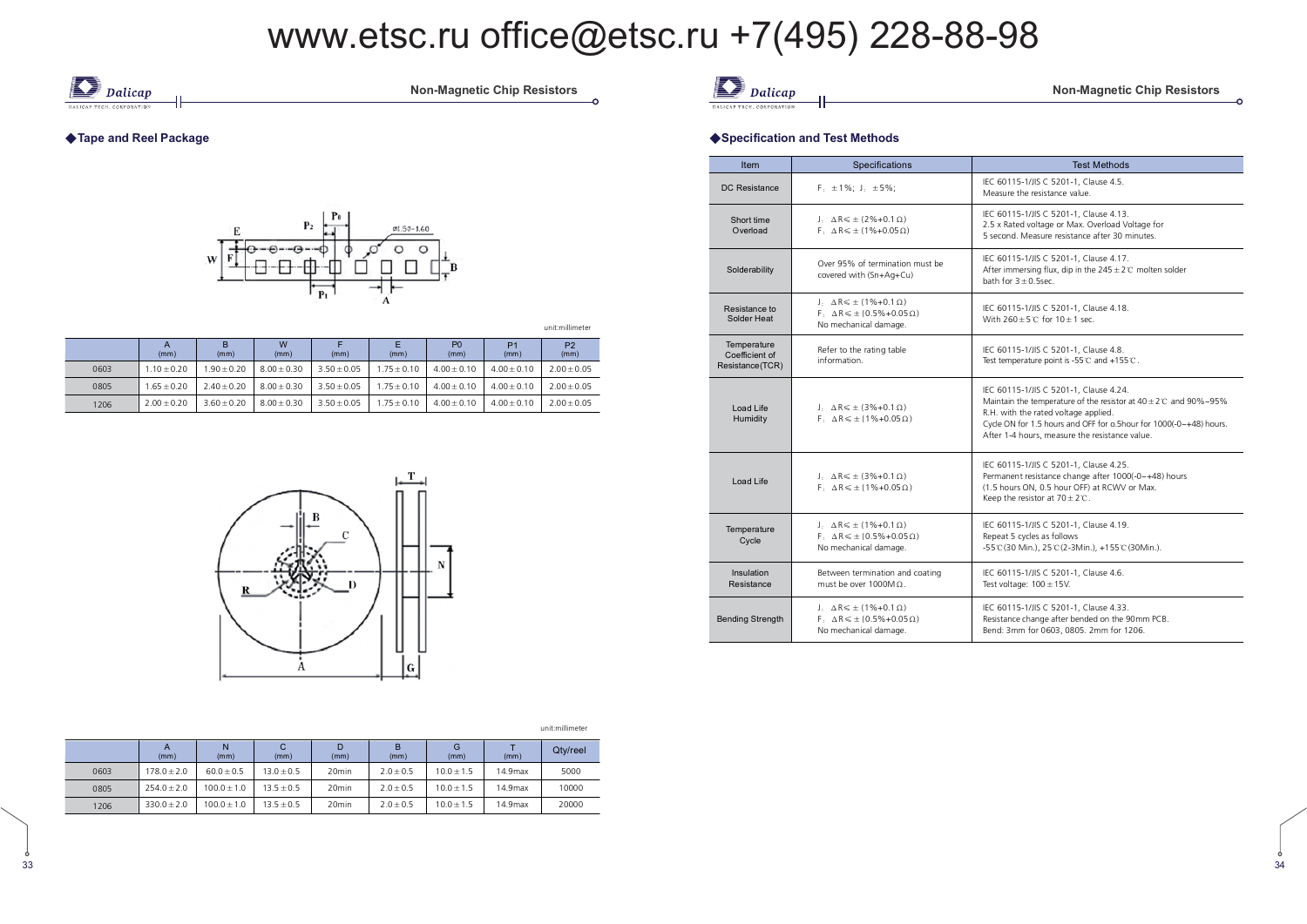www.etsc.ru office@etsc.ru +7(495) 228-88-98

## ◆Tape and Reel Package

unit:millimeter

| | A (mm) | B (mm) | W (mm) | F (mm) | E (mm) | P0 (mm) | P1 (mm) | P2 (mm) |
|---|---|---|---|---|---|---|---|---|
| 0603 | 1.10±0.20 | 1.90±0.20 | 8.00±0.30 | 3.50±0.05 | 1.75±0.10 | 4.00±0.10 | 4.00±0.10 | 2.00±0.05 |
| 0805 | 1.65±0.20 | 2.40±0.20 | 8.00±0.30 | 3.50±0.05 | 1.75±0.10 | 4.00±0.10 | 4.00±0.10 | 2.00±0.05 |
| 1206 | 2.00±0.20 | 3.60±0.20 | 8.00±0.30 | 3.50±0.05 | 1.75±0.10 | 4.00±0.10 | 4.00±0.10 | 2.00±0.05 |

unit:millimeter

| | A (mm) | N (mm) | C (mm) | D (mm) | B (mm) | G (mm) | T (mm) | Qty/reel |
|---|---|---|---|---|---|---|---|---|
| 0603 | 178.0±2.0 | 60.0±0.5 | 13.0±0.5 | 20min | 2.0±0.5 | 10.0±1.5 | 14.9max | 5000 |
| 0805 | 254.0±2.0 | 100.0±1.0 | 13.5±0.5 | 20min | 2.0±0.5 | 10.0±1.5 | 14.9max | 10000 |
| 1206 | 330.0±2.0 | 100.0±1.0 | 13.5±0.5 | 20min | 2.0±0.5 | 10.0±1.5 | 14.9max | 20000 |

## ◆Specification and Test Methods

| Item | Specifications | Test Methods |
|---|---|---|
| DC Resistance | F：±1%；J：±5%； | IEC 60115-1/JIS C 5201-1, Clause 4.5. Measure the resistance value. |
| Short time Overload | J：ΔR≤±(2%+0.1Ω) F：ΔR≤±(1%+0.05Ω) | IEC 60115-1/JIS C 5201-1, Clause 4.13. 2.5 x Rated voltage or Max. Overload Voltage for 5 second. Measure resistance after 30 minutes. |
| Solderability | Over 95% of termination must be covered with (Sn+Ag+Cu) | IEC 60115-1/JIS C 5201-1, Clause 4.17. After immersing flux, dip in the 245±2℃ molten solder bath for 3±0.5sec. |
| Resistance to Solder Heat | J：ΔR≤±(1%+0.1Ω) F：ΔR≤±(0.5%+0.05Ω) No mechanical damage. | IEC 60115-1/JIS C 5201-1, Clause 4.18. With 260±5℃ for 10±1 sec. |
| Temperature Coefficient of Resistance(TCR) | Refer to the rating table information. | IEC 60115-1/JIS C 5201-1, Clause 4.8. Test temperature point is -55℃ and +155℃. |
| Load Life Humidity | J：ΔR≤±(3%+0.1Ω) F：ΔR≤±(1%+0.05Ω) | IEC 60115-1/JIS C 5201-1, Clause 4.24. Maintain the temperature of the resistor at 40±2℃ and 90%~95% R.H. with the rated voltage applied. Cycle ON for 1.5 hours and OFF for o.5hour for 1000(-0~+48) hours. After 1-4 hours, measure the resistance value. |
| Load Life | J：ΔR≤±(3%+0.1Ω) F：ΔR≤±(1%+0.05Ω) | IEC 60115-1/JIS C 5201-1, Clause 4.25. Permanent resistance change after 1000(-0~+48) hours (1.5 hours ON, 0.5 hour OFF) at RCWV or Max. Keep the resistor at 70±2℃. |
| Temperature Cycle | J：ΔR≤±(1%+0.1Ω) F：ΔR≤±(0.5%+0.05Ω) No mechanical damage. | IEC 60115-1/JIS C 5201-1, Clause 4.19. Repeat 5 cycles as follows -55℃(30 Min.), 25℃(2-3Min.), +155℃(30Min.). |
| Insulation Resistance | Between termination and coating must be over 1000MΩ. | IEC 60115-1/JIS C 5201-1, Clause 4.6. Test voltage: 100±15V. |
| Bending Strength | J：ΔR≤±(1%+0.1Ω) F：ΔR≤±(0.5%+0.05Ω) No mechanical damage. | IEC 60115-1/JIS C 5201-1, Clause 4.33. Resistance change after bended on the 90mm PCB. Bend: 3mm for 0603, 0805. 2mm for 1206. |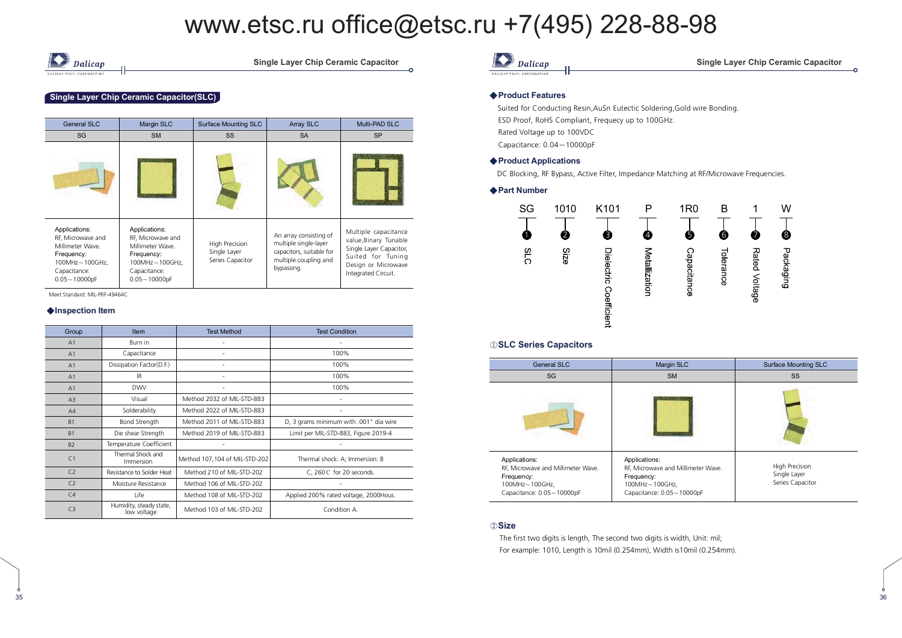www.etsc.ru office@etsc.ru +7(495) 228-88-98

## Single Layer Chip Ceramic Capacitor(SLC)

| General SLC | Margin SLC | Surface Mounting SLC | Array SLC | Multi-PAD SLC |
|---|---|---|---|---|
| SG | SM | SS | SA | SP |
| | | | | |
| Applications: RF, Microwave and Millimeter Wave. Frequency: 100MHz～100GHz, Capacitance: 0.05～10000pF | Applications: RF, Microwave and Millimeter Wave. Frequency: 100MHz～100GHz, Capacitance: 0.05～10000pF | High Precision Single Layer Series Capacitor | An array consisting of multiple single-layer capacitors, suitable for multiple coupling and bypassing. | Multiple capacitance value,Binary Tunable Single Layer Capacitor, Suited for Tuning Design or Microwave Integrated Circuit. |

Meet Standard: MIL-PRF-49464C

### ◆Inspection Item

| Group | Item | Test Method | Test Condition |
|---|---|---|---|
| A1 | Burn in | - | - |
| A1 | Capacitance | - | 100% |
| A1 | Dissipation Factor(D.F.) | - | 100% |
| A1 | IR | - | 100% |
| A1 | DWV | - | 100% |
| A3 | Visual | Method 2032 of MIL-STD-883 | - |
| A4 | Solderability | Method 2022 of MIL-STD-883 | - |
| B1 | Bond Strength | Method 2011 of MIL-STD-883 | D, 3 grams minimum with .001" dia wire |
| B1 | Die shear Strength | Method 2019 of MIL-STD-883 | Limit per MIL-STD-883, Figure 2019-4 |
| B2 | Temperature Coefficient | - | - |
| C1 | Thermal Shock and Immersion | Method 107,104 of MIL-STD-202 | Thermal shock: A; Immersion: B |
| C2 | Resistance to Solder Heat | Method 210 of MIL-STD-202 | C, 260℃ for 20 seconds. |
| C2 | Moisture Resistance | Method 106 of MIL-STD-202 | - |
| C4 | Life | Method 108 of MIL-STD-202 | Applied 200% rated voltage, 2000Hous. |
| C3 | Humidity, steady state, low voltage | Method 103 of MIL-STD-202 | Condition A. |

### ◆Product Features

Suited for Conducting Resin,AuSn Eutectic Soldering,Gold wire Bonding.
ESD Proof, RoHS Compliant, Frequecy up to 100GHz.
Rated Voltage up to 100VDC
Capacitance: 0.04～10000pF

### ◆Product Applications

DC Blocking, RF Bypass, Active Filter, Impedance Matching at RF/Microwave Frequencies.

### ◆Part Number

| SG | 1010 | K101 | P | 1R0 | B | 1 | W |
|---|---|---|---|---|---|---|---|
| ❶ | ❷ | ❸ | ❹ | ❺ | ❻ | ❼ | ❽ |
| SLC | Size | Dielectric Coefficient | Metallization | Capacitance | Tolerance | Rated Voltage | Packaging |

### ①SLC Series Capacitors

| General SLC | Margin SLC | Surface Mounting SLC |
|---|---|---|
| SG | SM | SS |
| | | |
| Applications: RF, Microwave and Millimeter Wave. Frequency: 100MHz～100GHz, Capacitance: 0.05～10000pF | Applications: RF, Microwave and Millimeter Wave. Frequency: 100MHz～100GHz, Capacitance: 0.05～10000pF | High Precision Single Layer Series Capacitor |

### ②Size

The first two digits is length, The second two digits is width, Unit: mil;
For example: 1010, Length is 10mil (0.254mm), Width is10mil (0.254mm).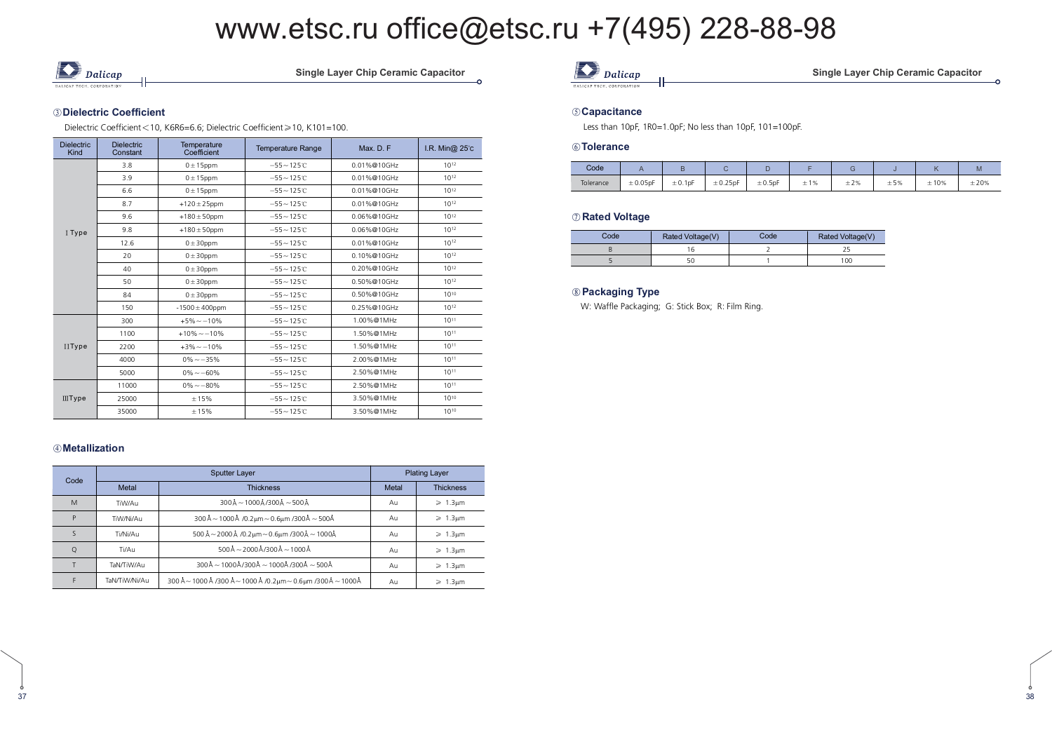www.etsc.ru office@etsc.ru +7(495) 228-88-98

## ③Dielectric Coefficient

Dielectric Coefficient＜10, K6R6=6.6; Dielectric Coefficient⩾10, K101=100.

| Dielectric Kind | Dielectric Constant | Temperature Coefficient | Temperature Range | Max. D. F | I.R. Min@ 25℃ |
|---|---|---|---|---|---|
| Ⅰ Type | 3.8 | 0±15ppm | −55～125℃ | 0.01%@10GHz | $10^{12}$ |
| | 3.9 | 0±15ppm | −55～125℃ | 0.01%@10GHz | $10^{12}$ |
| | 6.6 | 0±15ppm | −55～125℃ | 0.01%@10GHz | $10^{12}$ |
| | 8.7 | +120±25ppm | −55～125℃ | 0.01%@10GHz | $10^{12}$ |
| | 9.6 | +180±50ppm | −55～125℃ | 0.06%@10GHz | $10^{12}$ |
| | 9.8 | +180±50ppm | −55～125℃ | 0.06%@10GHz | $10^{12}$ |
| | 12.6 | 0±30ppm | −55～125℃ | 0.01%@10GHz | $10^{12}$ |
| | 20 | 0±30ppm | −55～125℃ | 0.10%@10GHz | $10^{12}$ |
| | 40 | 0±30ppm | −55～125℃ | 0.20%@10GHz | $10^{12}$ |
| | 50 | 0±30ppm | −55～125℃ | 0.50%@10GHz | $10^{12}$ |
| | 84 | 0±30ppm | −55～125℃ | 0.50%@10GHz | $10^{10}$ |
| | 150 | -1500±400ppm | −55～125℃ | 0.25%@10GHz | $10^{12}$ |
| ⅡType | 300 | +5%～−10% | −55～125℃ | 1.00%@1MHz | $10^{11}$ |
| | 1100 | +10%～−10% | −55～125℃ | 1.50%@1MHz | $10^{11}$ |
| | 2200 | +3%～−10% | −55～125℃ | 1.50%@1MHz | $10^{11}$ |
| | 4000 | 0%～−35% | −55～125℃ | 2.00%@1MHz | $10^{11}$ |
| | 5000 | 0%～−60% | −55～125℃ | 2.50%@1MHz | $10^{11}$ |
| ⅢType | 11000 | 0%～−80% | −55～125℃ | 2.50%@1MHz | $10^{11}$ |
| | 25000 | ±15% | −55～125℃ | 3.50%@1MHz | $10^{10}$ |
| | 35000 | ±15% | −55～125℃ | 3.50%@1MHz | $10^{10}$ |

## ④Metallization

| Code | Sputter Layer | | Plating Layer | |
|---|---|---|---|---|
| | Metal | Thickness | Metal | Thickness |
| M | TiW/Au | 300Å～1000Å/300Å～500Å | Au | ⩾ 1.3μm |
| P | TiW/Ni/Au | 300Å～1000Å /0.2μm～0.6μm /300Å～500Å | Au | ⩾ 1.3μm |
| S | Ti/Ni/Au | 500Å～2000Å /0.2μm～0.6μm /300Å～1000Å | Au | ⩾ 1.3μm |
| Q | Ti/Au | 500Å～2000Å/300Å～1000Å | Au | ⩾ 1.3μm |
| T | TaN/TiW/Au | 300Å～1000Å/300Å～1000Å /300Å～500Å | Au | ⩾ 1.3μm |
| F | TaN/TiW/Ni/Au | 300Å～1000Å /300Å～1000Å /0.2μm～0.6μm /300Å～1000Å | Au | ⩾ 1.3μm |

## ⑤Capacitance

Less than 10pF, 1R0=1.0pF; No less than 10pF, 101=100pF.

## ⑥Tolerance

| Code | A | B | C | D | F | G | J | K | M |
|---|---|---|---|---|---|---|---|---|---|
| Tolerance | ±0.05pF | ±0.1pF | ±0.25pF | ±0.5pF | ±1% | ±2% | ±5% | ±10% | ±20% |

## ⑦Rated Voltage

| Code | Rated Voltage(V) | Code | Rated Voltage(V) |
|---|---|---|---|
| 8 | 16 | 2 | 25 |
| 5 | 50 | 1 | 100 |

## ⑧Packaging Type

W: Waffle Packaging; G: Stick Box; R: Film Ring.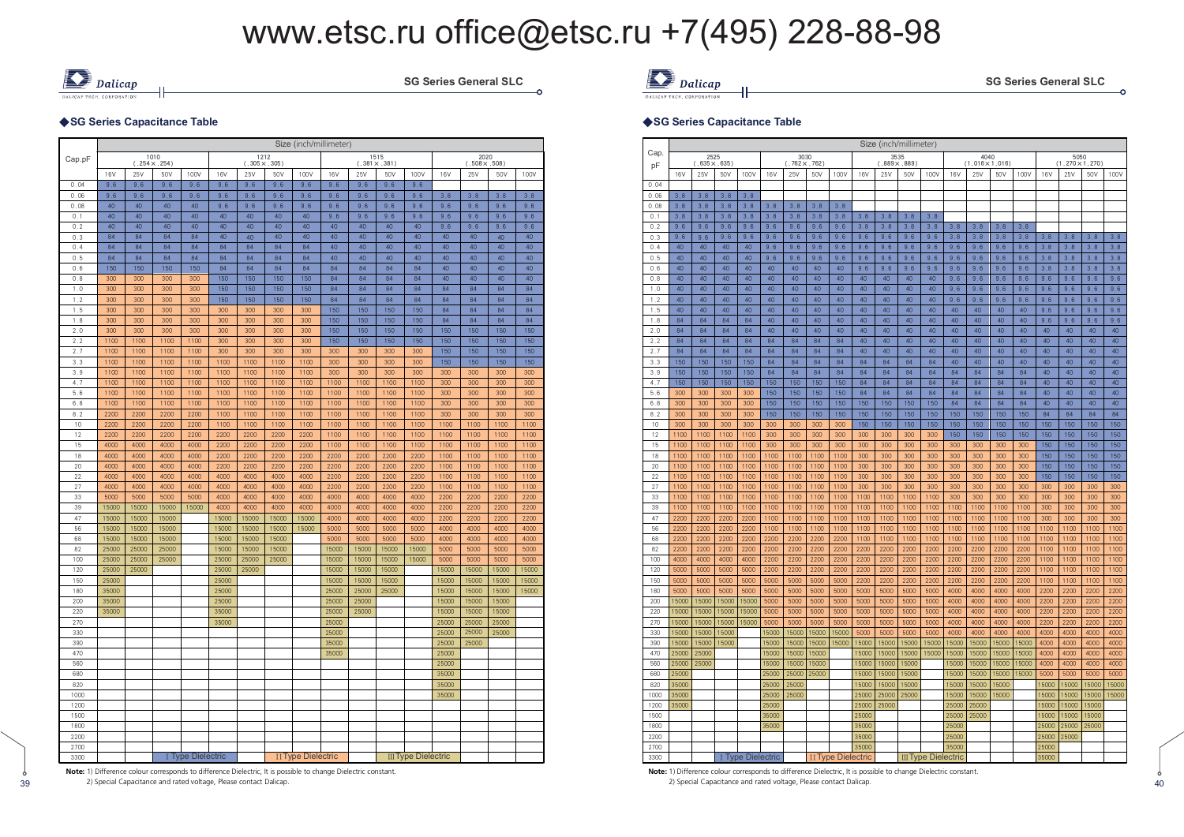## ◆SG Series Capacitance Table

| Cap.pF | 1010 (.254×.254) | | | | 1212 (.305×.305) | | | | 1515 (.381×.381) | | | | 2020 (.508×.508) | | | |
|---|---|---|---|---|---|---|---|---|---|---|---|---|---|---|---|---|
| | 16V | 25V | 50V | 100V | 16V | 25V | 50V | 100V | 16V | 25V | 50V | 100V | 16V | 25V | 50V | 100V |
| 0.04 | 9.6 | 9.6 | 9.6 | 9.6 | 9.6 | 9.6 | 9.6 | 9.6 | 9.6 | 9.6 | 9.6 | 9.6 | | | | |
| 0.06 | 9.6 | 9.6 | 9.6 | 9.6 | 9.6 | 9.6 | 9.6 | 9.6 | 9.6 | 9.6 | 9.6 | 9.6 | 3.8 | 3.8 | 3.8 | 3.8 |
| 0.08 | 40 | 40 | 40 | 40 | 9.6 | 9.6 | 9.6 | 9.6 | 9.6 | 9.6 | 9.6 | 9.6 | 9.6 | 9.6 | 9.6 | 9.6 |
| 0.1 | 40 | 40 | 40 | 40 | 40 | 40 | 40 | 40 | 9.6 | 9.6 | 9.6 | 9.6 | 9.6 | 9.6 | 9.6 | 9.6 |
| 0.2 | 40 | 40 | 40 | 40 | 40 | 40 | 40 | 40 | 40 | 40 | 40 | 40 | 9.6 | 9.6 | 9.6 | 9.6 |
| 0.3 | 84 | 84 | 84 | 84 | 40 | 40 | 40 | 40 | 40 | 40 | 40 | 40 | 40 | 40 | 40 | 40 |
| 0.4 | 84 | 84 | 84 | 84 | 84 | 84 | 84 | 84 | 40 | 40 | 40 | 40 | 40 | 40 | 40 | 40 |
| 0.5 | 84 | 84 | 84 | 84 | 84 | 84 | 84 | 84 | 40 | 40 | 40 | 40 | 40 | 40 | 40 | 40 |
| 0.6 | 150 | 150 | 150 | 150 | 84 | 84 | 84 | 84 | 84 | 84 | 84 | 84 | 40 | 40 | 40 | 40 |
| 0.8 | 300 | 300 | 300 | 300 | 150 | 150 | 150 | 150 | 84 | 84 | 84 | 84 | 40 | 40 | 40 | 40 |
| 1.0 | 300 | 300 | 300 | 300 | 150 | 150 | 150 | 150 | 84 | 84 | 84 | 84 | 84 | 84 | 84 | 84 |
| 1.2 | 300 | 300 | 300 | 300 | 150 | 150 | 150 | 150 | 84 | 84 | 84 | 84 | 84 | 84 | 84 | 84 |
| 1.5 | 300 | 300 | 300 | 300 | 300 | 300 | 300 | 300 | 150 | 150 | 150 | 150 | 84 | 84 | 84 | 84 |
| 1.8 | 300 | 300 | 300 | 300 | 300 | 300 | 300 | 300 | 150 | 150 | 150 | 150 | 84 | 84 | 84 | 84 |
| 2.0 | 300 | 300 | 300 | 300 | 300 | 300 | 300 | 300 | 150 | 150 | 150 | 150 | 150 | 150 | 150 | 150 |
| 2.2 | 1100 | 1100 | 1100 | 1100 | 300 | 300 | 300 | 300 | 150 | 150 | 150 | 150 | 150 | 150 | 150 | 150 |
| 2.7 | 1100 | 1100 | 1100 | 1100 | 300 | 300 | 300 | 300 | 300 | 300 | 300 | 300 | 150 | 150 | 150 | 150 |
| 3.3 | 1100 | 1100 | 1100 | 1100 | 1100 | 1100 | 1100 | 1100 | 300 | 300 | 300 | 300 | 150 | 150 | 150 | 150 |
| 3.9 | 1100 | 1100 | 1100 | 1100 | 1100 | 1100 | 1100 | 1100 | 300 | 300 | 300 | 300 | 300 | 300 | 300 | 300 |
| 4.7 | 1100 | 1100 | 1100 | 1100 | 1100 | 1100 | 1100 | 1100 | 1100 | 1100 | 1100 | 1100 | 300 | 300 | 300 | 300 |
| 5.6 | 1100 | 1100 | 1100 | 1100 | 1100 | 1100 | 1100 | 1100 | 1100 | 1100 | 1100 | 1100 | 300 | 300 | 300 | 300 |
| 6.8 | 1100 | 1100 | 1100 | 1100 | 1100 | 1100 | 1100 | 1100 | 1100 | 1100 | 1100 | 1100 | 300 | 300 | 300 | 300 |
| 8.2 | 2200 | 2200 | 2200 | 2200 | 1100 | 1100 | 1100 | 1100 | 1100 | 1100 | 1100 | 1100 | 300 | 300 | 300 | 300 |
| 10 | 2200 | 2200 | 2200 | 2200 | 1100 | 1100 | 1100 | 1100 | 1100 | 1100 | 1100 | 1100 | 1100 | 1100 | 1100 | 1100 |
| 12 | 2200 | 2200 | 2200 | 2200 | 2200 | 2200 | 2200 | 2200 | 1100 | 1100 | 1100 | 1100 | 1100 | 1100 | 1100 | 1100 |
| 15 | 4000 | 4000 | 4000 | 4000 | 2200 | 2200 | 2200 | 2200 | 1100 | 1100 | 1100 | 1100 | 1100 | 1100 | 1100 | 1100 |
| 18 | 4000 | 4000 | 4000 | 4000 | 2200 | 2200 | 2200 | 2200 | 2200 | 2200 | 2200 | 2200 | 1100 | 1100 | 1100 | 1100 |
| 20 | 4000 | 4000 | 4000 | 4000 | 2200 | 2200 | 2200 | 2200 | 2200 | 2200 | 2200 | 2200 | 1100 | 1100 | 1100 | 1100 |
| 22 | 4000 | 4000 | 4000 | 4000 | 4000 | 4000 | 4000 | 4000 | 2200 | 2200 | 2200 | 2200 | 1100 | 1100 | 1100 | 1100 |
| 27 | 4000 | 4000 | 4000 | 4000 | 4000 | 4000 | 4000 | 4000 | 2200 | 2200 | 2200 | 2200 | 1100 | 1100 | 1100 | 1100 |
| 33 | 5000 | 5000 | 5000 | 5000 | 4000 | 4000 | 4000 | 4000 | 4000 | 4000 | 4000 | 4000 | 2200 | 2200 | 2200 | 2200 |
| 39 | 15000 | 15000 | 15000 | 15000 | 4000 | 4000 | 4000 | 4000 | 4000 | 4000 | 4000 | 4000 | 2200 | 2200 | 2200 | 2200 |
| 47 | 15000 | 15000 | 15000 | | 15000 | 15000 | 15000 | 15000 | 4000 | 4000 | 4000 | 4000 | 2200 | 2200 | 2200 | 2200 |
| 56 | 15000 | 15000 | 15000 | | 15000 | 15000 | 15000 | 15000 | 5000 | 5000 | 5000 | 5000 | 4000 | 4000 | 4000 | 4000 |
| 68 | 15000 | 15000 | 15000 | | 15000 | 15000 | 15000 | | 5000 | 5000 | 5000 | 5000 | 4000 | 4000 | 4000 | 4000 |
| 82 | 25000 | 25000 | 25000 | | 15000 | 15000 | 15000 | | 15000 | 15000 | 15000 | 15000 | 5000 | 5000 | 5000 | 5000 |
| 100 | 25000 | 25000 | 25000 | | 25000 | 25000 | 25000 | | 15000 | 15000 | 15000 | 15000 | 5000 | 5000 | 5000 | 5000 |
| 120 | 25000 | 25000 | | | 25000 | 25000 | | | 15000 | 15000 | 15000 | | 15000 | 15000 | 15000 | 15000 |
| 150 | 25000 | | | | 25000 | | | | 15000 | 15000 | 15000 | | 15000 | 15000 | 15000 | 15000 |
| 180 | 35000 | | | | 25000 | | | | 25000 | 25000 | 25000 | | 15000 | 15000 | 15000 | 15000 |
| 200 | 35000 | | | | 25000 | | | | 25000 | | | | 15000 | 15000 | 15000 | |
| 220 | 35000 | | | | 35000 | | | | 25000 | 25000 | | | 15000 | 15000 | 15000 | |
| 270 | | | | | 35000 | | | | 25000 | | | | 25000 | 25000 | 25000 | |
| 330 | | | | | | | | | 25000 | | | | 25000 | 25000 | 25000 | |
| 390 | | | | | | | | | 35000 | | | | 25000 | 25000 | | |
| 470 | | | | | | | | | 35000 | | | | 25000 | | | |
| 560 | | | | | | | | | | | | | 25000 | | | |
| 680 | | | | | | | | | | | | | 35000 | | | |
| 820 | | | | | | | | | | | | | 35000 | | | |
| 1000 | | | | | | | | | | | | | 35000 | | | |
| 1200 | | | | | | | | | | | | | | | | |
| 1500 | | | | | | | | | | | | | | | | |
| 1800 | | | | | | | | | | | | | | | | |
| 2200 | | | | | | | | | | | | | | | | |
| 2700 | | | | | | | | | | | | | | | | |
| 3300 | | | | | | | | | | | | | | | | |

Size (inch/millimeter). Legend: Ⅰ Type Dielectric, Ⅱ Type Dielectric, Ⅲ Type Dielectric

**Note:** 1) Difference colour corresponds to difference Dielectric, It is possible to change Dielectric constant.
2) Special Capacitance and rated voltage, Please contact Dalicap.

## ◆SG Series Capacitance Table

| Cap. pF | 2525 (.635×.635) | | | | 3030 (.762×.762) | | | | 3535 (.889×.889) | | | | 4040 (1.016×1.016) | | | | 5050 (1.270×1.270) | | | |
|---|---|---|---|---|---|---|---|---|---|---|---|---|---|---|---|---|---|---|---|---|
| | 16V | 25V | 50V | 100V | 16V | 25V | 50V | 100V | 16V | 25V | 50V | 100V | 16V | 25V | 50V | 100V | 16V | 25V | 50V | 100V |
| 0.04 | | | | | | | | | | | | | | | | | | | | |
| 0.06 | 3.8 | 3.8 | 3.8 | 3.8 | | | | | | | | | | | | | | | | |
| 0.08 | 3.8 | 3.8 | 3.8 | 3.8 | 3.8 | 3.8 | 3.8 | 3.8 | | | | | | | | | | | | |
| 0.1 | 3.8 | 3.8 | 3.8 | 3.8 | 3.8 | 3.8 | 3.8 | 3.8 | 3.8 | 3.8 | 3.8 | 3.8 | | | | | | | | |
| 0.2 | 9.6 | 9.6 | 9.6 | 9.6 | 9.6 | 9.6 | 9.6 | 9.6 | 3.8 | 3.8 | 3.8 | 3.8 | 3.8 | 3.8 | 3.8 | 3.8 | | | | |
| 0.3 | 9.6 | 9.6 | 9.6 | 9.6 | 9.6 | 9.6 | 9.6 | 9.6 | 9.6 | 9.6 | 9.6 | 9.6 | 3.8 | 3.8 | 3.8 | 3.8 | 3.8 | 3.8 | 3.8 | 3.8 |
| 0.4 | 40 | 40 | 40 | 40 | 9.6 | 9.6 | 9.6 | 9.6 | 9.6 | 9.6 | 9.6 | 9.6 | 9.6 | 9.6 | 9.6 | 9.6 | 3.8 | 3.8 | 3.8 | 3.8 |
| 0.5 | 40 | 40 | 40 | 40 | 9.6 | 9.6 | 9.6 | 9.6 | 9.6 | 9.6 | 9.6 | 9.6 | 9.6 | 9.6 | 9.6 | 9.6 | 3.8 | 3.8 | 3.8 | 3.8 |
| 0.6 | 40 | 40 | 40 | 40 | 40 | 40 | 40 | 40 | 9.6 | 9.6 | 9.6 | 9.6 | 9.6 | 9.6 | 9.6 | 9.6 | 3.8 | 3.8 | 3.8 | 3.8 |
| 0.8 | 40 | 40 | 40 | 40 | 40 | 40 | 40 | 40 | 40 | 40 | 40 | 40 | 9.6 | 9.6 | 9.6 | 9.6 | 9.6 | 9.6 | 9.6 | 9.6 |
| 1.0 | 40 | 40 | 40 | 40 | 40 | 40 | 40 | 40 | 40 | 40 | 40 | 40 | 9.6 | 9.6 | 9.6 | 9.6 | 9.6 | 9.6 | 9.6 | 9.6 |
| 1.2 | 40 | 40 | 40 | 40 | 40 | 40 | 40 | 40 | 40 | 40 | 40 | 40 | 9.6 | 9.6 | 9.6 | 9.6 | 9.6 | 9.6 | 9.6 | 9.6 |
| 1.5 | 40 | 40 | 40 | 40 | 40 | 40 | 40 | 40 | 40 | 40 | 40 | 40 | 40 | 40 | 40 | 40 | 9.6 | 9.6 | 9.6 | 9.6 |
| 1.8 | 84 | 84 | 84 | 84 | 40 | 40 | 40 | 40 | 40 | 40 | 40 | 40 | 40 | 40 | 40 | 40 | 9.6 | 9.6 | 9.6 | 9.6 |
| 2.0 | 84 | 84 | 84 | 84 | 40 | 40 | 40 | 40 | 40 | 40 | 40 | 40 | 40 | 40 | 40 | 40 | 40 | 40 | 40 | 40 |
| 2.2 | 84 | 84 | 84 | 84 | 84 | 84 | 84 | 84 | 40 | 40 | 40 | 40 | 40 | 40 | 40 | 40 | 40 | 40 | 40 | 40 |
| 2.7 | 84 | 84 | 84 | 84 | 84 | 84 | 84 | 84 | 40 | 40 | 40 | 40 | 40 | 40 | 40 | 40 | 40 | 40 | 40 | 40 |
| 3.3 | 150 | 150 | 150 | 150 | 84 | 84 | 84 | 84 | 84 | 84 | 84 | 84 | 40 | 40 | 40 | 40 | 40 | 40 | 40 | 40 |
| 3.9 | 150 | 150 | 150 | 150 | 84 | 84 | 84 | 84 | 84 | 84 | 84 | 84 | 84 | 84 | 84 | 84 | 40 | 40 | 40 | 40 |
| 4.7 | 150 | 150 | 150 | 150 | 150 | 150 | 150 | 150 | 84 | 84 | 84 | 84 | 84 | 84 | 84 | 84 | 40 | 40 | 40 | 40 |
| 5.6 | 300 | 300 | 300 | 300 | 150 | 150 | 150 | 150 | 84 | 84 | 84 | 84 | 84 | 84 | 84 | 84 | 40 | 40 | 40 | 40 |
| 6.8 | 300 | 300 | 300 | 300 | 150 | 150 | 150 | 150 | 150 | 150 | 150 | 150 | 84 | 84 | 84 | 84 | 40 | 40 | 40 | 40 |
| 8.2 | 300 | 300 | 300 | 300 | 150 | 150 | 150 | 150 | 150 | 150 | 150 | 150 | 150 | 150 | 150 | 150 | 84 | 84 | 84 | 84 |
| 10 | 300 | 300 | 300 | 300 | 300 | 300 | 300 | 300 | 150 | 150 | 150 | 150 | 150 | 150 | 150 | 150 | 150 | 150 | 150 | 150 |
| 12 | 1100 | 1100 | 1100 | 1100 | 300 | 300 | 300 | 300 | 300 | 300 | 300 | 300 | 150 | 150 | 150 | 150 | 150 | 150 | 150 | 150 |
| 15 | 1100 | 1100 | 1100 | 1100 | 300 | 300 | 300 | 300 | 300 | 300 | 300 | 300 | 300 | 300 | 300 | 300 | 150 | 150 | 150 | 150 |
| 18 | 1100 | 1100 | 1100 | 1100 | 1100 | 1100 | 1100 | 1100 | 300 | 300 | 300 | 300 | 300 | 300 | 300 | 300 | 150 | 150 | 150 | 150 |
| 20 | 1100 | 1100 | 1100 | 1100 | 1100 | 1100 | 1100 | 1100 | 300 | 300 | 300 | 300 | 300 | 300 | 300 | 300 | 150 | 150 | 150 | 150 |
| 22 | 1100 | 1100 | 1100 | 1100 | 1100 | 1100 | 1100 | 1100 | 300 | 300 | 300 | 300 | 300 | 300 | 300 | 300 | 150 | 150 | 150 | 150 |
| 27 | 1100 | 1100 | 1100 | 1100 | 1100 | 1100 | 1100 | 1100 | 300 | 300 | 300 | 300 | 300 | 300 | 300 | 300 | 300 | 300 | 300 | 300 |
| 33 | 1100 | 1100 | 1100 | 1100 | 1100 | 1100 | 1100 | 1100 | 1100 | 1100 | 1100 | 1100 | 300 | 300 | 300 | 300 | 300 | 300 | 300 | 300 |
| 39 | 1100 | 1100 | 1100 | 1100 | 1100 | 1100 | 1100 | 1100 | 1100 | 1100 | 1100 | 1100 | 1100 | 1100 | 1100 | 1100 | 300 | 300 | 300 | 300 |
| 47 | 2200 | 2200 | 2200 | 2200 | 1100 | 1100 | 1100 | 1100 | 1100 | 1100 | 1100 | 1100 | 1100 | 1100 | 1100 | 1100 | 300 | 300 | 300 | 300 |
| 56 | 2200 | 2200 | 2200 | 2200 | 1100 | 1100 | 1100 | 1100 | 1100 | 1100 | 1100 | 1100 | 1100 | 1100 | 1100 | 1100 | 1100 | 1100 | 1100 | 1100 |
| 68 | 2200 | 2200 | 2200 | 2200 | 2200 | 2200 | 2200 | 2200 | 1100 | 1100 | 1100 | 1100 | 1100 | 1100 | 1100 | 1100 | 1100 | 1100 | 1100 | 1100 |
| 82 | 2200 | 2200 | 2200 | 2200 | 2200 | 2200 | 2200 | 2200 | 2200 | 2200 | 2200 | 2200 | 2200 | 2200 | 2200 | 2200 | 1100 | 1100 | 1100 | 1100 |
| 100 | 4000 | 4000 | 4000 | 4000 | 2200 | 2200 | 2200 | 2200 | 2200 | 2200 | 2200 | 2200 | 2200 | 2200 | 2200 | 2200 | 1100 | 1100 | 1100 | 1100 |
| 120 | 5000 | 5000 | 5000 | 5000 | 2200 | 2200 | 2200 | 2200 | 2200 | 2200 | 2200 | 2200 | 2200 | 2200 | 2200 | 2200 | 1100 | 1100 | 1100 | 1100 |
| 150 | 5000 | 5000 | 5000 | 5000 | 5000 | 5000 | 5000 | 5000 | 2200 | 2200 | 2200 | 2200 | 2200 | 2200 | 2200 | 2200 | 1100 | 1100 | 1100 | 1100 |
| 180 | 5000 | 5000 | 5000 | 5000 | 5000 | 5000 | 5000 | 5000 | 5000 | 5000 | 5000 | 5000 | 4000 | 4000 | 4000 | 4000 | 2200 | 2200 | 2200 | 2200 |
| 200 | 15000 | 15000 | 15000 | 15000 | 5000 | 5000 | 5000 | 5000 | 5000 | 5000 | 5000 | 5000 | 4000 | 4000 | 4000 | 4000 | 2200 | 2200 | 2200 | 2200 |
| 220 | 15000 | 15000 | 15000 | 15000 | 5000 | 5000 | 5000 | 5000 | 5000 | 5000 | 5000 | 5000 | 4000 | 4000 | 4000 | 4000 | 2200 | 2200 | 2200 | 2200 |
| 270 | 15000 | 15000 | 15000 | 15000 | 5000 | 5000 | 5000 | 5000 | 5000 | 5000 | 5000 | 5000 | 4000 | 4000 | 4000 | 4000 | 2200 | 2200 | 2200 | 2200 |
| 330 | 15000 | 15000 | 15000 | | 15000 | 15000 | 15000 | 15000 | 5000 | 5000 | 5000 | 5000 | 4000 | 4000 | 4000 | 4000 | 4000 | 4000 | 4000 | 4000 |
| 390 | 15000 | 15000 | 15000 | | 15000 | 15000 | 15000 | 15000 | 15000 | 15000 | 15000 | 15000 | 15000 | 15000 | 15000 | 15000 | 4000 | 4000 | 4000 | 4000 |
| 470 | 25000 | 25000 | | | 15000 | 15000 | 15000 | | 15000 | 15000 | 15000 | 15000 | 15000 | 15000 | 15000 | 15000 | 4000 | 4000 | 4000 | 4000 |
| 560 | 25000 | 25000 | | | 15000 | 15000 | 15000 | | 15000 | 15000 | 15000 | | 15000 | 15000 | 15000 | 15000 | 4000 | 4000 | 4000 | 4000 |
| 680 | 25000 | | | | 25000 | 25000 | 25000 | | 15000 | 15000 | 15000 | | 15000 | 15000 | 15000 | 15000 | 5000 | 5000 | 5000 | 5000 |
| 820 | 35000 | | | | 25000 | 25000 | | | 15000 | 15000 | 15000 | | 15000 | 15000 | 15000 | | 15000 | 15000 | 15000 | 15000 |
| 1000 | 35000 | | | | 25000 | 25000 | | | 25000 | 25000 | 25000 | | 15000 | 15000 | 15000 | | 15000 | 15000 | 15000 | 15000 |
| 1200 | 35000 | | | | 25000 | | | | 25000 | 25000 | | | 25000 | 25000 | | | 15000 | 15000 | 15000 | |
| 1500 | | | | | 35000 | | | | 25000 | | | | 25000 | 25000 | | | 15000 | 15000 | 15000 | |
| 1800 | | | | | 35000 | | | | 35000 | | | | 25000 | | | | 25000 | 25000 | 25000 | |
| 2200 | | | | | | | | | 35000 | | | | 25000 | | | | 25000 | 25000 | | |
| 2700 | | | | | | | | | 35000 | | | | 35000 | | | | 25000 | | | |
| 3300 | | | | | | | | | 35000 | | | | | | | | 35000 | | | |

Size (inch/millimeter). Legend: Ⅰ Type Dielectric, Ⅱ Type Dielectric, Ⅲ Type Dielectric

**Note:** 1) Difference colour corresponds to difference Dielectric, It is possible to change Dielectric constant.
2) Special Capacitance and rated voltage, Please contact Dalicap.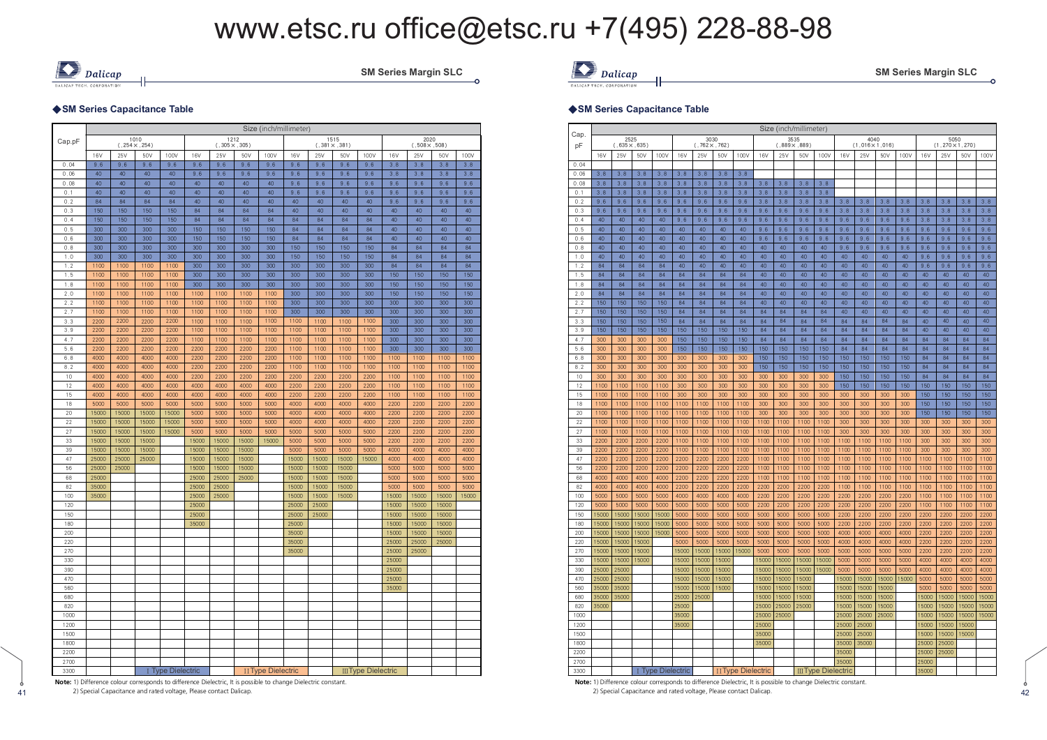### ◆SM Series Capacitance Table

| Cap.pF | Size (inch/millimeter) | | | | | | | | | | | | | | | |
|---|---|---|---|---|---|---|---|---|---|---|---|---|---|---|---|---|
| | 1010 (.254×.254) | | | | 1212 (.305×.305) | | | | 1515 (.381×.381) | | | | 2020 (.508×.508) | | | |
| | 16V | 25V | 50V | 100V | 16V | 25V | 50V | 100V | 16V | 25V | 50V | 100V | 16V | 25V | 50V | 100V |
| 0.04 | 9.6 | 9.6 | 9.6 | 9.6 | 9.6 | 9.6 | 9.6 | 9.6 | 9.6 | 9.6 | 9.6 | 9.6 | 3.8 | 3.8 | 3.8 | 3.8 |
| 0.06 | 40 | 40 | 40 | 40 | 9.6 | 9.6 | 9.6 | 9.6 | 9.6 | 9.6 | 9.6 | 9.6 | 3.8 | 3.8 | 3.8 | 3.8 |
| 0.08 | 40 | 40 | 40 | 40 | 40 | 40 | 40 | 40 | 9.6 | 9.6 | 9.6 | 9.6 | 9.6 | 9.6 | 9.6 | 9.6 |
| 0.1 | 40 | 40 | 40 | 40 | 40 | 40 | 40 | 40 | 9.6 | 9.6 | 9.6 | 9.6 | 9.6 | 9.6 | 9.6 | 9.6 |
| 0.2 | 84 | 84 | 84 | 84 | 40 | 40 | 40 | 40 | 40 | 40 | 40 | 40 | 9.6 | 9.6 | 9.6 | 9.6 |
| 0.3 | 150 | 150 | 150 | 150 | 84 | 84 | 84 | 84 | 40 | 40 | 40 | 40 | 40 | 40 | 40 | 40 |
| 0.4 | 150 | 150 | 150 | 150 | 84 | 84 | 84 | 84 | 84 | 84 | 84 | 84 | 40 | 40 | 40 | 40 |
| 0.5 | 300 | 300 | 300 | 300 | 150 | 150 | 150 | 150 | 84 | 84 | 84 | 84 | 40 | 40 | 40 | 40 |
| 0.6 | 300 | 300 | 300 | 300 | 150 | 150 | 150 | 150 | 84 | 84 | 84 | 84 | 40 | 40 | 40 | 40 |
| 0.8 | 300 | 300 | 300 | 300 | 300 | 300 | 300 | 300 | 150 | 150 | 150 | 150 | 84 | 84 | 84 | 84 |
| 1.0 | 300 | 300 | 300 | 300 | 300 | 300 | 300 | 300 | 150 | 150 | 150 | 150 | 84 | 84 | 84 | 84 |
| 1.2 | 1100 | 1100 | 1100 | 1100 | 300 | 300 | 300 | 300 | 300 | 300 | 300 | 300 | 84 | 84 | 84 | 84 |
| 1.5 | 1100 | 1100 | 1100 | 1100 | 300 | 300 | 300 | 300 | 300 | 300 | 300 | 300 | 150 | 150 | 150 | 150 |
| 1.8 | 1100 | 1100 | 1100 | 1100 | 300 | 300 | 300 | 300 | 300 | 300 | 300 | 300 | 150 | 150 | 150 | 150 |
| 2.0 | 1100 | 1100 | 1100 | 1100 | 1100 | 1100 | 1100 | 1100 | 300 | 300 | 300 | 300 | 150 | 150 | 150 | 150 |
| 2.2 | 1100 | 1100 | 1100 | 1100 | 1100 | 1100 | 1100 | 1100 | 300 | 300 | 300 | 300 | 300 | 300 | 300 | 300 |
| 2.7 | 1100 | 1100 | 1100 | 1100 | 1100 | 1100 | 1100 | 1100 | 300 | 300 | 300 | 300 | 300 | 300 | 300 | 300 |
| 3.3 | 2200 | 2200 | 2200 | 2200 | 1100 | 1100 | 1100 | 1100 | 1100 | 1100 | 1100 | 1100 | 300 | 300 | 300 | 300 |
| 3.9 | 2200 | 2200 | 2200 | 2200 | 1100 | 1100 | 1100 | 1100 | 1100 | 1100 | 1100 | 1100 | 300 | 300 | 300 | 300 |
| 4.7 | 2200 | 2200 | 2200 | 2200 | 1100 | 1100 | 1100 | 1100 | 1100 | 1100 | 1100 | 1100 | 300 | 300 | 300 | 300 |
| 5.6 | 2200 | 2200 | 2200 | 2200 | 2200 | 2200 | 2200 | 2200 | 1100 | 1100 | 1100 | 1100 | 300 | 300 | 300 | 300 |
| 6.8 | 4000 | 4000 | 4000 | 4000 | 2200 | 2200 | 2200 | 2200 | 1100 | 1100 | 1100 | 1100 | 1100 | 1100 | 1100 | 1100 |
| 8.2 | 4000 | 4000 | 4000 | 4000 | 2200 | 2200 | 2200 | 2200 | 1100 | 1100 | 1100 | 1100 | 1100 | 1100 | 1100 | 1100 |
| 10 | 4000 | 4000 | 4000 | 4000 | 2200 | 2200 | 2200 | 2200 | 2200 | 2200 | 2200 | 2200 | 1100 | 1100 | 1100 | 1100 |
| 12 | 4000 | 4000 | 4000 | 4000 | 4000 | 4000 | 4000 | 4000 | 2200 | 2200 | 2200 | 2200 | 1100 | 1100 | 1100 | 1100 |
| 15 | 4000 | 4000 | 4000 | 4000 | 4000 | 4000 | 4000 | 4000 | 2200 | 2200 | 2200 | 2200 | 1100 | 1100 | 1100 | 1100 |
| 18 | 5000 | 5000 | 5000 | 5000 | 5000 | 5000 | 5000 | 5000 | 4000 | 4000 | 4000 | 4000 | 2200 | 2200 | 2200 | 2200 |
| 20 | 15000 | 15000 | 15000 | 15000 | 5000 | 5000 | 5000 | 5000 | 4000 | 4000 | 4000 | 4000 | 2200 | 2200 | 2200 | 2200 |
| 22 | 15000 | 15000 | 15000 | 15000 | 5000 | 5000 | 5000 | 5000 | 4000 | 4000 | 4000 | 4000 | 2200 | 2200 | 2200 | 2200 |
| 27 | 15000 | 15000 | 15000 | 15000 | 5000 | 5000 | 5000 | 5000 | 5000 | 5000 | 5000 | 5000 | 2200 | 2200 | 2200 | 2200 |
| 33 | 15000 | 15000 | 15000 | | 15000 | 15000 | 15000 | 15000 | 5000 | 5000 | 5000 | 5000 | 2200 | 2200 | 2200 | 2200 |
| 39 | 15000 | 15000 | 15000 | | 15000 | 15000 | 15000 | | 5000 | 5000 | 5000 | 5000 | 4000 | 4000 | 4000 | 4000 |
| 47 | 25000 | 25000 | 25000 | | 15000 | 15000 | 15000 | | 15000 | 15000 | 15000 | 15000 | 4000 | 4000 | 4000 | 4000 |
| 56 | 25000 | 25000 | | | 15000 | 15000 | 15000 | | 15000 | 15000 | 15000 | | 5000 | 5000 | 5000 | 5000 |
| 68 | 25000 | | | | 25000 | 25000 | 25000 | | 15000 | 15000 | 15000 | | 5000 | 5000 | 5000 | 5000 |
| 82 | 35000 | | | | 25000 | 25000 | | | 15000 | 15000 | 15000 | | 5000 | 5000 | 5000 | 5000 |
| 100 | 35000 | | | | 25000 | 25000 | | | 15000 | 15000 | 15000 | | 15000 | 15000 | 15000 | 15000 |
| 120 | | | | | 25000 | | | | 25000 | 25000 | | | 15000 | 15000 | 15000 | |
| 150 | | | | | 25000 | | | | 25000 | 25000 | | | 15000 | 15000 | 15000 | |
| 180 | | | | | 35000 | | | | 25000 | | | | 15000 | 15000 | 15000 | |
| 200 | | | | | | | | | 35000 | | | | 15000 | 15000 | 15000 | |
| 220 | | | | | | | | | 35000 | | | | 25000 | 25000 | 25000 | |
| 270 | | | | | | | | | 35000 | | | | 25000 | 25000 | | |
| 330 | | | | | | | | | | | | | 25000 | | | |
| 390 | | | | | | | | | | | | | 25000 | | | |
| 470 | | | | | | | | | | | | | 25000 | | | |
| 560 | | | | | | | | | | | | | 35000 | | | |
| 680 | | | | | | | | | | | | | | | | |
| 820 | | | | | | | | | | | | | | | | |
| 1000 | | | | | | | | | | | | | | | | |
| 1200 | | | | | | | | | | | | | | | | |
| 1500 | | | | | | | | | | | | | | | | |
| 1800 | | | | | | | | | | | | | | | | |
| 2200 | | | | | | | | | | | | | | | | |
| 2700 | | | | | | | | | | | | | | | | |
| 3300 | | | | | | | | | | | | | | | | |

Ⅰ Type Dielectric　Ⅱ Type Dielectric　Ⅲ Type Dielectric

**Note:** 1) Difference colour corresponds to difference Dielectric, It is possible to change Dielectric constant.
2) Special Capacitance and rated voltage, Please contact Dalicap.

### ◆SM Series Capacitance Table

| Cap. pF | Size (inch/millimeter) | | | | | | | | | | | | | | | | | | | |
|---|---|---|---|---|---|---|---|---|---|---|---|---|---|---|---|---|---|---|---|---|
| | 2525 (.635×.635) | | | | 3030 (.762×.762) | | | | 3535 (.889×.889) | | | | 4040 (1.016×1.016) | | | | 5050 (1.270×1.270) | | | |
| | 16V | 25V | 50V | 100V | 16V | 25V | 50V | 100V | 16V | 25V | 50V | 100V | 16V | 25V | 50V | 100V | 16V | 25V | 50V | 100V |
| 0.04 | | | | | | | | | | | | | | | | | | | | |
| 0.06 | 3.8 | 3.8 | 3.8 | 3.8 | 3.8 | 3.8 | 3.8 | 3.8 | | | | | | | | | | | | |
| 0.08 | 3.8 | 3.8 | 3.8 | 3.8 | 3.8 | 3.8 | 3.8 | 3.8 | 3.8 | 3.8 | 3.8 | 3.8 | | | | | | | | |
| 0.1 | 3.8 | 3.8 | 3.8 | 3.8 | 3.8 | 3.8 | 3.8 | 3.8 | 3.8 | 3.8 | 3.8 | 3.8 | | | | | | | | |
| 0.2 | 9.6 | 9.6 | 9.6 | 9.6 | 9.6 | 9.6 | 9.6 | 9.6 | 3.8 | 3.8 | 3.8 | 3.8 | 3.8 | 3.8 | 3.8 | 3.8 | 3.8 | 3.8 | 3.8 | 3.8 |
| 0.3 | 9.6 | 9.6 | 9.6 | 9.6 | 9.6 | 9.6 | 9.6 | 9.6 | 9.6 | 9.6 | 9.6 | 9.6 | 3.8 | 3.8 | 3.8 | 3.8 | 3.8 | 3.8 | 3.8 | 3.8 |
| 0.4 | 40 | 40 | 40 | 40 | 9.6 | 9.6 | 9.6 | 9.6 | 9.6 | 9.6 | 9.6 | 9.6 | 9.6 | 9.6 | 9.6 | 9.6 | 3.8 | 3.8 | 3.8 | 3.8 |
| 0.5 | 40 | 40 | 40 | 40 | 40 | 40 | 40 | 40 | 9.6 | 9.6 | 9.6 | 9.6 | 9.6 | 9.6 | 9.6 | 9.6 | 9.6 | 9.6 | 9.6 | 9.6 |
| 0.6 | 40 | 40 | 40 | 40 | 40 | 40 | 40 | 40 | 9.6 | 9.6 | 9.6 | 9.6 | 9.6 | 9.6 | 9.6 | 9.6 | 9.6 | 9.6 | 9.6 | 9.6 |
| 0.8 | 40 | 40 | 40 | 40 | 40 | 40 | 40 | 40 | 40 | 40 | 40 | 40 | 9.6 | 9.6 | 9.6 | 9.6 | 9.6 | 9.6 | 9.6 | 9.6 |
| 1.0 | 40 | 40 | 40 | 40 | 40 | 40 | 40 | 40 | 40 | 40 | 40 | 40 | 40 | 40 | 40 | 40 | 9.6 | 9.6 | 9.6 | 9.6 |
| 1.2 | 84 | 84 | 84 | 84 | 40 | 40 | 40 | 40 | 40 | 40 | 40 | 40 | 40 | 40 | 40 | 40 | 9.6 | 9.6 | 9.6 | 9.6 |
| 1.5 | 84 | 84 | 84 | 84 | 84 | 84 | 84 | 84 | 40 | 40 | 40 | 40 | 40 | 40 | 40 | 40 | 40 | 40 | 40 | 40 |
| 1.8 | 84 | 84 | 84 | 84 | 84 | 84 | 84 | 84 | 40 | 40 | 40 | 40 | 40 | 40 | 40 | 40 | 40 | 40 | 40 | 40 |
| 2.0 | 84 | 84 | 84 | 84 | 84 | 84 | 84 | 84 | 40 | 40 | 40 | 40 | 40 | 40 | 40 | 40 | 40 | 40 | 40 | 40 |
| 2.2 | 150 | 150 | 150 | 150 | 84 | 84 | 84 | 84 | 40 | 40 | 40 | 40 | 40 | 40 | 40 | 40 | 40 | 40 | 40 | 40 |
| 2.7 | 150 | 150 | 150 | 150 | 84 | 84 | 84 | 84 | 84 | 84 | 84 | 84 | 40 | 40 | 40 | 40 | 40 | 40 | 40 | 40 |
| 3.3 | 150 | 150 | 150 | 150 | 84 | 84 | 84 | 84 | 84 | 84 | 84 | 84 | 84 | 84 | 84 | 84 | 40 | 40 | 40 | 40 |
| 3.9 | 150 | 150 | 150 | 150 | 150 | 150 | 150 | 150 | 84 | 84 | 84 | 84 | 84 | 84 | 84 | 84 | 40 | 40 | 40 | 40 |
| 4.7 | 300 | 300 | 300 | 300 | 150 | 150 | 150 | 150 | 84 | 84 | 84 | 84 | 84 | 84 | 84 | 84 | 84 | 84 | 84 | 84 |
| 5.6 | 300 | 300 | 300 | 300 | 150 | 150 | 150 | 150 | 150 | 150 | 150 | 150 | 84 | 84 | 84 | 84 | 84 | 84 | 84 | 84 |
| 6.8 | 300 | 300 | 300 | 300 | 300 | 300 | 300 | 300 | 150 | 150 | 150 | 150 | 150 | 150 | 150 | 150 | 84 | 84 | 84 | 84 |
| 8.2 | 300 | 300 | 300 | 300 | 300 | 300 | 300 | 300 | 150 | 150 | 150 | 150 | 150 | 150 | 150 | 150 | 84 | 84 | 84 | 84 |
| 10 | 300 | 300 | 300 | 300 | 300 | 300 | 300 | 300 | 300 | 300 | 300 | 300 | 150 | 150 | 150 | 150 | 84 | 84 | 84 | 84 |
| 12 | 1100 | 1100 | 1100 | 1100 | 300 | 300 | 300 | 300 | 300 | 300 | 300 | 300 | 150 | 150 | 150 | 150 | 150 | 150 | 150 | 150 |
| 15 | 1100 | 1100 | 1100 | 1100 | 300 | 300 | 300 | 300 | 300 | 300 | 300 | 300 | 300 | 300 | 300 | 300 | 150 | 150 | 150 | 150 |
| 18 | 1100 | 1100 | 1100 | 1100 | 1100 | 1100 | 1100 | 1100 | 300 | 300 | 300 | 300 | 300 | 300 | 300 | 300 | 150 | 150 | 150 | 150 |
| 20 | 1100 | 1100 | 1100 | 1100 | 1100 | 1100 | 1100 | 1100 | 300 | 300 | 300 | 300 | 300 | 300 | 300 | 300 | 150 | 150 | 150 | 150 |
| 22 | 1100 | 1100 | 1100 | 1100 | 1100 | 1100 | 1100 | 1100 | 1100 | 1100 | 1100 | 1100 | 300 | 300 | 300 | 300 | 300 | 300 | 300 | 300 |
| 27 | 1100 | 1100 | 1100 | 1100 | 1100 | 1100 | 1100 | 1100 | 1100 | 1100 | 1100 | 1100 | 300 | 300 | 300 | 300 | 300 | 300 | 300 | 300 |
| 33 | 2200 | 2200 | 2200 | 2200 | 1100 | 1100 | 1100 | 1100 | 1100 | 1100 | 1100 | 1100 | 1100 | 1100 | 1100 | 1100 | 300 | 300 | 300 | 300 |
| 39 | 2200 | 2200 | 2200 | 2200 | 1100 | 1100 | 1100 | 1100 | 1100 | 1100 | 1100 | 1100 | 1100 | 1100 | 1100 | 1100 | 300 | 300 | 300 | 300 |
| 47 | 2200 | 2200 | 2200 | 2200 | 2200 | 2200 | 2200 | 2200 | 1100 | 1100 | 1100 | 1100 | 1100 | 1100 | 1100 | 1100 | 1100 | 1100 | 1100 | 1100 |
| 56 | 2200 | 2200 | 2200 | 2200 | 2200 | 2200 | 2200 | 2200 | 1100 | 1100 | 1100 | 1100 | 1100 | 1100 | 1100 | 1100 | 1100 | 1100 | 1100 | 1100 |
| 68 | 4000 | 4000 | 4000 | 4000 | 2200 | 2200 | 2200 | 2200 | 1100 | 1100 | 1100 | 1100 | 1100 | 1100 | 1100 | 1100 | 1100 | 1100 | 1100 | 1100 |
| 82 | 4000 | 4000 | 4000 | 4000 | 2200 | 2200 | 2200 | 2200 | 2200 | 2200 | 2200 | 2200 | 1100 | 1100 | 1100 | 1100 | 1100 | 1100 | 1100 | 1100 |
| 100 | 5000 | 5000 | 5000 | 5000 | 4000 | 4000 | 4000 | 4000 | 2200 | 2200 | 2200 | 2200 | 2200 | 2200 | 2200 | 2200 | 1100 | 1100 | 1100 | 1100 |
| 120 | 5000 | 5000 | 5000 | 5000 | 5000 | 5000 | 5000 | 5000 | 2200 | 2200 | 2200 | 2200 | 2200 | 2200 | 2200 | 2200 | 1100 | 1100 | 1100 | 1100 |
| 150 | 15000 | 15000 | 15000 | 15000 | 5000 | 5000 | 5000 | 5000 | 5000 | 5000 | 5000 | 5000 | 2200 | 2200 | 2200 | 2200 | 2200 | 2200 | 2200 | 2200 |
| 180 | 15000 | 15000 | 15000 | 15000 | 5000 | 5000 | 5000 | 5000 | 5000 | 5000 | 5000 | 5000 | 2200 | 2200 | 2200 | 2200 | 2200 | 2200 | 2200 | 2200 |
| 200 | 15000 | 15000 | 15000 | 15000 | 5000 | 5000 | 5000 | 5000 | 5000 | 5000 | 5000 | 5000 | 4000 | 4000 | 4000 | 4000 | 2200 | 2200 | 2200 | 2200 |
| 220 | 15000 | 15000 | 15000 | | 5000 | 5000 | 5000 | 5000 | 5000 | 5000 | 5000 | 5000 | 4000 | 4000 | 4000 | 4000 | 2200 | 2200 | 2200 | 2200 |
| 270 | 15000 | 15000 | 15000 | | 15000 | 15000 | 15000 | 15000 | 5000 | 5000 | 5000 | 5000 | 5000 | 5000 | 5000 | 5000 | 2200 | 2200 | 2200 | 2200 |
| 330 | 15000 | 15000 | 15000 | | 15000 | 15000 | 15000 | | 15000 | 15000 | 15000 | 15000 | 5000 | 5000 | 5000 | 5000 | 4000 | 4000 | 4000 | 4000 |
| 390 | 25000 | 25000 | | | 15000 | 15000 | 15000 | | 15000 | 15000 | 15000 | 15000 | 5000 | 5000 | 5000 | 5000 | 4000 | 4000 | 4000 | 4000 |
| 470 | 25000 | 25000 | | | 15000 | 15000 | 15000 | | 15000 | 15000 | 15000 | | 15000 | 15000 | 15000 | 15000 | 5000 | 5000 | 5000 | 5000 |
| 560 | 35000 | 35000 | | | 15000 | 15000 | 15000 | | 15000 | 15000 | 15000 | | 15000 | 15000 | 15000 | | 5000 | 5000 | 5000 | 5000 |
| 680 | 35000 | 35000 | | | 25000 | 25000 | | | 15000 | 15000 | 15000 | | 15000 | 15000 | 15000 | | 15000 | 15000 | 15000 | 15000 |
| 820 | 35000 | | | | 25000 | | | | 25000 | 25000 | 25000 | | 15000 | 15000 | 15000 | | 15000 | 15000 | 15000 | 15000 |
| 1000 | | | | | 35000 | | | | 25000 | 25000 | | | 25000 | 25000 | 25000 | | 15000 | 15000 | 15000 | 15000 |
| 1200 | | | | | 35000 | | | | 25000 | | | | 25000 | 25000 | | | 15000 | 15000 | 15000 | |
| 1500 | | | | | | | | | 35000 | | | | 25000 | 25000 | | | 15000 | 15000 | 15000 | |
| 1800 | | | | | | | | | 35000 | | | | 35000 | 35000 | | | 25000 | 25000 | | |
| 2200 | | | | | | | | | | | | | 35000 | | | | 25000 | 25000 | | |
| 2700 | | | | | | | | | | | | | 35000 | | | | 25000 | | | |
| 3300 | | | | | | | | | | | | | | | | | 35000 | | | |

Ⅰ Type Dielectric　Ⅱ Type Dielectric　Ⅲ Type Dielectric

**Note:** 1) Difference colour corresponds to difference Dielectric, It is possible to change Dielectric constant.
2) Special Capacitance and rated voltage, Please contact Dalicap.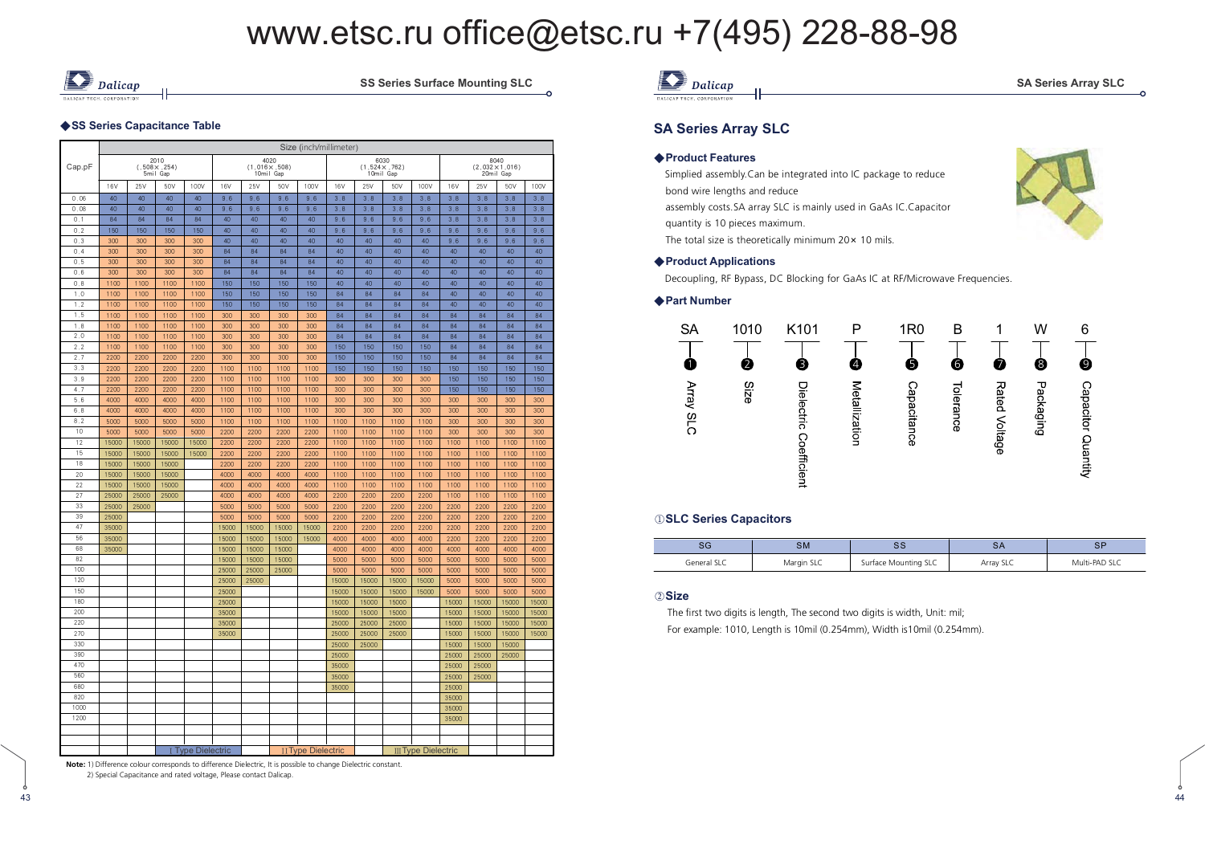### ◆SS Series Capacitance Table

| Cap.pF | Size (inch/millimeter) 2010 (.508×.254) 5mil Gap | | | | 4020 (1.016×.508) 10mil Gap | | | | 6030 (1.524×.762) 10mil Gap | | | | 8040 (2.032×1.016) 20mil Gap | | | |
|---|---|---|---|---|---|---|---|---|---|---|---|---|---|---|---|---|
| | 16V | 25V | 50V | 100V | 16V | 25V | 50V | 100V | 16V | 25V | 50V | 100V | 16V | 25V | 50V | 100V |
| 0.06 | 40 | 40 | 40 | 40 | 9.6 | 9.6 | 9.6 | 9.6 | 3.8 | 3.8 | 3.8 | 3.8 | 3.8 | 3.8 | 3.8 | 3.8 |
| 0.08 | 40 | 40 | 40 | 40 | 9.6 | 9.6 | 9.6 | 9.6 | 3.8 | 3.8 | 3.8 | 3.8 | 3.8 | 3.8 | 3.8 | 3.8 |
| 0.1 | 84 | 84 | 84 | 84 | 40 | 40 | 40 | 40 | 9.6 | 9.6 | 9.6 | 9.6 | 3.8 | 3.8 | 3.8 | 3.8 |
| 0.2 | 150 | 150 | 150 | 150 | 40 | 40 | 40 | 40 | 9.6 | 9.6 | 9.6 | 9.6 | 9.6 | 9.6 | 9.6 | 9.6 |
| 0.3 | 300 | 300 | 300 | 300 | 40 | 40 | 40 | 40 | 40 | 40 | 40 | 40 | 9.6 | 9.6 | 9.6 | 9.6 |
| 0.4 | 300 | 300 | 300 | 300 | 84 | 84 | 84 | 84 | 40 | 40 | 40 | 40 | 40 | 40 | 40 | 40 |
| 0.5 | 300 | 300 | 300 | 300 | 84 | 84 | 84 | 84 | 40 | 40 | 40 | 40 | 40 | 40 | 40 | 40 |
| 0.6 | 300 | 300 | 300 | 300 | 84 | 84 | 84 | 84 | 40 | 40 | 40 | 40 | 40 | 40 | 40 | 40 |
| 0.8 | 1100 | 1100 | 1100 | 1100 | 150 | 150 | 150 | 150 | 40 | 40 | 40 | 40 | 40 | 40 | 40 | 40 |
| 1.0 | 1100 | 1100 | 1100 | 1100 | 150 | 150 | 150 | 150 | 84 | 84 | 84 | 84 | 40 | 40 | 40 | 40 |
| 1.2 | 1100 | 1100 | 1100 | 1100 | 150 | 150 | 150 | 150 | 84 | 84 | 84 | 84 | 40 | 40 | 40 | 40 |
| 1.5 | 1100 | 1100 | 1100 | 1100 | 300 | 300 | 300 | 300 | 84 | 84 | 84 | 84 | 84 | 84 | 84 | 84 |
| 1.8 | 1100 | 1100 | 1100 | 1100 | 300 | 300 | 300 | 300 | 84 | 84 | 84 | 84 | 84 | 84 | 84 | 84 |
| 2.0 | 1100 | 1100 | 1100 | 1100 | 300 | 300 | 300 | 300 | 84 | 84 | 84 | 84 | 84 | 84 | 84 | 84 |
| 2.2 | 1100 | 1100 | 1100 | 1100 | 300 | 300 | 300 | 300 | 150 | 150 | 150 | 150 | 84 | 84 | 84 | 84 |
| 2.7 | 2200 | 2200 | 2200 | 2200 | 300 | 300 | 300 | 300 | 150 | 150 | 150 | 150 | 84 | 84 | 84 | 84 |
| 3.3 | 2200 | 2200 | 2200 | 2200 | 1100 | 1100 | 1100 | 1100 | 150 | 150 | 150 | 150 | 150 | 150 | 150 | 150 |
| 3.9 | 2200 | 2200 | 2200 | 2200 | 1100 | 1100 | 1100 | 1100 | 300 | 300 | 300 | 300 | 150 | 150 | 150 | 150 |
| 4.7 | 2200 | 2200 | 2200 | 2200 | 1100 | 1100 | 1100 | 1100 | 300 | 300 | 300 | 300 | 150 | 150 | 150 | 150 |
| 5.6 | 4000 | 4000 | 4000 | 4000 | 1100 | 1100 | 1100 | 1100 | 300 | 300 | 300 | 300 | 300 | 300 | 300 | 300 |
| 6.8 | 4000 | 4000 | 4000 | 4000 | 1100 | 1100 | 1100 | 1100 | 300 | 300 | 300 | 300 | 300 | 300 | 300 | 300 |
| 8.2 | 5000 | 5000 | 5000 | 5000 | 1100 | 1100 | 1100 | 1100 | 1100 | 1100 | 1100 | 1100 | 300 | 300 | 300 | 300 |
| 10 | 5000 | 5000 | 5000 | 5000 | 2200 | 2200 | 2200 | 2200 | 1100 | 1100 | 1100 | 1100 | 300 | 300 | 300 | 300 |
| 12 | 15000 | 15000 | 15000 | 15000 | 2200 | 2200 | 2200 | 2200 | 1100 | 1100 | 1100 | 1100 | 1100 | 1100 | 1100 | 1100 |
| 15 | 15000 | 15000 | 15000 | 15000 | 2200 | 2200 | 2200 | 2200 | 1100 | 1100 | 1100 | 1100 | 1100 | 1100 | 1100 | 1100 |
| 18 | 15000 | 15000 | 15000 | | 2200 | 2200 | 2200 | 2200 | 1100 | 1100 | 1100 | 1100 | 1100 | 1100 | 1100 | 1100 |
| 20 | 15000 | 15000 | 15000 | | 4000 | 4000 | 4000 | 4000 | 1100 | 1100 | 1100 | 1100 | 1100 | 1100 | 1100 | 1100 |
| 22 | 15000 | 15000 | 15000 | | 4000 | 4000 | 4000 | 4000 | 1100 | 1100 | 1100 | 1100 | 1100 | 1100 | 1100 | 1100 |
| 27 | 25000 | 25000 | 25000 | | 4000 | 4000 | 4000 | 4000 | 2200 | 2200 | 2200 | 2200 | 1100 | 1100 | 1100 | 1100 |
| 33 | 25000 | 25000 | | | 5000 | 5000 | 5000 | 5000 | 2200 | 2200 | 2200 | 2200 | 2200 | 2200 | 2200 | 2200 |
| 39 | 25000 | | | | 5000 | 5000 | 5000 | 5000 | 2200 | 2200 | 2200 | 2200 | 2200 | 2200 | 2200 | 2200 |
| 47 | 35000 | | | | 15000 | 15000 | 15000 | 15000 | 2200 | 2200 | 2200 | 2200 | 2200 | 2200 | 2200 | 2200 |
| 56 | 35000 | | | | 15000 | 15000 | 15000 | 15000 | 4000 | 4000 | 4000 | 4000 | 2200 | 2200 | 2200 | 2200 |
| 68 | 35000 | | | | 15000 | 15000 | 15000 | | 4000 | 4000 | 4000 | 4000 | 4000 | 4000 | 4000 | 4000 |
| 82 | | | | | 15000 | 15000 | 15000 | | 5000 | 5000 | 5000 | 5000 | 5000 | 5000 | 5000 | 5000 |
| 100 | | | | | 25000 | 25000 | 25000 | | 5000 | 5000 | 5000 | 5000 | 5000 | 5000 | 5000 | 5000 |
| 120 | | | | | 25000 | 25000 | | | 15000 | 15000 | 15000 | 15000 | 5000 | 5000 | 5000 | 5000 |
| 150 | | | | | 25000 | | | | 15000 | 15000 | 15000 | 15000 | 5000 | 5000 | 5000 | 5000 |
| 180 | | | | | 25000 | | | | 15000 | 15000 | 15000 | | 15000 | 15000 | 15000 | 15000 |
| 200 | | | | | 35000 | | | | 15000 | 15000 | 15000 | | 15000 | 15000 | 15000 | 15000 |
| 220 | | | | | 35000 | | | | 25000 | 25000 | 25000 | | 15000 | 15000 | 15000 | 15000 |
| 270 | | | | | 35000 | | | | 25000 | 25000 | 25000 | | 15000 | 15000 | 15000 | 15000 |
| 330 | | | | | | | | | 25000 | 25000 | | | 15000 | 15000 | 15000 | |
| 390 | | | | | | | | | 25000 | | | | 25000 | 25000 | 25000 | |
| 470 | | | | | | | | | 35000 | | | | 25000 | 25000 | | |
| 560 | | | | | | | | | 35000 | | | | 25000 | 25000 | | |
| 680 | | | | | | | | | 35000 | | | | 25000 | | | |
| 820 | | | | | | | | | | | | | 35000 | | | |
| 1000 | | | | | | | | | | | | | 35000 | | | |
| 1200 | | | | | | | | | | | | | 35000 | | | |

I Type Dielectric | II Type Dielectric | III Type Dielectric

**Note:** 1) Difference colour corresponds to difference Dielectric, It is possible to change Dielectric constant.
2) Special Capacitance and rated voltage, Please contact Dalicap.

## SA Series Array SLC

### ◆Product Features

Simplied assembly.Can be integrated into IC package to reduce bond wire lengths and reduce assembly costs.SA array SLC is mainly used in GaAs IC.Capacitor quantity is 10 pieces maximum.

The total size is theoretically minimum 20× 10 mils.

### ◆Product Applications

Decoupling, RF Bypass, DC Blocking for GaAs IC at RF/Microwave Frequencies.

### ◆Part Number

| SA | 1010 | K101 | P | 1R0 | B | 1 | W | 6 |
|---|---|---|---|---|---|---|---|---|
| ❶ | ❷ | ❸ | ❹ | ❺ | ❻ | ❼ | ❽ | ❾ |
| Array SLC | Size | Dielectric Coefficient | Metallization | Capacitance | Tolerance | Rated Voltage | Packaging | Capacitor Quantity |

#### ①SLC Series Capacitors

| SG | SM | SS | SA | SP |
|---|---|---|---|---|
| General SLC | Margin SLC | Surface Mounting SLC | Array SLC | Multi-PAD SLC |

#### ②Size

The first two digits is length, The second two digits is width, Unit: mil;

For example: 1010, Length is 10mil (0.254mm), Width is10mil (0.254mm).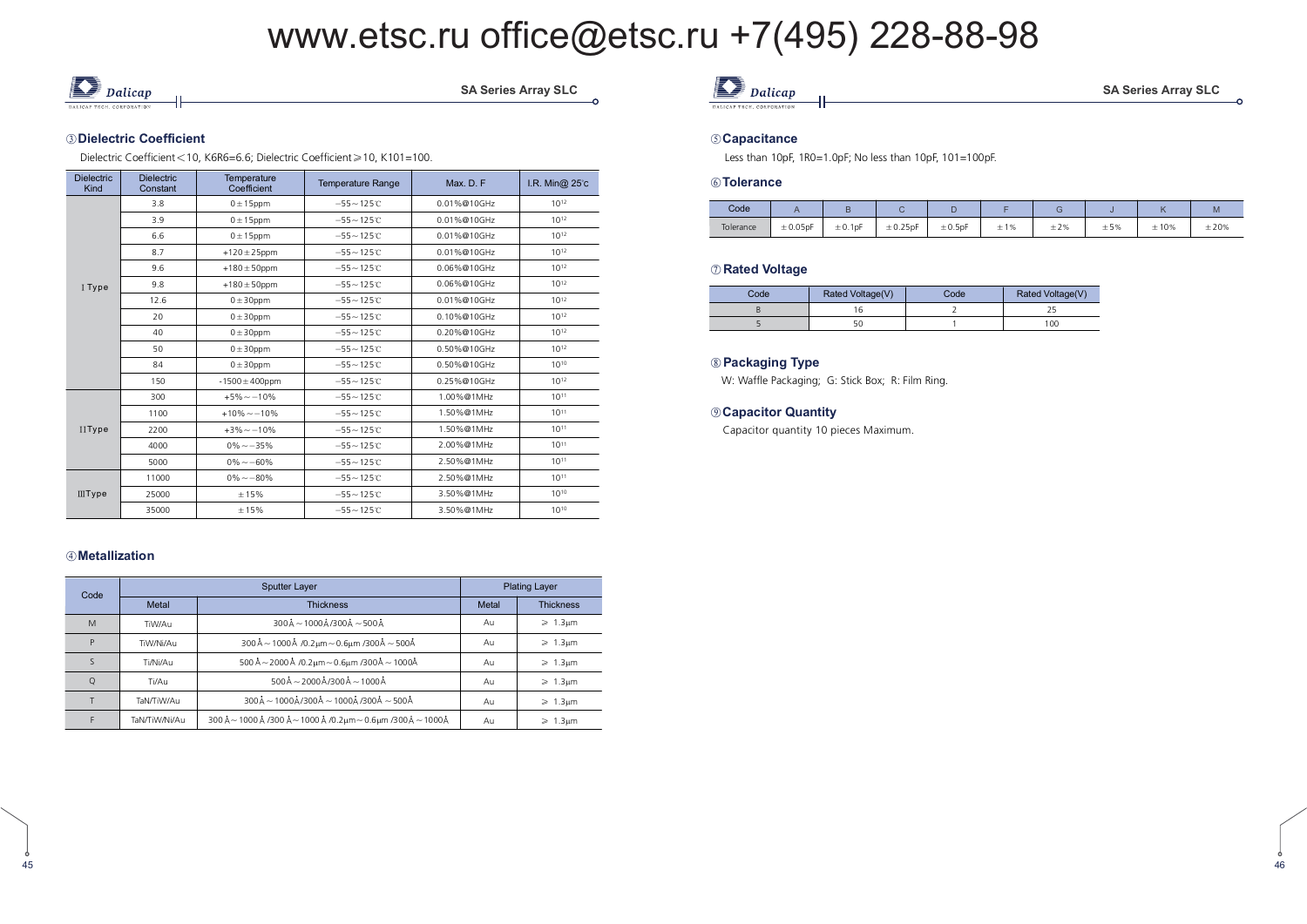www.etsc.ru office@etsc.ru +7(495) 228-88-98

## ③Dielectric Coefficient

Dielectric Coefficient＜10, K6R6=6.6; Dielectric Coefficient≥10, K101=100.

| Dielectric Kind | Dielectric Constant | Temperature Coefficient | Temperature Range | Max. D. F | I.R. Min@ 25℃ |
|---|---|---|---|---|---|
| Ⅰ Type | 3.8 | 0±15ppm | −55～125℃ | 0.01%@10GHz | $10^{12}$ |
| | 3.9 | 0±15ppm | −55～125℃ | 0.01%@10GHz | $10^{12}$ |
| | 6.6 | 0±15ppm | −55～125℃ | 0.01%@10GHz | $10^{12}$ |
| | 8.7 | +120±25ppm | −55～125℃ | 0.01%@10GHz | $10^{12}$ |
| | 9.6 | +180±50ppm | −55～125℃ | 0.06%@10GHz | $10^{12}$ |
| | 9.8 | +180±50ppm | −55～125℃ | 0.06%@10GHz | $10^{12}$ |
| | 12.6 | 0±30ppm | −55～125℃ | 0.01%@10GHz | $10^{12}$ |
| | 20 | 0±30ppm | −55～125℃ | 0.10%@10GHz | $10^{12}$ |
| | 40 | 0±30ppm | −55～125℃ | 0.20%@10GHz | $10^{12}$ |
| | 50 | 0±30ppm | −55～125℃ | 0.50%@10GHz | $10^{12}$ |
| | 84 | 0±30ppm | −55～125℃ | 0.50%@10GHz | $10^{10}$ |
| | 150 | -1500±400ppm | −55～125℃ | 0.25%@10GHz | $10^{12}$ |
| ⅡType | 300 | +5%～−10% | −55～125℃ | 1.00%@1MHz | $10^{11}$ |
| | 1100 | +10%～−10% | −55～125℃ | 1.50%@1MHz | $10^{11}$ |
| | 2200 | +3%～−10% | −55～125℃ | 1.50%@1MHz | $10^{11}$ |
| | 4000 | 0%～−35% | −55～125℃ | 2.00%@1MHz | $10^{11}$ |
| | 5000 | 0%～−60% | −55～125℃ | 2.50%@1MHz | $10^{11}$ |
| ⅢType | 11000 | 0%～−80% | −55～125℃ | 2.50%@1MHz | $10^{11}$ |
| | 25000 | ±15% | −55～125℃ | 3.50%@1MHz | $10^{10}$ |
| | 35000 | ±15% | −55～125℃ | 3.50%@1MHz | $10^{10}$ |

## ④Metallization

| Code | Sputter Layer | | Plating Layer | |
|---|---|---|---|---|
| | Metal | Thickness | Metal | Thickness |
| M | TiW/Au | 300Å～1000Å/300Å～500Å | Au | ≥ 1.3μm |
| P | TiW/Ni/Au | 300Å～1000Å /0.2μm～0.6μm /300Å～500Å | Au | ≥ 1.3μm |
| S | Ti/Ni/Au | 500Å～2000Å /0.2μm～0.6μm /300Å～1000Å | Au | ≥ 1.3μm |
| Q | Ti/Au | 500Å～2000Å/300Å～1000Å | Au | ≥ 1.3μm |
| T | TaN/TiW/Au | 300Å～1000Å/300Å～1000Å/300Å～500Å | Au | ≥ 1.3μm |
| F | TaN/TiW/Ni/Au | 300Å～1000Å /300Å～1000Å /0.2μm～0.6μm /300Å～1000Å | Au | ≥ 1.3μm |

## ⑤Capacitance

Less than 10pF, 1R0=1.0pF; No less than 10pF, 101=100pF.

## ⑥Tolerance

| Code | A | B | C | D | F | G | J | K | M |
|---|---|---|---|---|---|---|---|---|---|
| Tolerance | ±0.05pF | ±0.1pF | ±0.25pF | ±0.5pF | ±1% | ±2% | ±5% | ±10% | ±20% |

## ⑦Rated Voltage

| Code | Rated Voltage(V) | Code | Rated Voltage(V) |
|---|---|---|---|
| 8 | 16 | 2 | 25 |
| 5 | 50 | 1 | 100 |

## ⑧Packaging Type

W: Waffle Packaging; G: Stick Box; R: Film Ring.

## ⑨Capacitor Quantity

Capacitor quantity 10 pieces Maximum.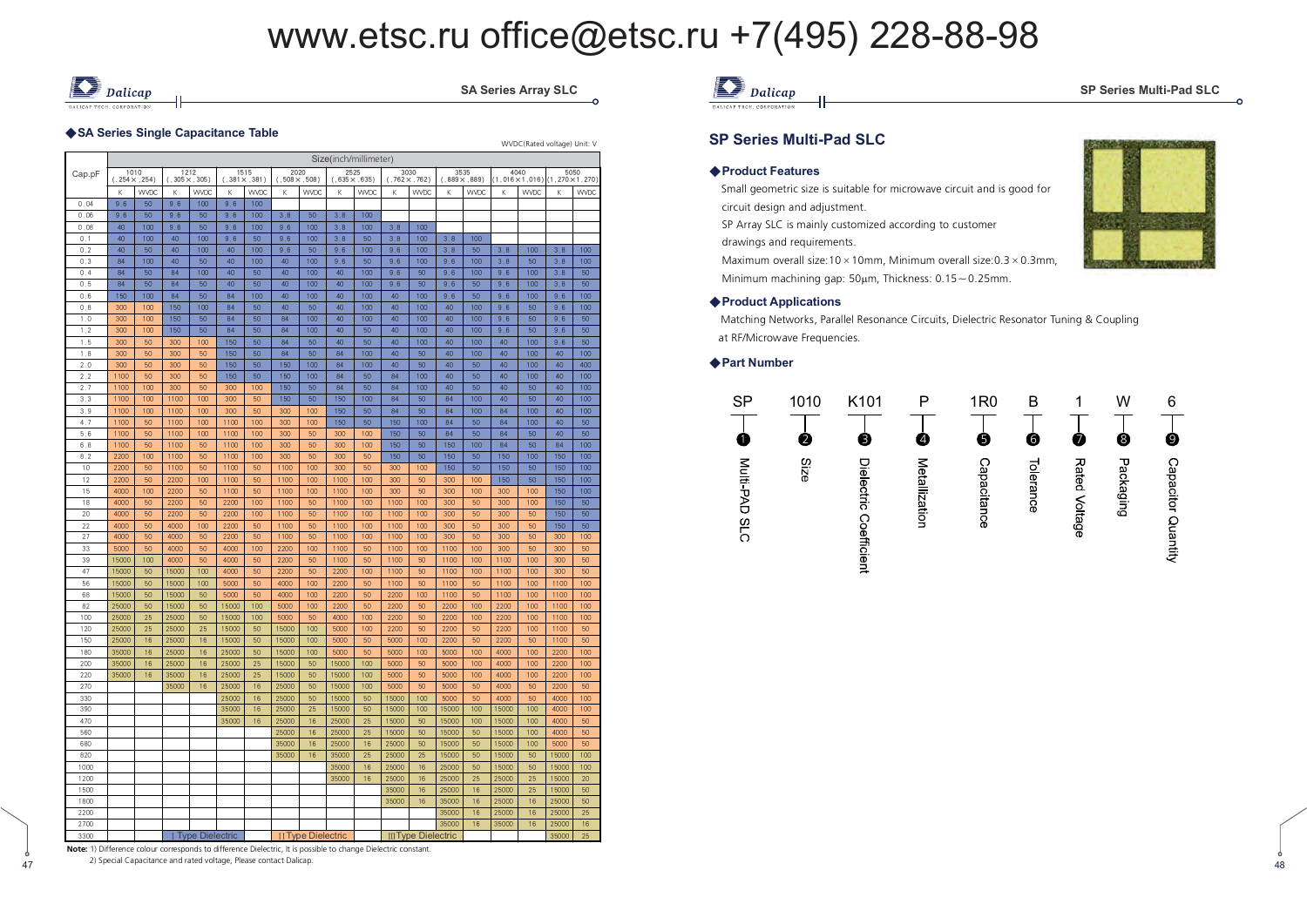## ◆SA Series Single Capacitance Table

WVDC(Rated voltage) Unit: V

| Cap.pF | Size(inch/millimeter) | | | | | | | | | | | | | | | | | |
|---|---|---|---|---|---|---|---|---|---|---|---|---|---|---|---|---|---|---|
| | 1010 (.254×.254) | | 1212 (.305×.305) | | 1515 (.381×.381) | | 2020 (.508×.508) | | 2525 (.635×.635) | | 3030 (.762×.762) | | 3535 (.889×.889) | | 4040 (1.016×1.016) | | 5050 (1.270×1.270) | |
| | K | WVDC | K | WVDC | K | WVDC | K | WVDC | K | WVDC | K | WVDC | K | WVDC | K | WVDC | K | WVDC |
| 0.04 | 9.6 | 50 | 9.6 | 100 | 9.6 | 100 | | | | | | | | | | | | |
| 0.06 | 9.6 | 50 | 9.6 | 50 | 9.6 | 100 | 3.8 | 50 | 3.8 | 100 | | | | | | | | |
| 0.08 | 40 | 100 | 9.6 | 100 | 9.6 | 100 | 9.6 | 100 | 3.8 | 100 | 3.8 | 100 | | | | | | |
| 0.1 | 40 | 100 | 40 | 100 | 9.6 | 50 | 9.6 | 100 | 3.8 | 50 | 3.8 | 100 | 3.8 | 100 | | | | |
| 0.2 | 40 | 50 | 40 | 100 | 40 | 100 | 9.6 | 50 | 9.6 | 100 | 9.6 | 100 | 3.8 | 100 | 3.8 | 100 | 3.8 | 100 |
| 0.3 | 84 | 100 | 40 | 50 | 40 | 100 | 40 | 100 | 9.6 | 50 | 9.6 | 100 | 9.6 | 100 | 3.8 | 50 | 3.8 | 100 |
| 0.4 | 84 | 50 | 84 | 100 | 40 | 50 | 40 | 100 | 40 | 100 | 9.6 | 50 | 9.6 | 100 | 9.6 | 100 | 3.8 | 50 |
| 0.5 | 84 | 50 | 84 | 50 | 40 | 50 | 40 | 100 | 40 | 100 | 9.6 | 50 | 9.6 | 50 | 9.6 | 100 | 3.8 | 50 |
| 0.6 | 150 | 100 | 84 | 50 | 84 | 100 | 40 | 100 | 40 | 100 | 40 | 100 | 9.6 | 50 | 9.6 | 100 | 9.6 | 100 |
| 0.8 | 300 | 100 | 150 | 100 | 84 | 50 | 40 | 50 | 40 | 100 | 40 | 100 | 40 | 100 | 9.6 | 50 | 9.6 | 100 |
| 1.0 | 300 | 100 | 150 | 50 | 84 | 50 | 84 | 100 | 40 | 100 | 40 | 100 | 40 | 100 | 9.6 | 50 | 9.6 | 50 |
| 1.2 | 300 | 100 | 150 | 50 | 84 | 50 | 84 | 100 | 40 | 50 | 40 | 100 | 40 | 100 | 9.6 | 50 | 9.6 | 50 |
| 1.5 | 300 | 50 | 300 | 100 | 150 | 50 | 84 | 50 | 40 | 50 | 40 | 100 | 40 | 100 | 40 | 100 | 9.6 | 50 |
| 1.8 | 300 | 50 | 300 | 50 | 150 | 50 | 84 | 50 | 84 | 100 | 40 | 50 | 40 | 100 | 40 | 100 | 40 | 100 |
| 2.0 | 300 | 50 | 300 | 50 | 150 | 50 | 150 | 100 | 84 | 100 | 40 | 50 | 40 | 50 | 40 | 100 | 40 | 400 |
| 2.2 | 1100 | 50 | 300 | 50 | 150 | 50 | 150 | 100 | 84 | 50 | 84 | 100 | 40 | 50 | 40 | 100 | 40 | 100 |
| 2.7 | 1100 | 100 | 300 | 50 | 300 | 100 | 150 | 50 | 84 | 50 | 84 | 100 | 40 | 50 | 40 | 50 | 40 | 100 |
| 3.3 | 1100 | 100 | 1100 | 100 | 300 | 50 | 150 | 50 | 150 | 100 | 84 | 50 | 84 | 100 | 40 | 50 | 40 | 100 |
| 3.9 | 1100 | 100 | 1100 | 100 | 300 | 50 | 300 | 100 | 150 | 50 | 84 | 50 | 84 | 100 | 84 | 100 | 40 | 100 |
| 4.7 | 1100 | 50 | 1100 | 50 | 1100 | 100 | 300 | 100 | 150 | 50 | 150 | 100 | 84 | 50 | 84 | 100 | 40 | 50 |
| 5.6 | 1100 | 50 | 1100 | 100 | 1100 | 100 | 300 | 50 | 300 | 100 | 150 | 50 | 84 | 50 | 84 | 50 | 40 | 50 |
| 6.8 | 1100 | 50 | 1100 | 50 | 1100 | 100 | 300 | 50 | 300 | 100 | 150 | 50 | 150 | 100 | 84 | 50 | 84 | 100 |
| 8.2 | 2200 | 100 | 1100 | 50 | 1100 | 100 | 300 | 50 | 300 | 50 | 150 | 50 | 150 | 50 | 150 | 100 | 150 | 100 |
| 10 | 2200 | 50 | 1100 | 50 | 1100 | 50 | 1100 | 100 | 300 | 50 | 300 | 100 | 150 | 50 | 150 | 50 | 150 | 100 |
| 12 | 2200 | 50 | 2200 | 100 | 1100 | 50 | 1100 | 100 | 1100 | 100 | 300 | 50 | 300 | 100 | 150 | 50 | 150 | 100 |
| 15 | 4000 | 100 | 2200 | 50 | 1100 | 50 | 1100 | 100 | 1100 | 100 | 300 | 50 | 300 | 100 | 300 | 100 | 150 | 100 |
| 18 | 4000 | 50 | 2200 | 50 | 2200 | 100 | 1100 | 50 | 1100 | 100 | 1100 | 100 | 300 | 50 | 300 | 100 | 150 | 50 |
| 20 | 4000 | 50 | 2200 | 50 | 2200 | 100 | 1100 | 50 | 1100 | 50 | 1100 | 100 | 300 | 50 | 300 | 50 | 150 | 50 |
| 22 | 4000 | 50 | 4000 | 100 | 2200 | 50 | 1100 | 50 | 1100 | 100 | 1100 | 100 | 300 | 50 | 300 | 50 | 150 | 50 |
| 27 | 4000 | 50 | 4000 | 50 | 2200 | 50 | 1100 | 50 | 1100 | 50 | 1100 | 100 | 300 | 50 | 300 | 50 | 300 | 100 |
| 33 | 5000 | 50 | 4000 | 50 | 4000 | 100 | 2200 | 100 | 1100 | 50 | 1100 | 100 | 1100 | 100 | 300 | 50 | 300 | 50 |
| 39 | 15000 | 100 | 4000 | 50 | 4000 | 50 | 2200 | 50 | 1100 | 50 | 1100 | 50 | 1100 | 100 | 1100 | 100 | 300 | 50 |
| 47 | 15000 | 50 | 15000 | 100 | 4000 | 50 | 2200 | 50 | 2200 | 100 | 1100 | 50 | 1100 | 100 | 1100 | 100 | 300 | 50 |
| 56 | 15000 | 50 | 15000 | 100 | 5000 | 50 | 4000 | 100 | 2200 | 50 | 1100 | 50 | 1100 | 50 | 1100 | 100 | 1100 | 100 |
| 68 | 15000 | 50 | 15000 | 50 | 5000 | 50 | 4000 | 100 | 2200 | 50 | 2200 | 100 | 1100 | 50 | 1100 | 100 | 1100 | 100 |
| 82 | 25000 | 50 | 15000 | 50 | 15000 | 100 | 5000 | 100 | 2200 | 50 | 2200 | 50 | 2200 | 100 | 2200 | 100 | 1100 | 100 |
| 100 | 25000 | 25 | 25000 | 50 | 15000 | 100 | 5000 | 50 | 4000 | 100 | 2200 | 50 | 2200 | 100 | 2200 | 100 | 1100 | 100 |
| 120 | 25000 | 25 | 25000 | 25 | 15000 | 50 | 15000 | 100 | 5000 | 100 | 2200 | 50 | 2200 | 50 | 2200 | 100 | 1100 | 50 |
| 150 | 25000 | 16 | 25000 | 16 | 15000 | 50 | 15000 | 100 | 5000 | 50 | 5000 | 100 | 2200 | 50 | 2200 | 50 | 1100 | 50 |
| 180 | 35000 | 16 | 25000 | 16 | 25000 | 50 | 15000 | 100 | 5000 | 50 | 5000 | 100 | 5000 | 100 | 4000 | 100 | 2200 | 100 |
| 200 | 35000 | 16 | 25000 | 16 | 25000 | 25 | 15000 | 50 | 15000 | 100 | 5000 | 100 | 5000 | 100 | 4000 | 100 | 2200 | 100 |
| 220 | 35000 | 16 | 35000 | 16 | 25000 | 25 | 15000 | 50 | 15000 | 100 | 5000 | 50 | 5000 | 100 | 4000 | 100 | 2200 | 100 |
| 270 | | | 35000 | 16 | 25000 | 16 | 25000 | 50 | 15000 | 100 | 5000 | 50 | 5000 | 50 | 4000 | 50 | 2200 | 50 |
| 330 | | | | | 25000 | 16 | 25000 | 50 | 15000 | 50 | 15000 | 100 | 5000 | 50 | 4000 | 50 | 4000 | 100 |
| 390 | | | | | 35000 | 16 | 25000 | 25 | 15000 | 50 | 15000 | 100 | 15000 | 100 | 15000 | 100 | 4000 | 100 |
| 470 | | | | | 35000 | 16 | 25000 | 16 | 25000 | 25 | 15000 | 50 | 15000 | 100 | 15000 | 100 | 4000 | 50 |
| 560 | | | | | | | 25000 | 16 | 25000 | 25 | 15000 | 50 | 15000 | 50 | 15000 | 100 | 4000 | 50 |
| 680 | | | | | | | 35000 | 16 | 25000 | 16 | 25000 | 50 | 15000 | 50 | 15000 | 100 | 5000 | 50 |
| 820 | | | | | | | 35000 | 16 | 25000 | 25 | 25000 | 25 | 15000 | 50 | 15000 | 50 | 15000 | 100 |
| 1000 | | | | | | | | | 35000 | 16 | 25000 | 16 | 25000 | 50 | 15000 | 50 | 15000 | 100 |
| 1200 | | | | | | | | | 35000 | 16 | 25000 | 16 | 25000 | 25 | 25000 | 25 | 15000 | 20 |
| 1500 | | | | | | | | | | | 35000 | 16 | 25000 | 16 | 25000 | 25 | 15000 | 50 |
| 1800 | | | | | | | | | | | 35000 | 16 | 35000 | 16 | 25000 | 16 | 25000 | 50 |
| 2200 | | | | | | | | | | | | | 35000 | 16 | 25000 | 16 | 25000 | 25 |
| 2700 | | | | | | | | | | | | | 35000 | 16 | 35000 | 16 | 25000 | 16 |
| 3300 | | | | | | | | | | | | | | | | | 35000 | 25 |

I Type Dielectric   II Type Dielectric   III Type Dielectric

**Note:** 1) Difference colour corresponds to difference Dielectric, It is possible to change Dielectric constant.
2) Special Capacitance and rated voltage, Please contact Dalicap.

## SP Series Multi-Pad SLC

### ◆Product Features

Small geometric size is suitable for microwave circuit and is good for circuit design and adjustment.

SP Array SLC is mainly customized according to customer drawings and requirements.

Maximum overall size:10×10mm, Minimum overall size:0.3×0.3mm, Minimum machining gap: 50μm, Thickness: 0.15～0.25mm.

### ◆Product Applications

Matching Networks, Parallel Resonance Circuits, Dielectric Resonator Tuning & Coupling at RF/Microwave Frequencies.

### ◆Part Number

| SP | 1010 | K101 | P | 1R0 | B | 1 | W | 6 |
|---|---|---|---|---|---|---|---|---|
| ❶ | ❷ | ❸ | ❹ | ❺ | ❻ | ❼ | ❽ | ❾ |
| Multi-PAD SLC | Size | Dielectric Coefficient | Metallization | Capacitance | Tolerance | Rated Voltage | Packaging | Capacitor Quantity |